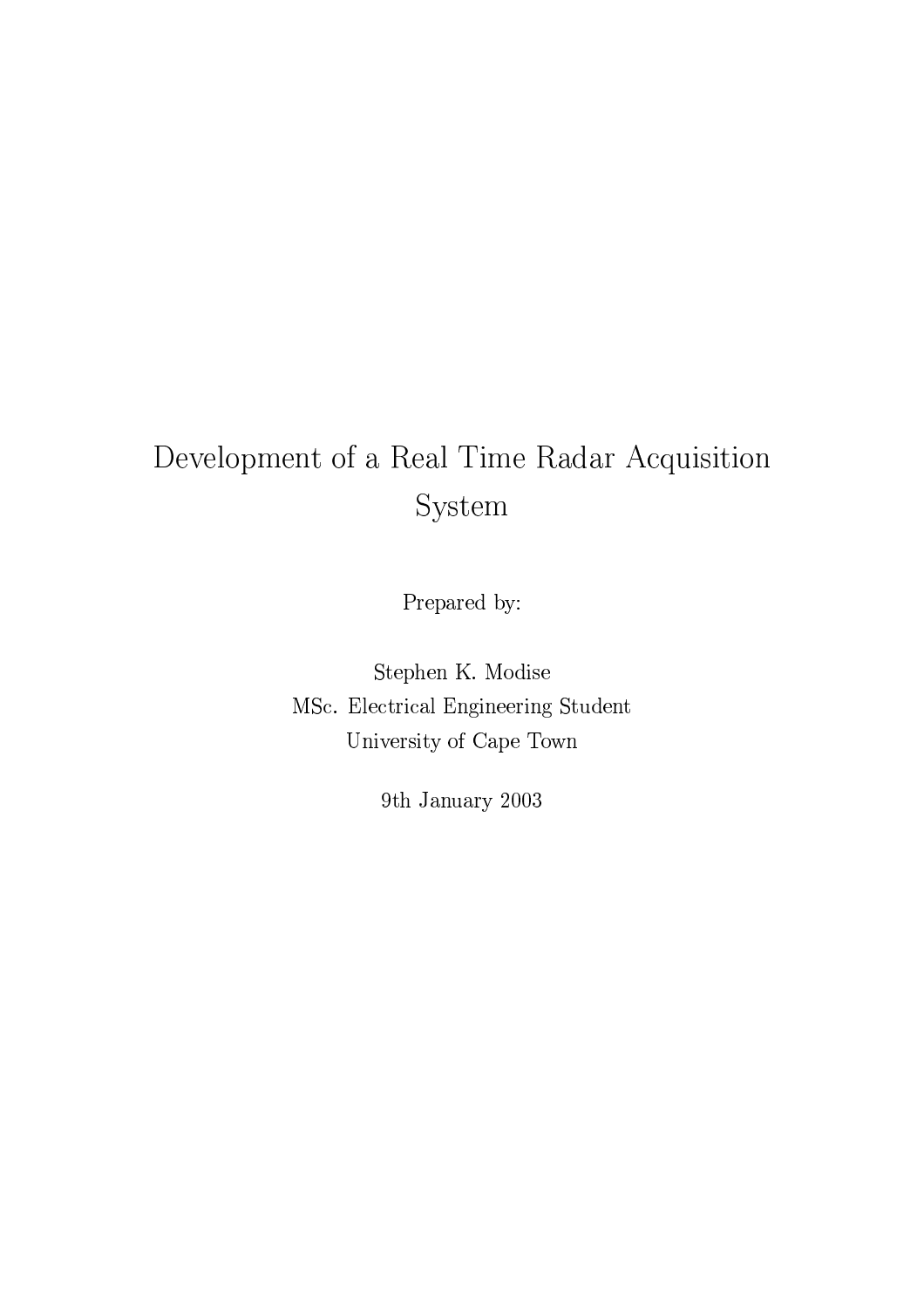# Development of a Real Time Radar Acquisition System

Prepared by:

Stephen K. Modise  
MSc. Electrical Engineering Student  
University of Cape Town

9th January 2003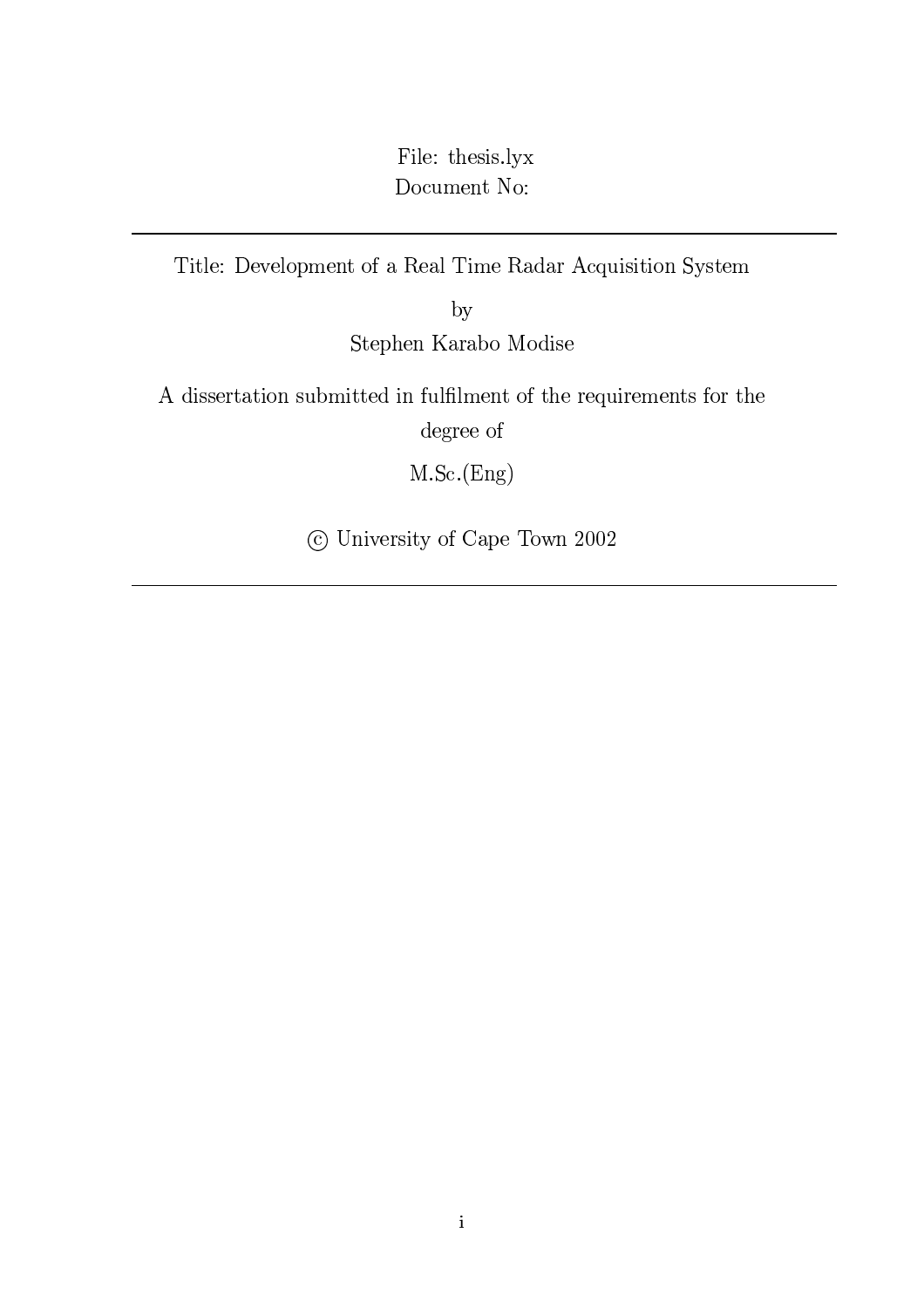File: thesis.lyx
Document No:

---

Title: Development of a Real Time Radar Acquisition System

by

Stephen Karabo Modise

A dissertation submitted in fulfilment of the requirements for the degree of

M.Sc.(Eng)

© University of Cape Town 2002

---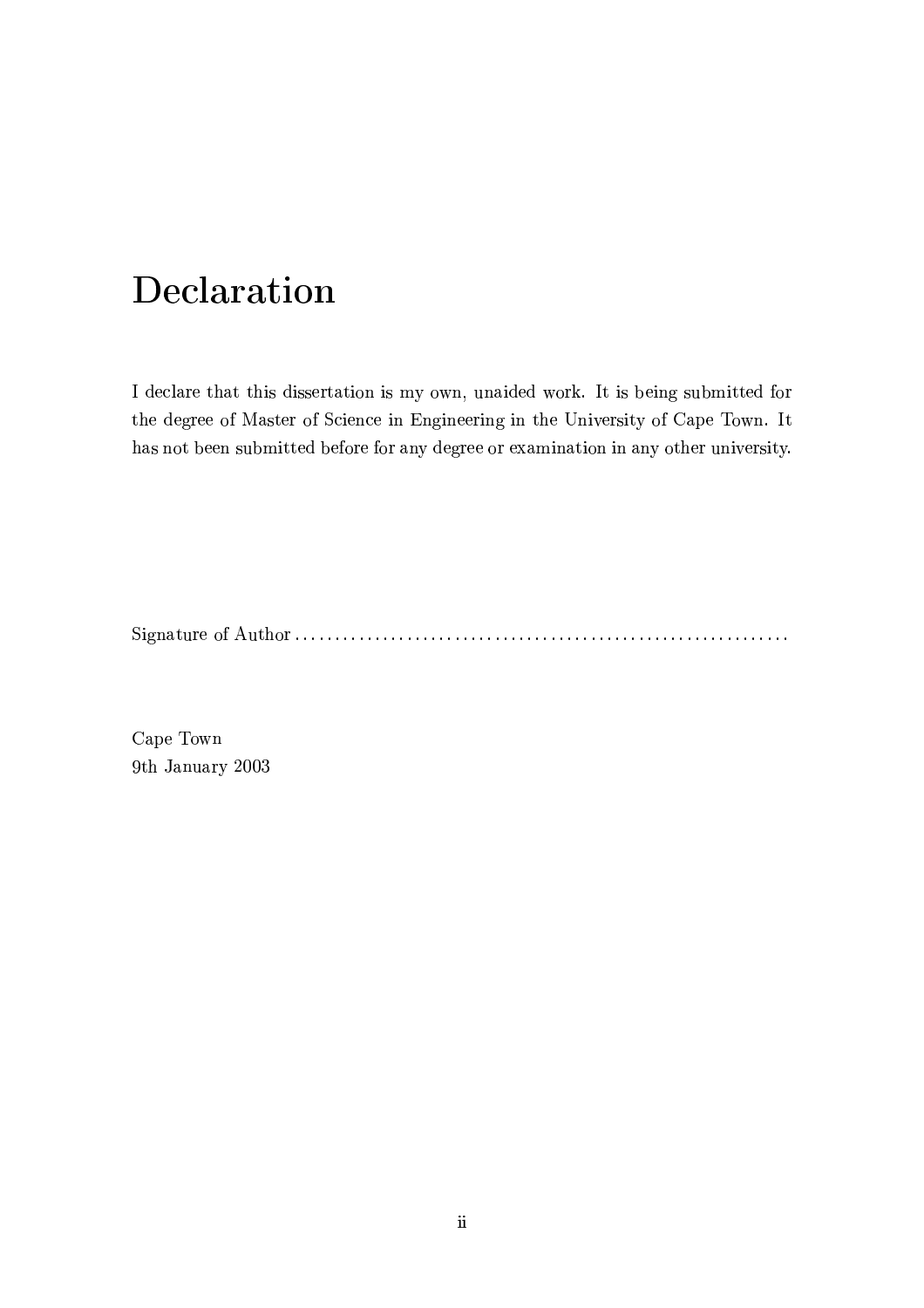# Declaration

I declare that this dissertation is my own, unaided work. It is being submitted for the degree of Master of Science in Engineering in the University of Cape Town. It has not been submitted before for any degree or examination in any other university.

Signature of Author ............................................................

Cape Town
9th January 2003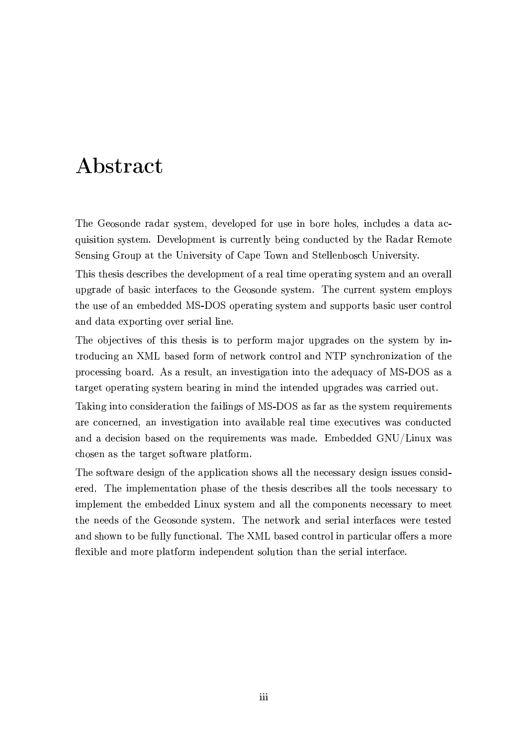# Abstract

The Geosonde radar system, developed for use in bore holes, includes a data acquisition system. Development is currently being conducted by the Radar Remote Sensing Group at the University of Cape Town and Stellenbosch University.

This thesis describes the development of a real time operating system and an overall upgrade of basic interfaces to the Geosonde system. The current system employs the use of an embedded MS-DOS operating system and supports basic user control and data exporting over serial line.

The objectives of this thesis is to perform major upgrades on the system by introducing an XML based form of network control and NTP synchronization of the processing board. As a result, an investigation into the adequacy of MS-DOS as a target operating system bearing in mind the intended upgrades was carried out.

Taking into consideration the failings of MS-DOS as far as the system requirements are concerned, an investigation into available real time executives was conducted and a decision based on the requirements was made. Embedded GNU/Linux was chosen as the target software platform.

The software design of the application shows all the necessary design issues considered. The implementation phase of the thesis describes all the tools necessary to implement the embedded Linux system and all the components necessary to meet the needs of the Geosonde system. The network and serial interfaces were tested and shown to be fully functional. The XML based control in particular offers a more flexible and more platform independent solution than the serial interface.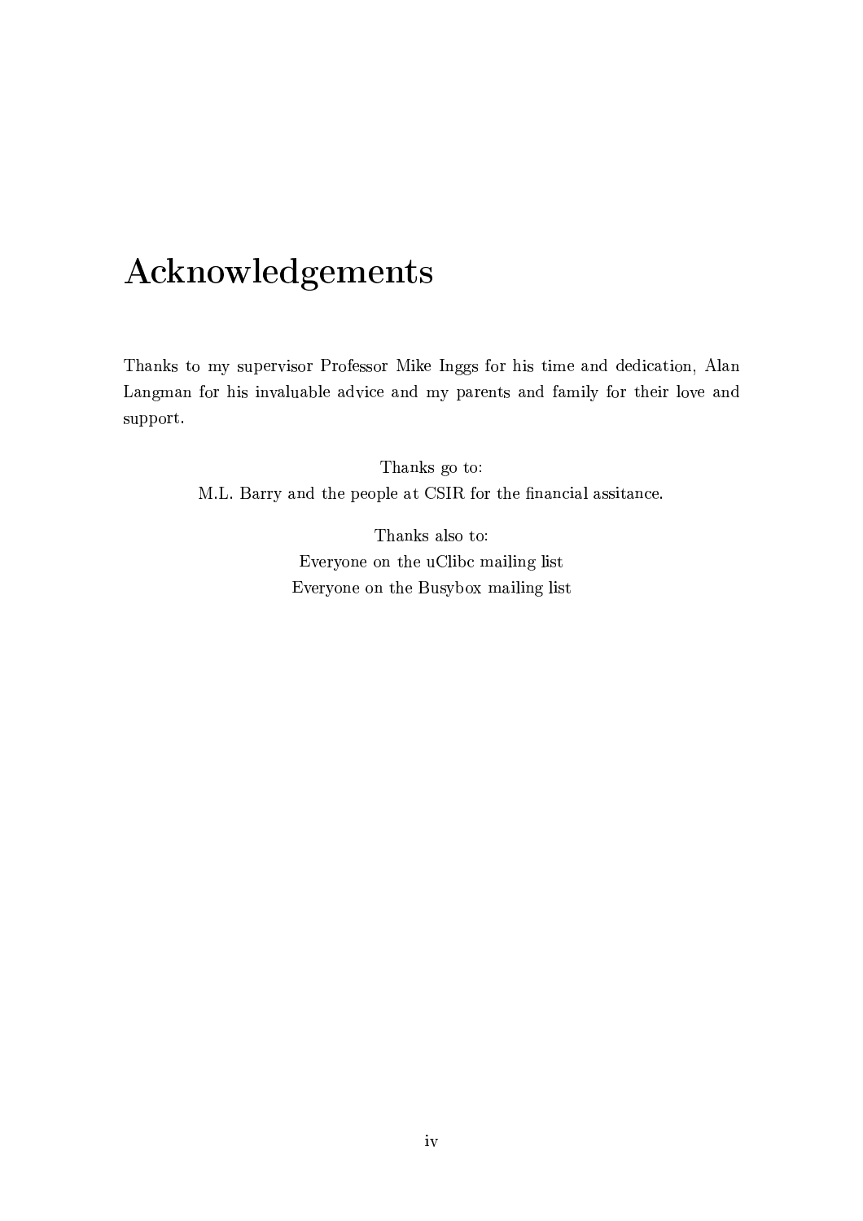# Acknowledgements

Thanks to my supervisor Professor Mike Inggs for his time and dedication, Alan Langman for his invaluable advice and my parents and family for their love and support.

Thanks go to:
M.L. Barry and the people at CSIR for the financial assitance.

Thanks also to:
Everyone on the uClibc mailing list
Everyone on the Busybox mailing list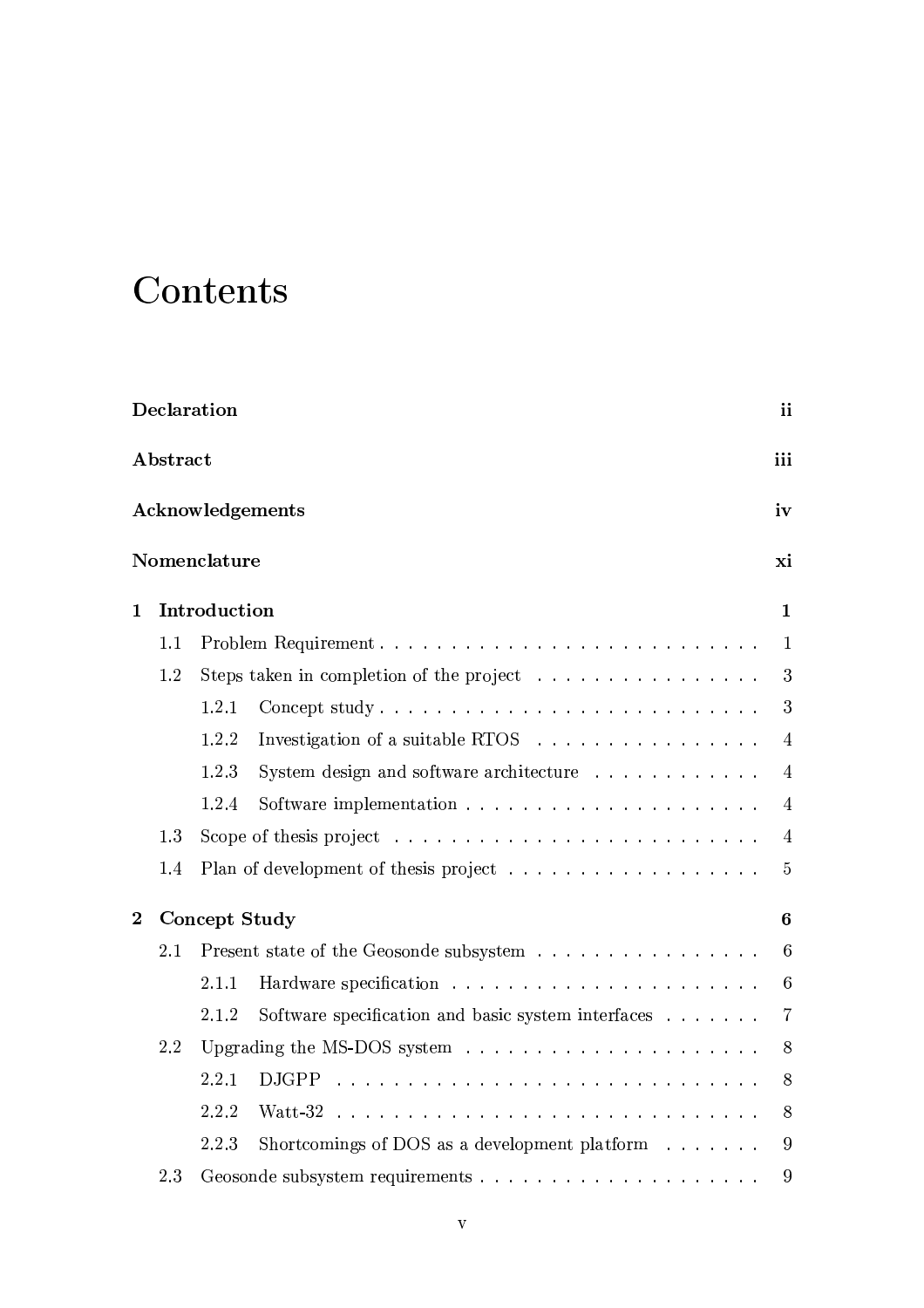# Contents

**Declaration** ii

**Abstract** iii

**Acknowledgements** iv

**Nomenclature** xi

**1 Introduction** 1

- 1.1 Problem Requirement 1
- 1.2 Steps taken in completion of the project 3
  - 1.2.1 Concept study 3
  - 1.2.2 Investigation of a suitable RTOS 4
  - 1.2.3 System design and software architecture 4
  - 1.2.4 Software implementation 4
- 1.3 Scope of thesis project 4
- 1.4 Plan of development of thesis project 5

**2 Concept Study** 6

- 2.1 Present state of the Geosonde subsystem 6
  - 2.1.1 Hardware specification 6
  - 2.1.2 Software specification and basic system interfaces 7
- 2.2 Upgrading the MS-DOS system 8
  - 2.2.1 DJGPP 8
  - 2.2.2 Watt-32 8
  - 2.2.3 Shortcomings of DOS as a development platform 9
- 2.3 Geosonde subsystem requirements 9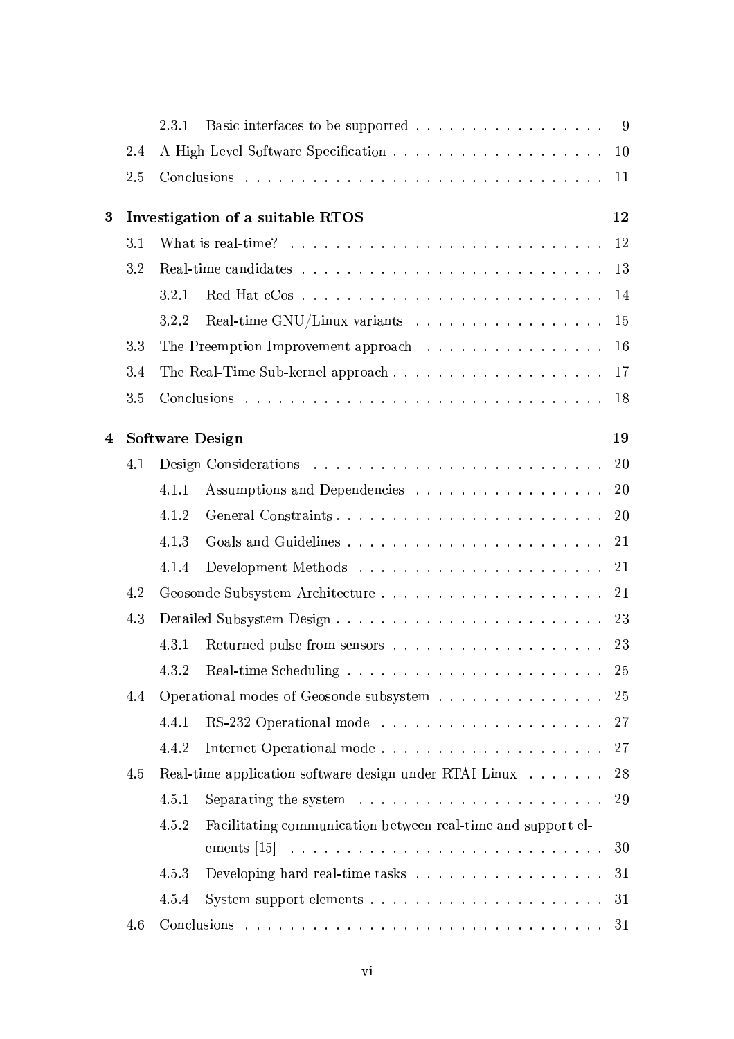| | | | |
|---|---|---|---|
| | 2.3.1 | Basic interfaces to be supported | 9 |
| 2.4 | | A High Level Software Specification | 10 |
| 2.5 | | Conclusions | 11 |
| **3** | | **Investigation of a suitable RTOS** | **12** |
| 3.1 | | What is real-time? | 12 |
| 3.2 | | Real-time candidates | 13 |
| | 3.2.1 | Red Hat eCos | 14 |
| | 3.2.2 | Real-time GNU/Linux variants | 15 |
| 3.3 | | The Preemption Improvement approach | 16 |
| 3.4 | | The Real-Time Sub-kernel approach | 17 |
| 3.5 | | Conclusions | 18 |
| **4** | | **Software Design** | **19** |
| 4.1 | | Design Considerations | 20 |
| | 4.1.1 | Assumptions and Dependencies | 20 |
| | 4.1.2 | General Constraints | 20 |
| | 4.1.3 | Goals and Guidelines | 21 |
| | 4.1.4 | Development Methods | 21 |
| 4.2 | | Geosonde Subsystem Architecture | 21 |
| 4.3 | | Detailed Subsystem Design | 23 |
| | 4.3.1 | Returned pulse from sensors | 23 |
| | 4.3.2 | Real-time Scheduling | 25 |
| 4.4 | | Operational modes of Geosonde subsystem | 25 |
| | 4.4.1 | RS-232 Operational mode | 27 |
| | 4.4.2 | Internet Operational mode | 27 |
| 4.5 | | Real-time application software design under RTAI Linux | 28 |
| | 4.5.1 | Separating the system | 29 |
| | 4.5.2 | Facilitating communication between real-time and support elements [15] | 30 |
| | 4.5.3 | Developing hard real-time tasks | 31 |
| | 4.5.4 | System support elements | 31 |
| 4.6 | | Conclusions | 31 |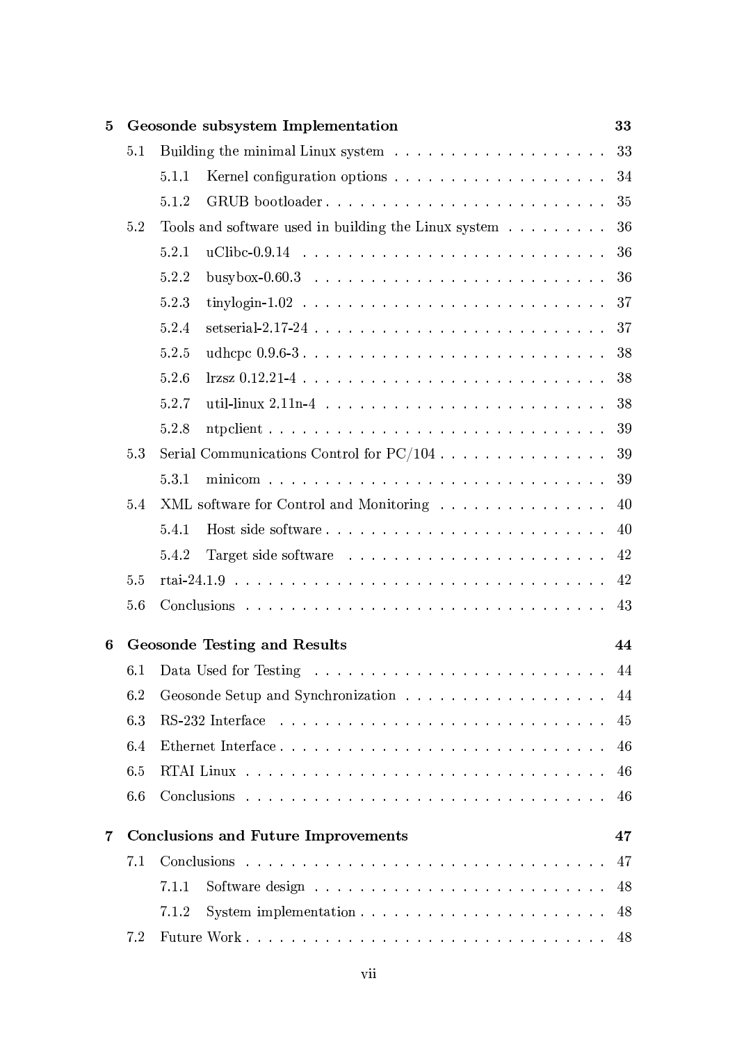| | | |
|---|---|---|
| **5** | **Geosonde subsystem Implementation** | **33** |
| 5.1 | Building the minimal Linux system | 33 |
| 5.1.1 | Kernel configuration options | 34 |
| 5.1.2 | GRUB bootloader | 35 |
| 5.2 | Tools and software used in building the Linux system | 36 |
| 5.2.1 | uClibc-0.9.14 | 36 |
| 5.2.2 | busybox-0.60.3 | 36 |
| 5.2.3 | tinylogin-1.02 | 37 |
| 5.2.4 | setserial-2.17-24 | 37 |
| 5.2.5 | udhcpc 0.9.6-3 | 38 |
| 5.2.6 | lrzsz 0.12.21-4 | 38 |
| 5.2.7 | util-linux 2.11n-4 | 38 |
| 5.2.8 | ntpclient | 39 |
| 5.3 | Serial Communications Control for PC/104 | 39 |
| 5.3.1 | minicom | 39 |
| 5.4 | XML software for Control and Monitoring | 40 |
| 5.4.1 | Host side software | 40 |
| 5.4.2 | Target side software | 42 |
| 5.5 | rtai-24.1.9 | 42 |
| 5.6 | Conclusions | 43 |
| **6** | **Geosonde Testing and Results** | **44** |
| 6.1 | Data Used for Testing | 44 |
| 6.2 | Geosonde Setup and Synchronization | 44 |
| 6.3 | RS-232 Interface | 45 |
| 6.4 | Ethernet Interface | 46 |
| 6.5 | RTAI Linux | 46 |
| 6.6 | Conclusions | 46 |
| **7** | **Conclusions and Future Improvements** | **47** |
| 7.1 | Conclusions | 47 |
| 7.1.1 | Software design | 48 |
| 7.1.2 | System implementation | 48 |
| 7.2 | Future Work | 48 |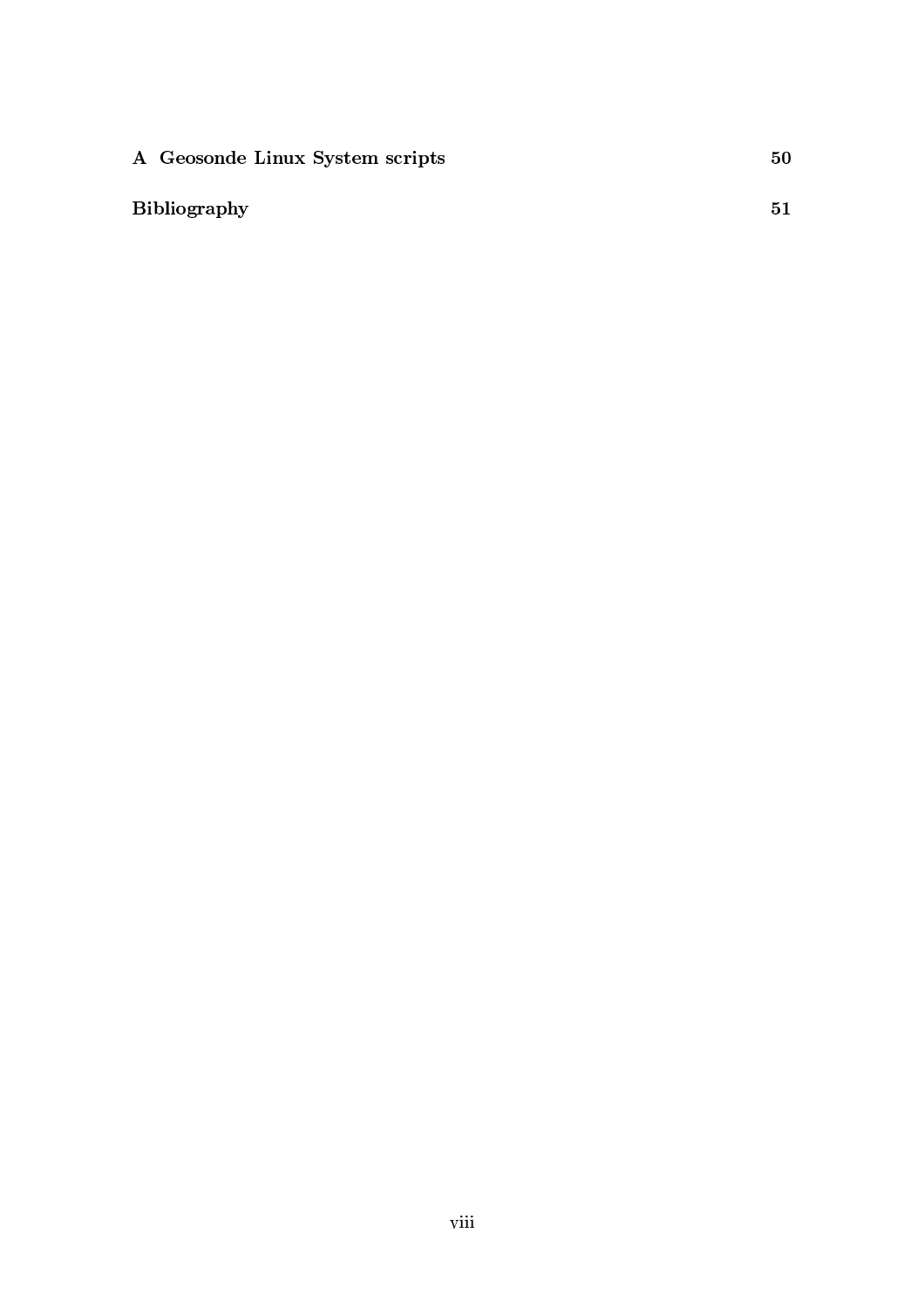**A Geosonde Linux System scripts** **50**

**Bibliography** **51**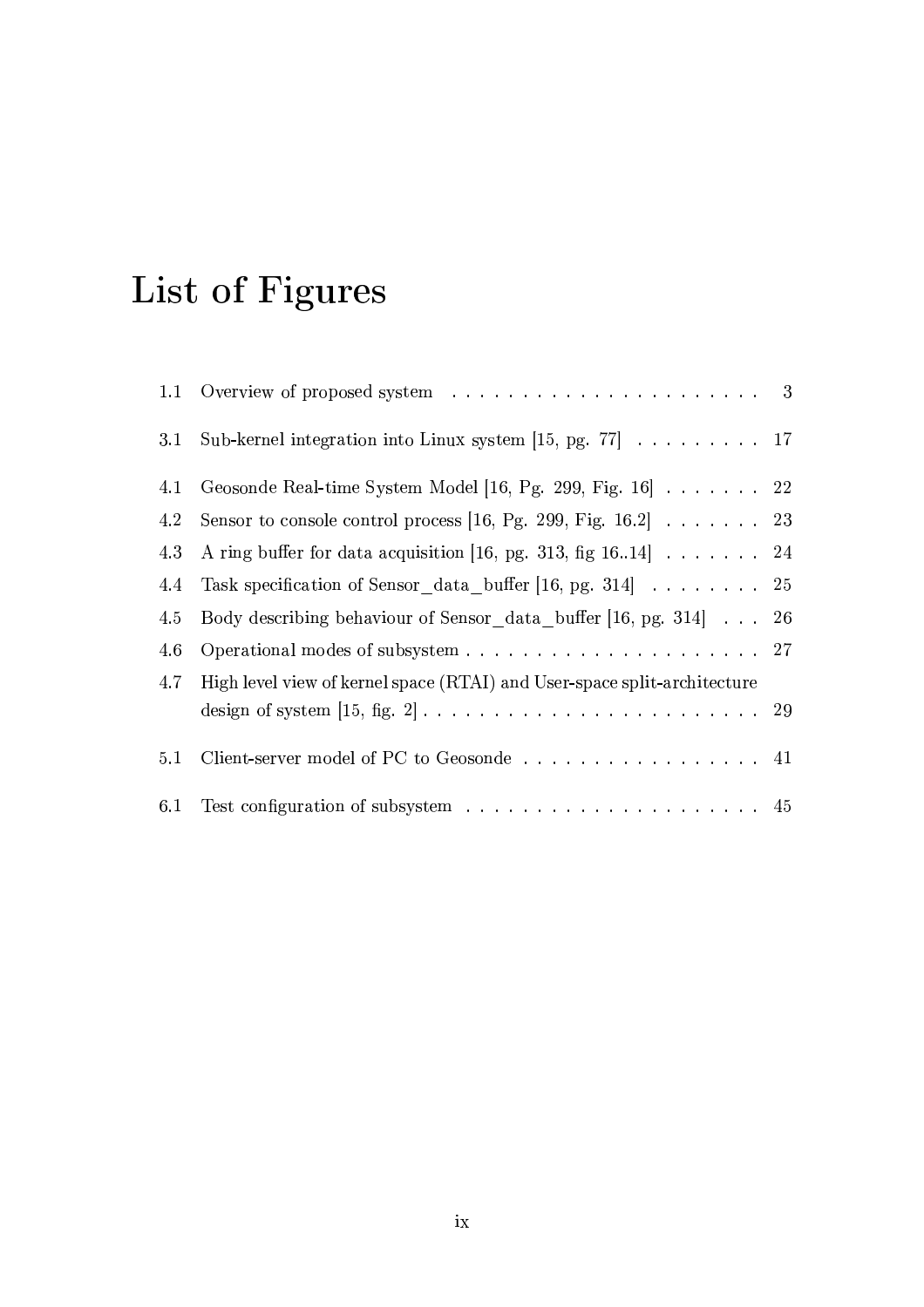# List of Figures

1.1 Overview of proposed system . . . . . . . . . . . . . . . . . . . . . . 3

3.1 Sub-kernel integration into Linux system [15, pg. 77] . . . . . . . . . 17

4.1 Geosonde Real-time System Model [16, Pg. 299, Fig. 16] . . . . . . . 22
4.2 Sensor to console control process [16, Pg. 299, Fig. 16.2] . . . . . . . 23
4.3 A ring buffer for data acquisition [16, pg. 313, fig 16..14] . . . . . . . 24
4.4 Task specification of Sensor_data_buffer [16, pg. 314] . . . . . . . . 25
4.5 Body describing behaviour of Sensor_data_buffer [16, pg. 314] . . . 26
4.6 Operational modes of subsystem . . . . . . . . . . . . . . . . . . . . . 27
4.7 High level view of kernel space (RTAI) and User-space split-architecture design of system [15, fig. 2] . . . . . . . . . . . . . . . . . . . . . . . . 29

5.1 Client-server model of PC to Geosonde . . . . . . . . . . . . . . . . . 41

6.1 Test configuration of subsystem . . . . . . . . . . . . . . . . . . . . . 45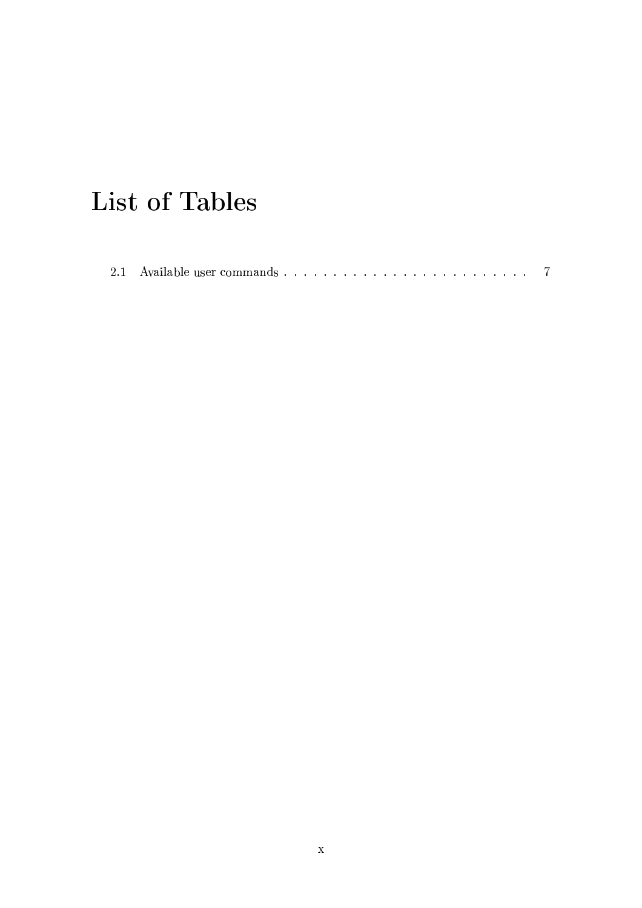# List of Tables

2.1 Available user commands . . . . . . . . . . . . . . . . . . . . . . . . . . 7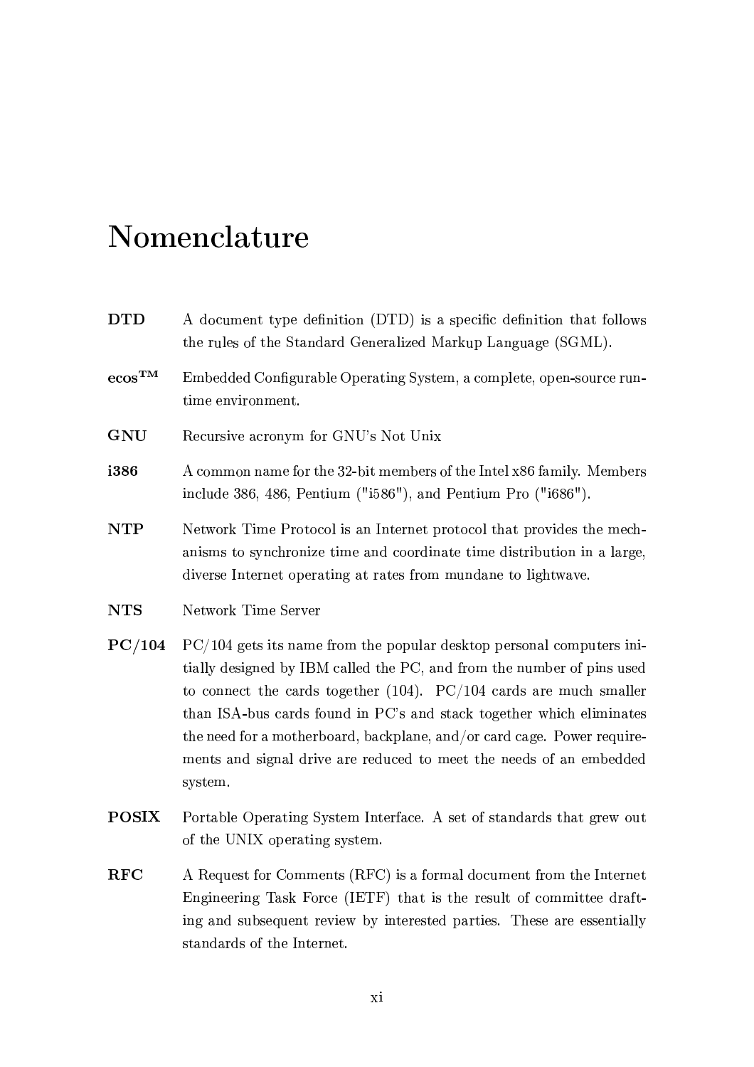# Nomenclature

**DTD** A document type definition (DTD) is a specific definition that follows the rules of the Standard Generalized Markup Language (SGML).

**ecos™** Embedded Configurable Operating System, a complete, open-source runtime environment.

**GNU** Recursive acronym for GNU's Not Unix

**i386** A common name for the 32-bit members of the Intel x86 family. Members include 386, 486, Pentium ("i586"), and Pentium Pro ("i686").

**NTP** Network Time Protocol is an Internet protocol that provides the mechanisms to synchronize time and coordinate time distribution in a large, diverse Internet operating at rates from mundane to lightwave.

**NTS** Network Time Server

**PC/104** PC/104 gets its name from the popular desktop personal computers initially designed by IBM called the PC, and from the number of pins used to connect the cards together (104). PC/104 cards are much smaller than ISA-bus cards found in PC's and stack together which eliminates the need for a motherboard, backplane, and/or card cage. Power requirements and signal drive are reduced to meet the needs of an embedded system.

**POSIX** Portable Operating System Interface. A set of standards that grew out of the UNIX operating system.

**RFC** A Request for Comments (RFC) is a formal document from the Internet Engineering Task Force (IETF) that is the result of committee drafting and subsequent review by interested parties. These are essentially standards of the Internet.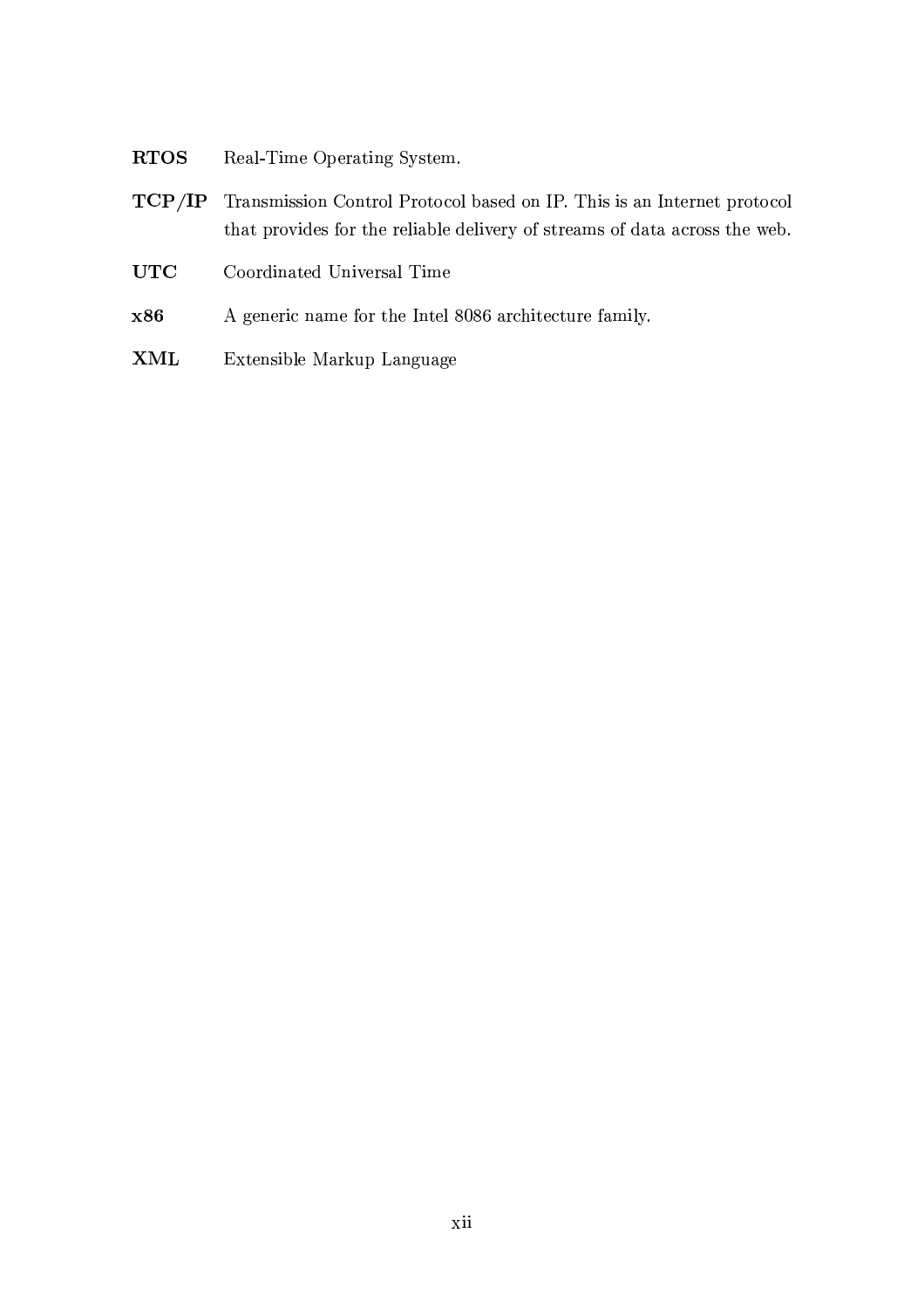**RTOS** Real-Time Operating System.

**TCP/IP** Transmission Control Protocol based on IP. This is an Internet protocol that provides for the reliable delivery of streams of data across the web.

**UTC** Coordinated Universal Time

**x86** A generic name for the Intel 8086 architecture family.

**XML** Extensible Markup Language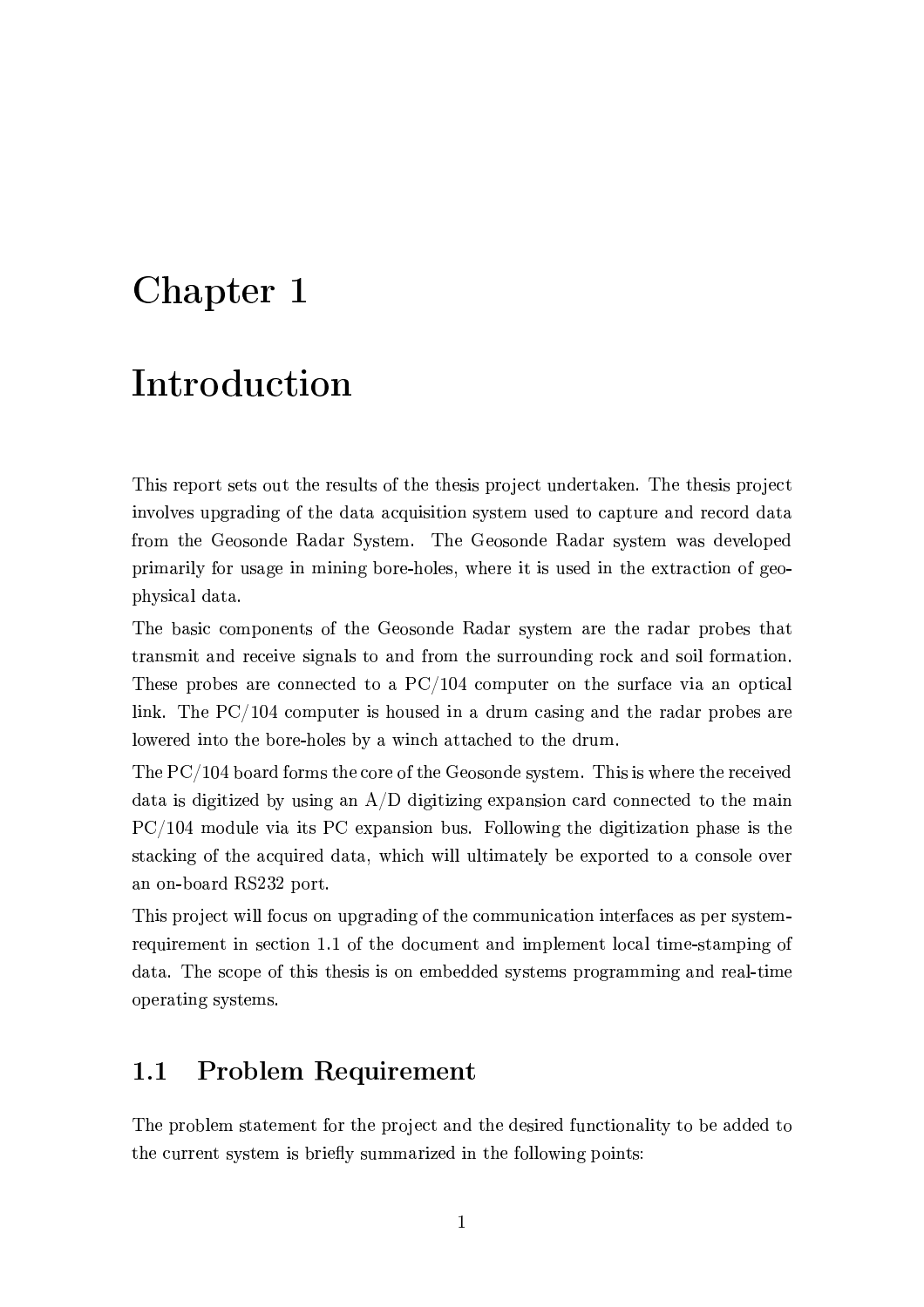# Chapter 1

# Introduction

This report sets out the results of the thesis project undertaken. The thesis project involves upgrading of the data acquisition system used to capture and record data from the Geosonde Radar System. The Geosonde Radar system was developed primarily for usage in mining bore-holes, where it is used in the extraction of geophysical data.

The basic components of the Geosonde Radar system are the radar probes that transmit and receive signals to and from the surrounding rock and soil formation. These probes are connected to a PC/104 computer on the surface via an optical link. The PC/104 computer is housed in a drum casing and the radar probes are lowered into the bore-holes by a winch attached to the drum.

The PC/104 board forms the core of the Geosonde system. This is where the received data is digitized by using an A/D digitizing expansion card connected to the main PC/104 module via its PC expansion bus. Following the digitization phase is the stacking of the acquired data, which will ultimately be exported to a console over an on-board RS232 port.

This project will focus on upgrading of the communication interfaces as per system-requirement in section 1.1 of the document and implement local time-stamping of data. The scope of this thesis is on embedded systems programming and real-time operating systems.

## 1.1 Problem Requirement

The problem statement for the project and the desired functionality to be added to the current system is briefly summarized in the following points: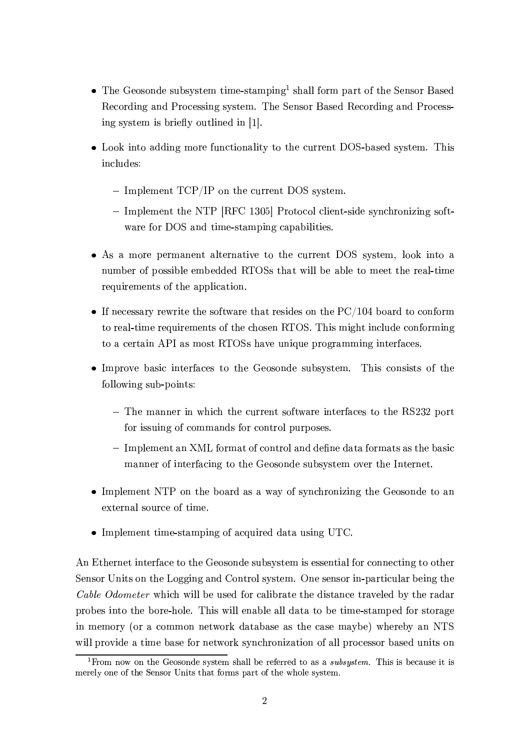- The Geosonde subsystem time-stamping[1] shall form part of the Sensor Based Recording and Processing system. The Sensor Based Recording and Processing system is briefly outlined in [1].
- Look into adding more functionality to the current DOS-based system. This includes:
  - Implement TCP/IP on the current DOS system.
  - Implement the NTP [RFC 1305] Protocol client-side synchronizing software for DOS and time-stamping capabilities.
- As a more permanent alternative to the current DOS system, look into a number of possible embedded RTOSs that will be able to meet the real-time requirements of the application.
- If necessary rewrite the software that resides on the PC/104 board to conform to real-time requirements of the chosen RTOS. This might include conforming to a certain API as most RTOSs have unique programming interfaces.
- Improve basic interfaces to the Geosonde subsystem. This consists of the following sub-points:
  - The manner in which the current software interfaces to the RS232 port for issuing of commands for control purposes.
  - Implement an XML format of control and define data formats as the basic manner of interfacing to the Geosonde subsystem over the Internet.
- Implement NTP on the board as a way of synchronizing the Geosonde to an external source of time.
- Implement time-stamping of acquired data using UTC.

An Ethernet interface to the Geosonde subsystem is essential for connecting to other Sensor Units on the Logging and Control system. One sensor in-particular being the *Cable Odometer* which will be used for calibrate the distance traveled by the radar probes into the bore-hole. This will enable all data to be time-stamped for storage in memory (or a common network database as the case maybe) whereby an NTS will provide a time base for network synchronization of all processor based units on

[1] From now on the Geosonde system shall be referred to as a *subsystem*. This is because it is merely one of the Sensor Units that forms part of the whole system.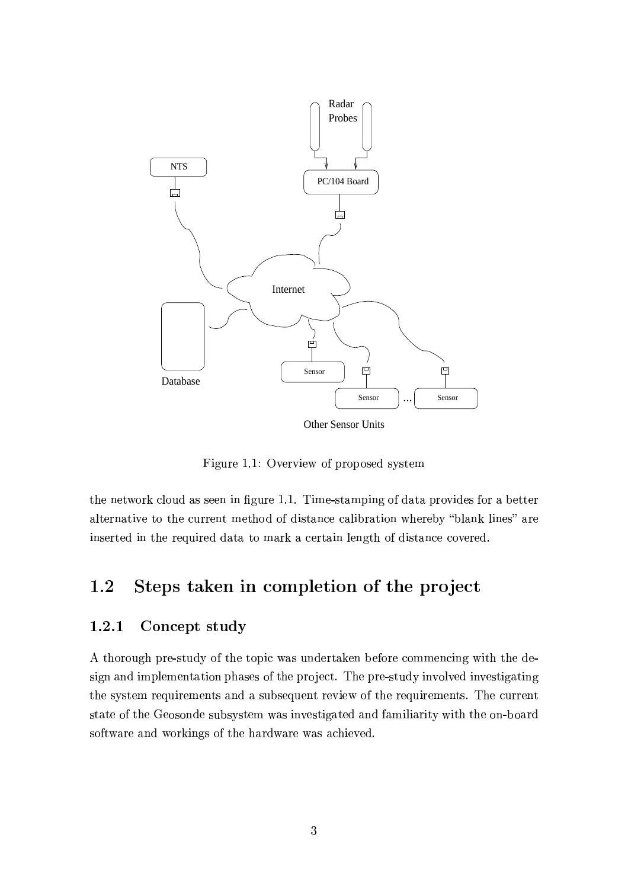Figure 1.1: Overview of proposed system

the network cloud as seen in figure 1.1. Time-stamping of data provides for a better alternative to the current method of distance calibration whereby "blank lines" are inserted in the required data to mark a certain length of distance covered.

## 1.2 Steps taken in completion of the project

### 1.2.1 Concept study

A thorough pre-study of the topic was undertaken before commencing with the design and implementation phases of the project. The pre-study involved investigating the system requirements and a subsequent review of the requirements. The current state of the Geosonde subsystem was investigated and familiarity with the on-board software and workings of the hardware was achieved.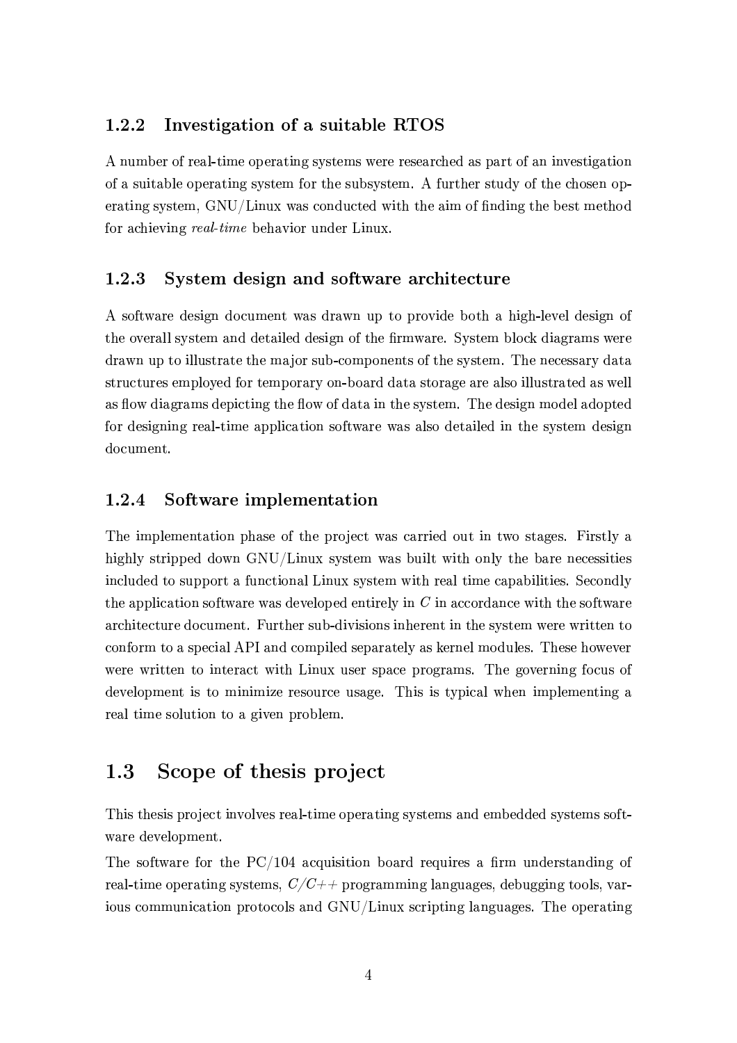### 1.2.2 Investigation of a suitable RTOS

A number of real-time operating systems were researched as part of an investigation of a suitable operating system for the subsystem. A further study of the chosen operating system, GNU/Linux was conducted with the aim of finding the best method for achieving *real-time* behavior under Linux.

### 1.2.3 System design and software architecture

A software design document was drawn up to provide both a high-level design of the overall system and detailed design of the firmware. System block diagrams were drawn up to illustrate the major sub-components of the system. The necessary data structures employed for temporary on-board data storage are also illustrated as well as flow diagrams depicting the flow of data in the system. The design model adopted for designing real-time application software was also detailed in the system design document.

### 1.2.4 Software implementation

The implementation phase of the project was carried out in two stages. Firstly a highly stripped down GNU/Linux system was built with only the bare necessities included to support a functional Linux system with real time capabilities. Secondly the application software was developed entirely in *C* in accordance with the software architecture document. Further sub-divisions inherent in the system were written to conform to a special API and compiled separately as kernel modules. These however were written to interact with Linux user space programs. The governing focus of development is to minimize resource usage. This is typical when implementing a real time solution to a given problem.

## 1.3 Scope of thesis project

This thesis project involves real-time operating systems and embedded systems software development.

The software for the PC/104 acquisition board requires a firm understanding of real-time operating systems, *C/C++* programming languages, debugging tools, various communication protocols and GNU/Linux scripting languages. The operating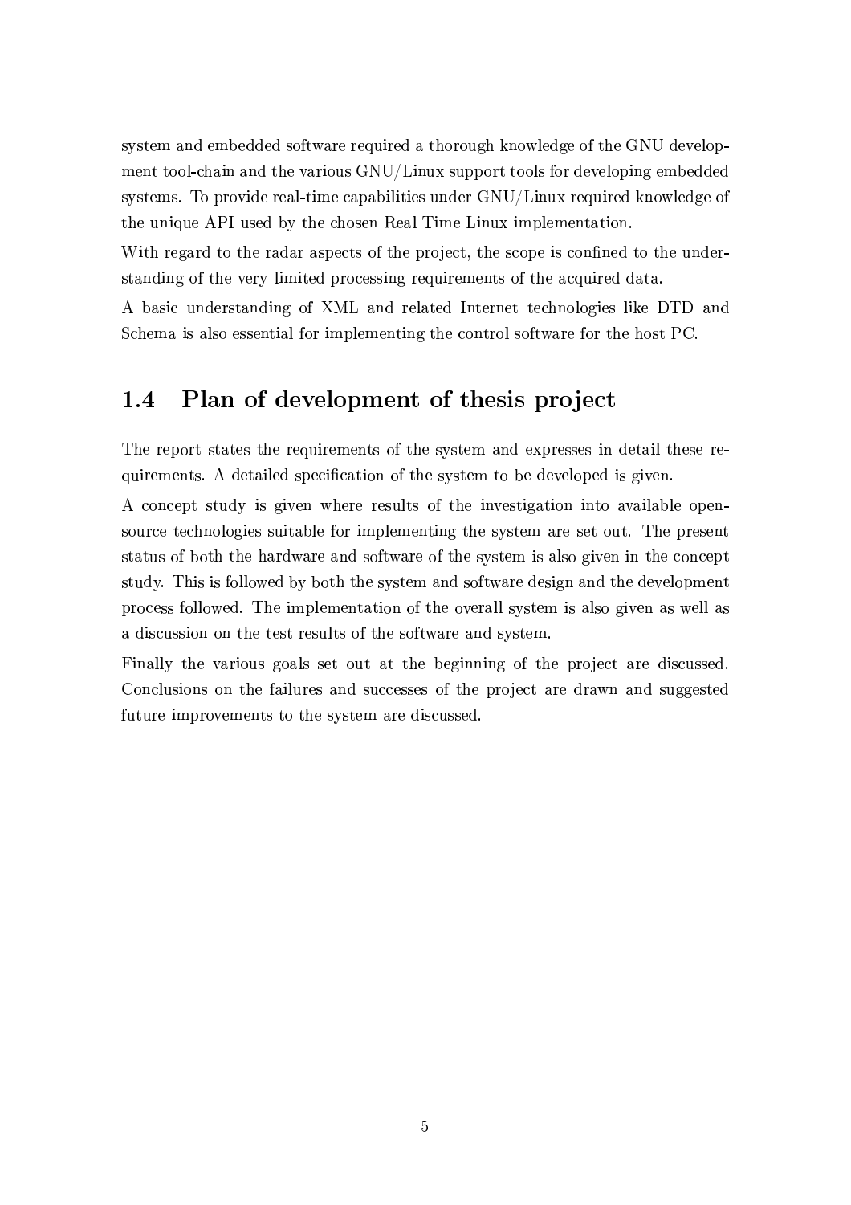system and embedded software required a thorough knowledge of the GNU development tool-chain and the various GNU/Linux support tools for developing embedded systems. To provide real-time capabilities under GNU/Linux required knowledge of the unique API used by the chosen Real Time Linux implementation.

With regard to the radar aspects of the project, the scope is confined to the understanding of the very limited processing requirements of the acquired data.

A basic understanding of XML and related Internet technologies like DTD and Schema is also essential for implementing the control software for the host PC.

## 1.4 Plan of development of thesis project

The report states the requirements of the system and expresses in detail these requirements. A detailed specification of the system to be developed is given.

A concept study is given where results of the investigation into available open-source technologies suitable for implementing the system are set out. The present status of both the hardware and software of the system is also given in the concept study. This is followed by both the system and software design and the development process followed. The implementation of the overall system is also given as well as a discussion on the test results of the software and system.

Finally the various goals set out at the beginning of the project are discussed. Conclusions on the failures and successes of the project are drawn and suggested future improvements to the system are discussed.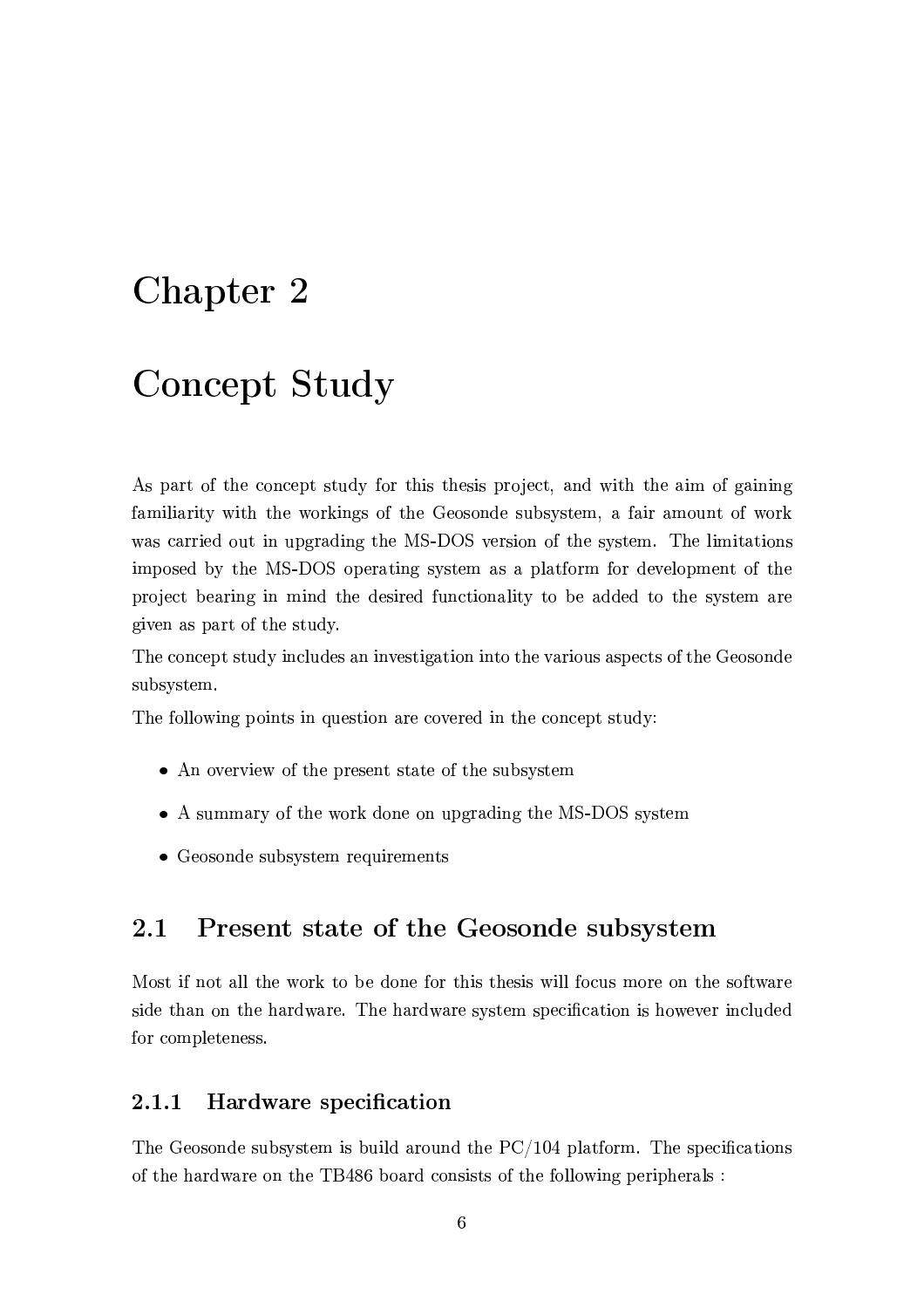# Chapter 2

# Concept Study

As part of the concept study for this thesis project, and with the aim of gaining familiarity with the workings of the Geosonde subsystem, a fair amount of work was carried out in upgrading the MS-DOS version of the system. The limitations imposed by the MS-DOS operating system as a platform for development of the project bearing in mind the desired functionality to be added to the system are given as part of the study.

The concept study includes an investigation into the various aspects of the Geosonde subsystem.

The following points in question are covered in the concept study:

- An overview of the present state of the subsystem
- A summary of the work done on upgrading the MS-DOS system
- Geosonde subsystem requirements

## 2.1 Present state of the Geosonde subsystem

Most if not all the work to be done for this thesis will focus more on the software side than on the hardware. The hardware system specification is however included for completeness.

### 2.1.1 Hardware specification

The Geosonde subsystem is build around the PC/104 platform. The specifications of the hardware on the TB486 board consists of the following peripherals :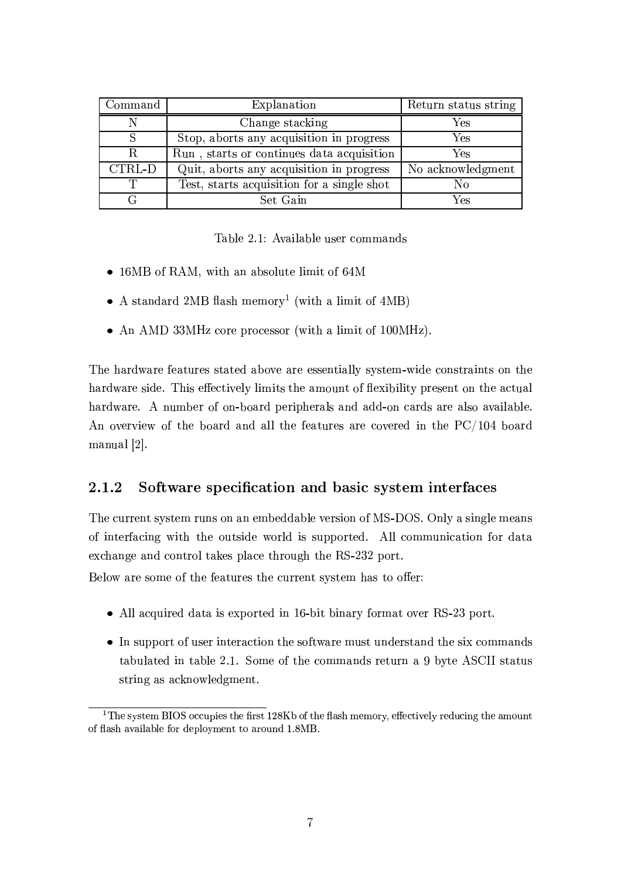| Command | Explanation | Return status string |
| --- | --- | --- |
| N | Change stacking | Yes |
| S | Stop, aborts any acquisition in progress | Yes |
| R | Run , starts or continues data acquisition | Yes |
| CTRL-D | Quit, aborts any acquisition in progress | No acknowledgment |
| T | Test, starts acquisition for a single shot | No |
| G | Set Gain | Yes |

Table 2.1: Available user commands

- 16MB of RAM, with an absolute limit of 64M
- A standard 2MB flash memory[1] (with a limit of 4MB)
- An AMD 33MHz core processor (with a limit of 100MHz).

The hardware features stated above are essentially system-wide constraints on the hardware side. This effectively limits the amount of flexibility present on the actual hardware. A number of on-board peripherals and add-on cards are also available. An overview of the board and all the features are covered in the PC/104 board manual [2].

### 2.1.2 Software specification and basic system interfaces

The current system runs on an embeddable version of MS-DOS. Only a single means of interfacing with the outside world is supported. All communication for data exchange and control takes place through the RS-232 port.

Below are some of the features the current system has to offer:

- All acquired data is exported in 16-bit binary format over RS-23 port.
- In support of user interaction the software must understand the six commands tabulated in table 2.1. Some of the commands return a 9 byte ASCII status string as acknowledgment.

[1] The system BIOS occupies the first 128Kb of the flash memory, effectively reducing the amount of flash available for deployment to around 1.8MB.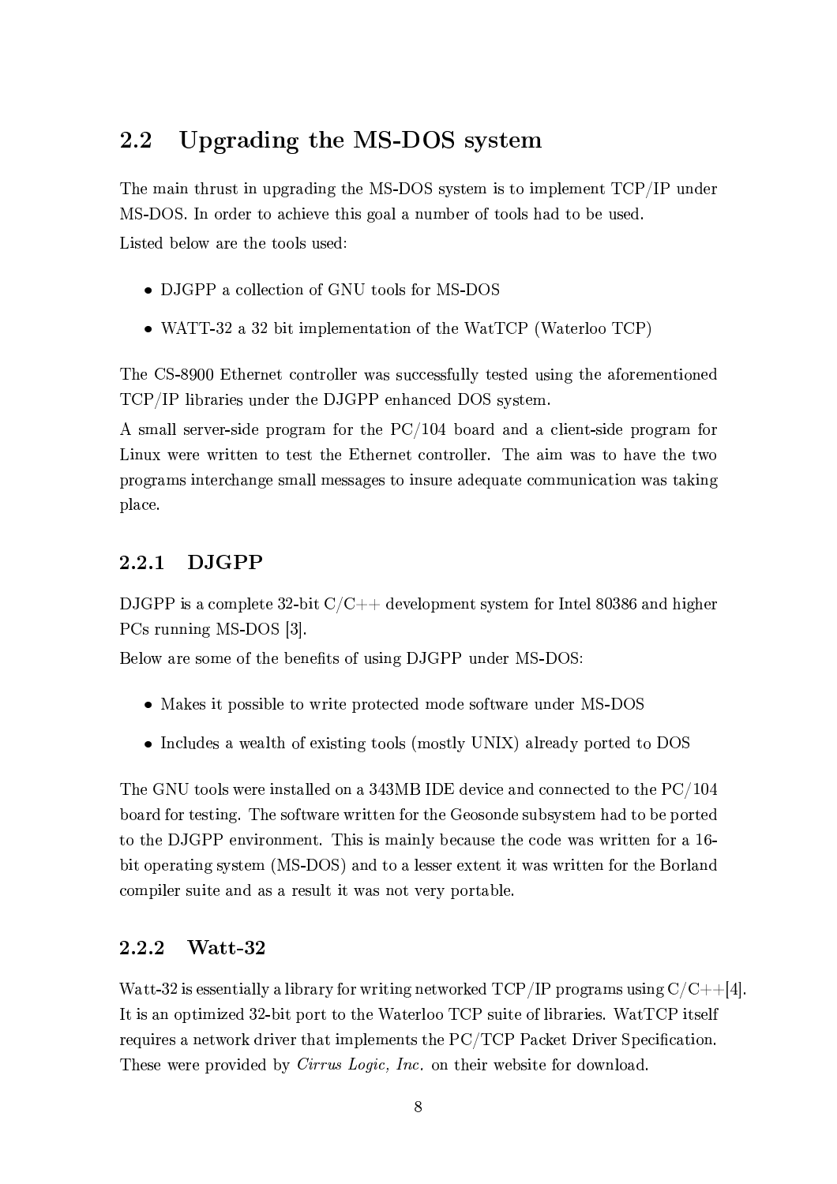## 2.2 Upgrading the MS-DOS system

The main thrust in upgrading the MS-DOS system is to implement TCP/IP under MS-DOS. In order to achieve this goal a number of tools had to be used.

Listed below are the tools used:

- DJGPP a collection of GNU tools for MS-DOS
- WATT-32 a 32 bit implementation of the WatTCP (Waterloo TCP)

The CS-8900 Ethernet controller was successfully tested using the aforementioned TCP/IP libraries under the DJGPP enhanced DOS system.

A small server-side program for the PC/104 board and a client-side program for Linux were written to test the Ethernet controller. The aim was to have the two programs interchange small messages to insure adequate communication was taking place.

### 2.2.1 DJGPP

DJGPP is a complete 32-bit C/C++ development system for Intel 80386 and higher PCs running MS-DOS [3].

Below are some of the benefits of using DJGPP under MS-DOS:

- Makes it possible to write protected mode software under MS-DOS
- Includes a wealth of existing tools (mostly UNIX) already ported to DOS

The GNU tools were installed on a 343MB IDE device and connected to the PC/104 board for testing. The software written for the Geosonde subsystem had to be ported to the DJGPP environment. This is mainly because the code was written for a 16-bit operating system (MS-DOS) and to a lesser extent it was written for the Borland compiler suite and as a result it was not very portable.

### 2.2.2 Watt-32

Watt-32 is essentially a library for writing networked TCP/IP programs using C/C++[4]. It is an optimized 32-bit port to the Waterloo TCP suite of libraries. WatTCP itself requires a network driver that implements the PC/TCP Packet Driver Specification. These were provided by *Cirrus Logic, Inc.* on their website for download.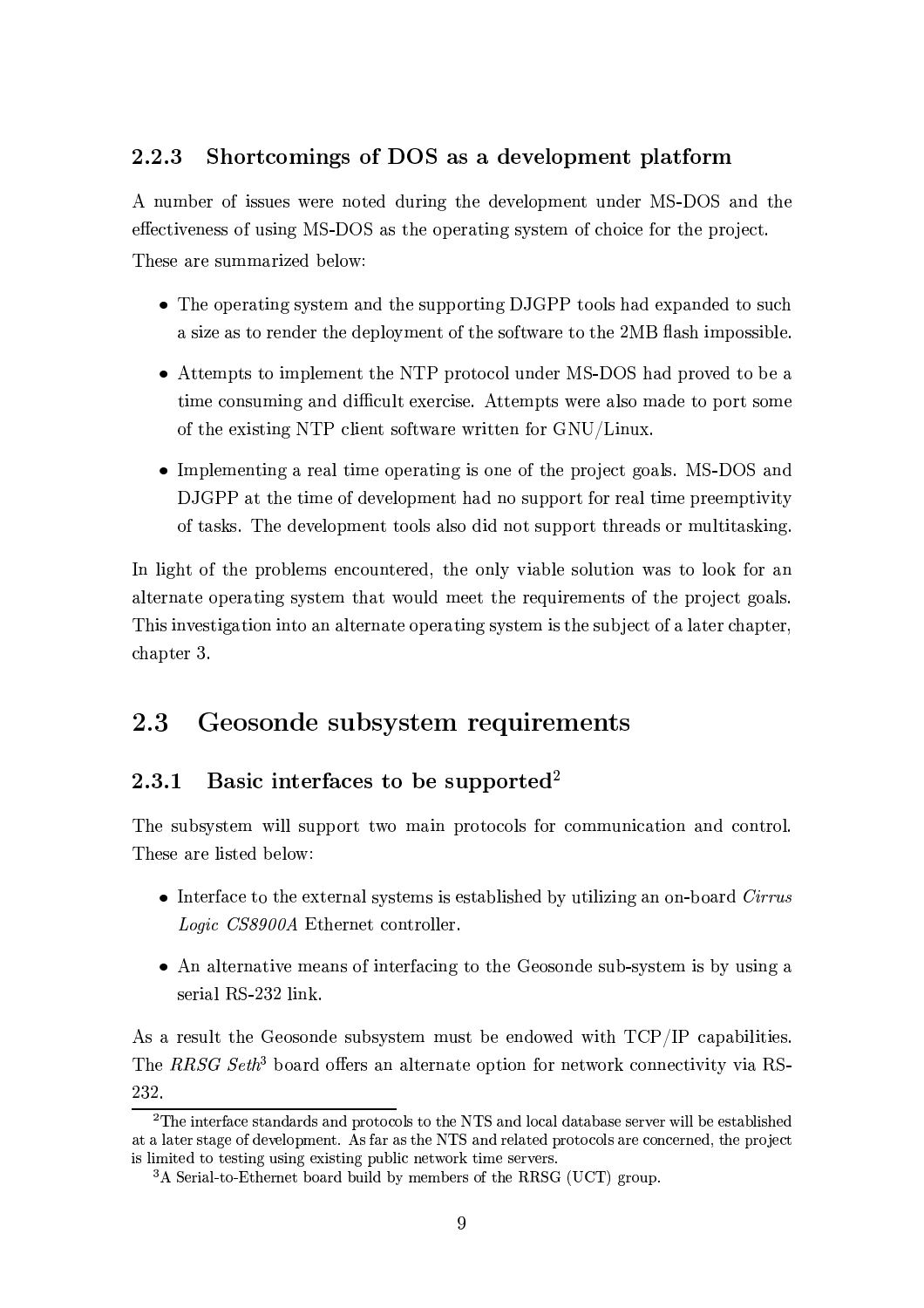### 2.2.3 Shortcomings of DOS as a development platform

A number of issues were noted during the development under MS-DOS and the effectiveness of using MS-DOS as the operating system of choice for the project. These are summarized below:

- The operating system and the supporting DJGPP tools had expanded to such a size as to render the deployment of the software to the 2MB flash impossible.
- Attempts to implement the NTP protocol under MS-DOS had proved to be a time consuming and difficult exercise. Attempts were also made to port some of the existing NTP client software written for GNU/Linux.
- Implementing a real time operating is one of the project goals. MS-DOS and DJGPP at the time of development had no support for real time preemptivity of tasks. The development tools also did not support threads or multitasking.

In light of the problems encountered, the only viable solution was to look for an alternate operating system that would meet the requirements of the project goals. This investigation into an alternate operating system is the subject of a later chapter, chapter 3.

## 2.3 Geosonde subsystem requirements

### 2.3.1 Basic interfaces to be supported[2]

The subsystem will support two main protocols for communication and control. These are listed below:

- Interface to the external systems is established by utilizing an on-board *Cirrus Logic CS8900A* Ethernet controller.
- An alternative means of interfacing to the Geosonde sub-system is by using a serial RS-232 link.

As a result the Geosonde subsystem must be endowed with TCP/IP capabilities. The *RRSG Seth*[3] board offers an alternate option for network connectivity via RS-232.

[2] The interface standards and protocols to the NTS and local database server will be established at a later stage of development. As far as the NTS and related protocols are concerned, the project is limited to testing using existing public network time servers.

[3] A Serial-to-Ethernet board build by members of the RRSG (UCT) group.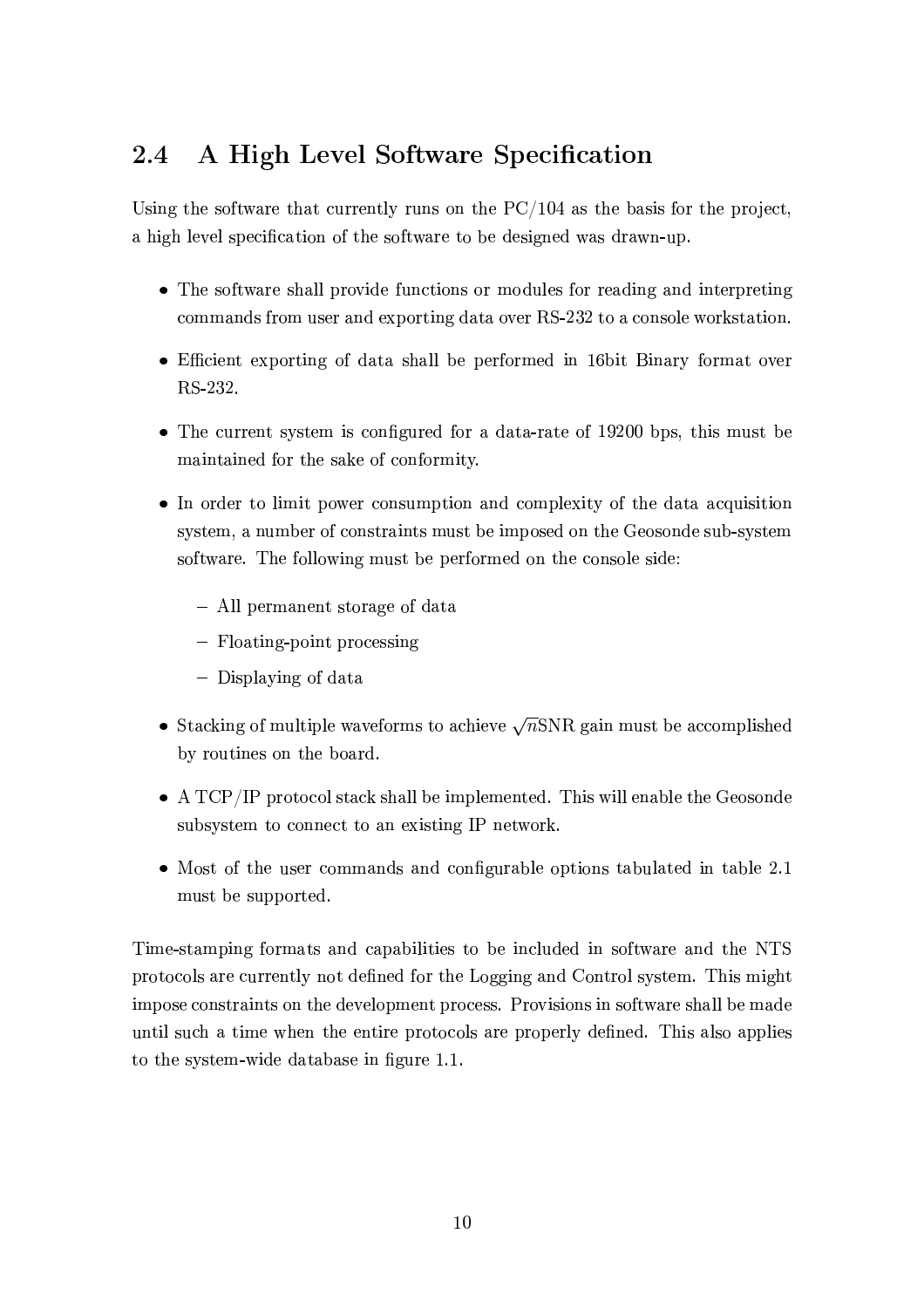## 2.4 A High Level Software Specification

Using the software that currently runs on the PC/104 as the basis for the project, a high level specification of the software to be designed was drawn-up.

- The software shall provide functions or modules for reading and interpreting commands from user and exporting data over RS-232 to a console workstation.
- Efficient exporting of data shall be performed in 16bit Binary format over RS-232.
- The current system is configured for a data-rate of 19200 bps, this must be maintained for the sake of conformity.
- In order to limit power consumption and complexity of the data acquisition system, a number of constraints must be imposed on the Geosonde sub-system software. The following must be performed on the console side:
  - All permanent storage of data
  - Floating-point processing
  - Displaying of data
- Stacking of multiple waveforms to achieve $\sqrt{n}$SNR gain must be accomplished by routines on the board.
- A TCP/IP protocol stack shall be implemented. This will enable the Geosonde subsystem to connect to an existing IP network.
- Most of the user commands and configurable options tabulated in table 2.1 must be supported.

Time-stamping formats and capabilities to be included in software and the NTS protocols are currently not defined for the Logging and Control system. This might impose constraints on the development process. Provisions in software shall be made until such a time when the entire protocols are properly defined. This also applies to the system-wide database in figure 1.1.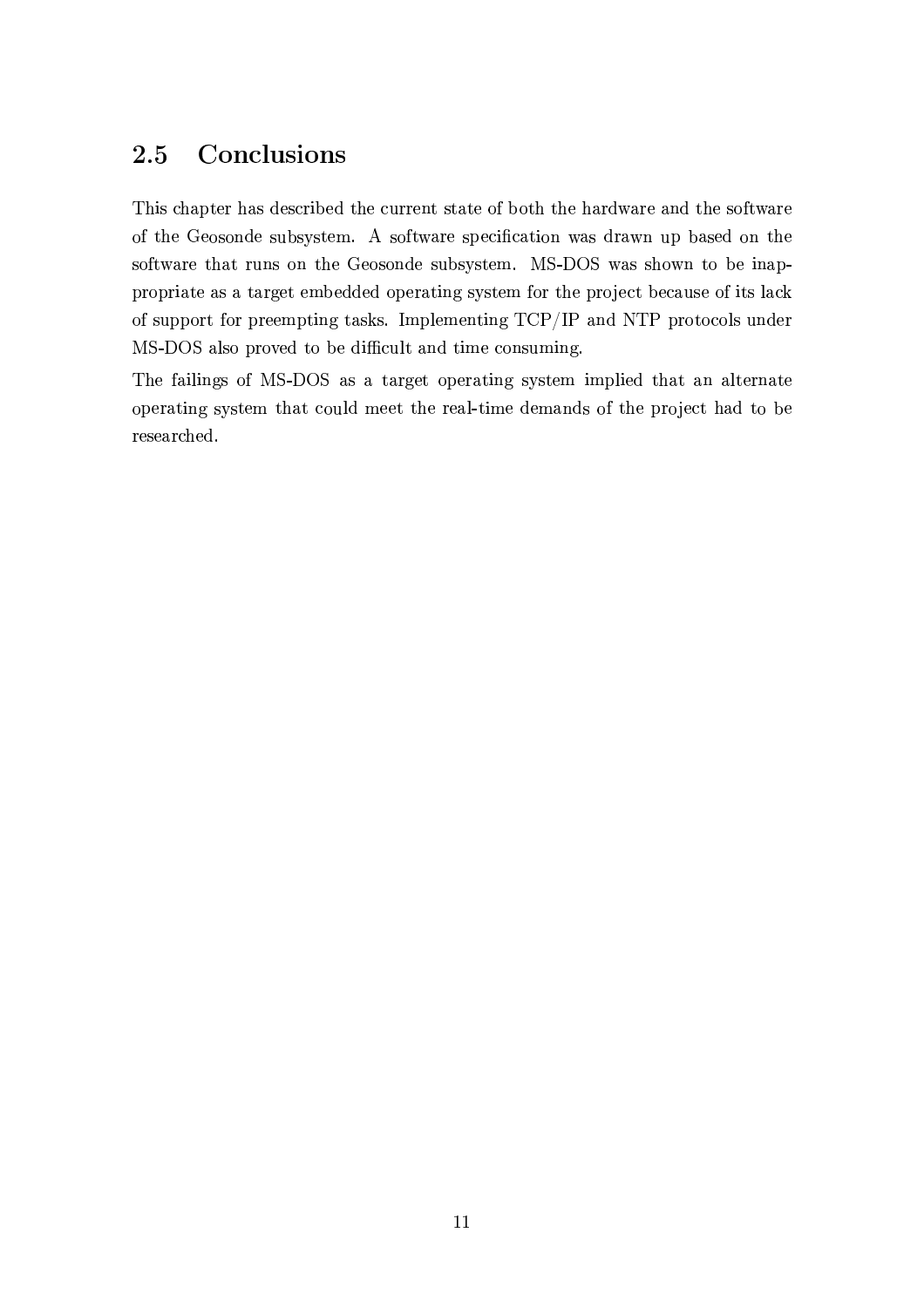## 2.5 Conclusions

This chapter has described the current state of both the hardware and the software of the Geosonde subsystem. A software specification was drawn up based on the software that runs on the Geosonde subsystem. MS-DOS was shown to be inappropriate as a target embedded operating system for the project because of its lack of support for preempting tasks. Implementing TCP/IP and NTP protocols under MS-DOS also proved to be difficult and time consuming.

The failings of MS-DOS as a target operating system implied that an alternate operating system that could meet the real-time demands of the project had to be researched.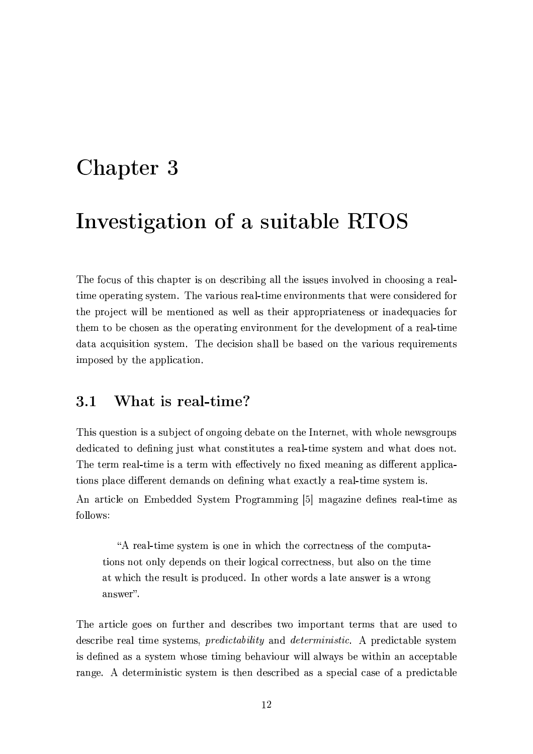# Chapter 3

# Investigation of a suitable RTOS

The focus of this chapter is on describing all the issues involved in choosing a real-time operating system. The various real-time environments that were considered for the project will be mentioned as well as their appropriateness or inadequacies for them to be chosen as the operating environment for the development of a real-time data acquisition system. The decision shall be based on the various requirements imposed by the application.

## 3.1 What is real-time?

This question is a subject of ongoing debate on the Internet, with whole newsgroups dedicated to defining just what constitutes a real-time system and what does not. The term real-time is a term with effectively no fixed meaning as different applications place different demands on defining what exactly a real-time system is.

An article on Embedded System Programming [5] magazine defines real-time as follows:

> "A real-time system is one in which the correctness of the computations not only depends on their logical correctness, but also on the time at which the result is produced. In other words a late answer is a wrong answer".

The article goes on further and describes two important terms that are used to describe real time systems, *predictability* and *deterministic*. A predictable system is defined as a system whose timing behaviour will always be within an acceptable range. A deterministic system is then described as a special case of a predictable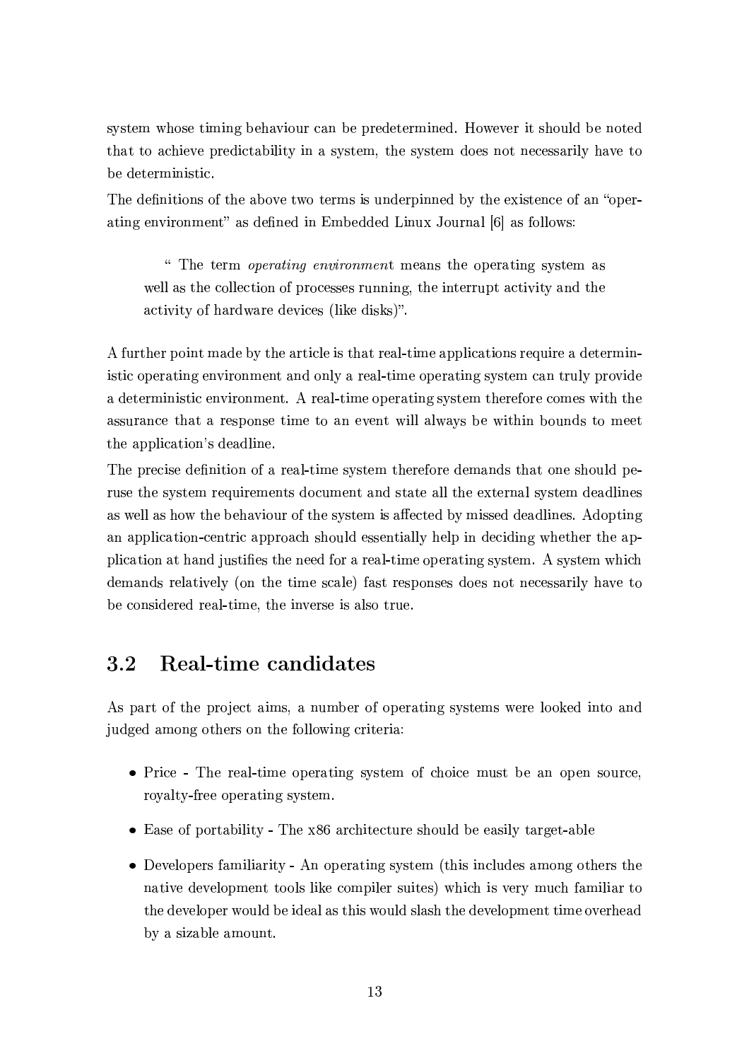system whose timing behaviour can be predetermined. However it should be noted that to achieve predictability in a system, the system does not necessarily have to be deterministic.

The definitions of the above two terms is underpinned by the existence of an "operating environment" as defined in Embedded Linux Journal [6] as follows:

> " The term *operating environment* means the operating system as well as the collection of processes running, the interrupt activity and the activity of hardware devices (like disks)".

A further point made by the article is that real-time applications require a deterministic operating environment and only a real-time operating system can truly provide a deterministic environment. A real-time operating system therefore comes with the assurance that a response time to an event will always be within bounds to meet the application's deadline.

The precise definition of a real-time system therefore demands that one should peruse the system requirements document and state all the external system deadlines as well as how the behaviour of the system is affected by missed deadlines. Adopting an application-centric approach should essentially help in deciding whether the application at hand justifies the need for a real-time operating system. A system which demands relatively (on the time scale) fast responses does not necessarily have to be considered real-time, the inverse is also true.

## 3.2 Real-time candidates

As part of the project aims, a number of operating systems were looked into and judged among others on the following criteria:

- Price - The real-time operating system of choice must be an open source, royalty-free operating system.
- Ease of portability - The x86 architecture should be easily target-able
- Developers familiarity - An operating system (this includes among others the native development tools like compiler suites) which is very much familiar to the developer would be ideal as this would slash the development time overhead by a sizable amount.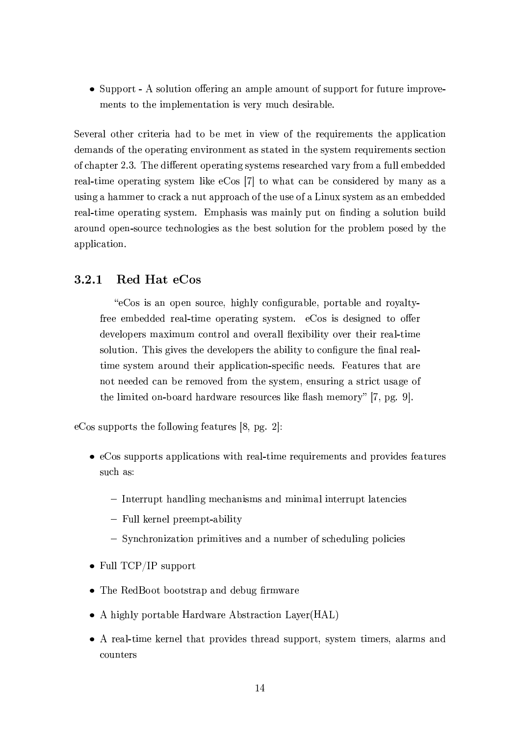- Support - A solution offering an ample amount of support for future improvements to the implementation is very much desirable.

Several other criteria had to be met in view of the requirements the application demands of the operating environment as stated in the system requirements section of chapter 2.3. The different operating systems researched vary from a full embedded real-time operating system like eCos [7] to what can be considered by many as a using a hammer to crack a nut approach of the use of a Linux system as an embedded real-time operating system. Emphasis was mainly put on finding a solution build around open-source technologies as the best solution for the problem posed by the application.

### 3.2.1 Red Hat eCos

> "eCos is an open source, highly configurable, portable and royalty-free embedded real-time operating system. eCos is designed to offer developers maximum control and overall flexibility over their real-time solution. This gives the developers the ability to configure the final real-time system around their application-specific needs. Features that are not needed can be removed from the system, ensuring a strict usage of the limited on-board hardware resources like flash memory" [7, pg. 9].

eCos supports the following features [8, pg. 2]:

- eCos supports applications with real-time requirements and provides features such as:
  - Interrupt handling mechanisms and minimal interrupt latencies
  - Full kernel preempt-ability
  - Synchronization primitives and a number of scheduling policies
- Full TCP/IP support
- The RedBoot bootstrap and debug firmware
- A highly portable Hardware Abstraction Layer(HAL)
- A real-time kernel that provides thread support, system timers, alarms and counters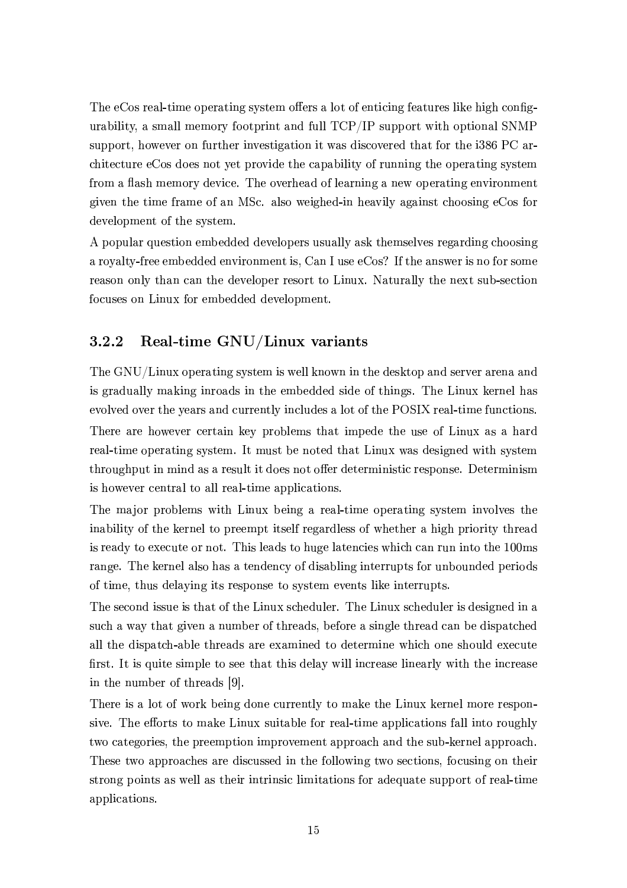The eCos real-time operating system offers a lot of enticing features like high configurability, a small memory footprint and full TCP/IP support with optional SNMP support, however on further investigation it was discovered that for the i386 PC architecture eCos does not yet provide the capability of running the operating system from a flash memory device. The overhead of learning a new operating environment given the time frame of an MSc. also weighed-in heavily against choosing eCos for development of the system.

A popular question embedded developers usually ask themselves regarding choosing a royalty-free embedded environment is, Can I use eCos? If the answer is no for some reason only than can the developer resort to Linux. Naturally the next sub-section focuses on Linux for embedded development.

### 3.2.2 Real-time GNU/Linux variants

The GNU/Linux operating system is well known in the desktop and server arena and is gradually making inroads in the embedded side of things. The Linux kernel has evolved over the years and currently includes a lot of the POSIX real-time functions.

There are however certain key problems that impede the use of Linux as a hard real-time operating system. It must be noted that Linux was designed with system throughput in mind as a result it does not offer deterministic response. Determinism is however central to all real-time applications.

The major problems with Linux being a real-time operating system involves the inability of the kernel to preempt itself regardless of whether a high priority thread is ready to execute or not. This leads to huge latencies which can run into the 100ms range. The kernel also has a tendency of disabling interrupts for unbounded periods of time, thus delaying its response to system events like interrupts.

The second issue is that of the Linux scheduler. The Linux scheduler is designed in a such a way that given a number of threads, before a single thread can be dispatched all the dispatch-able threads are examined to determine which one should execute first. It is quite simple to see that this delay will increase linearly with the increase in the number of threads [9].

There is a lot of work being done currently to make the Linux kernel more responsive. The efforts to make Linux suitable for real-time applications fall into roughly two categories, the preemption improvement approach and the sub-kernel approach. These two approaches are discussed in the following two sections, focusing on their strong points as well as their intrinsic limitations for adequate support of real-time applications.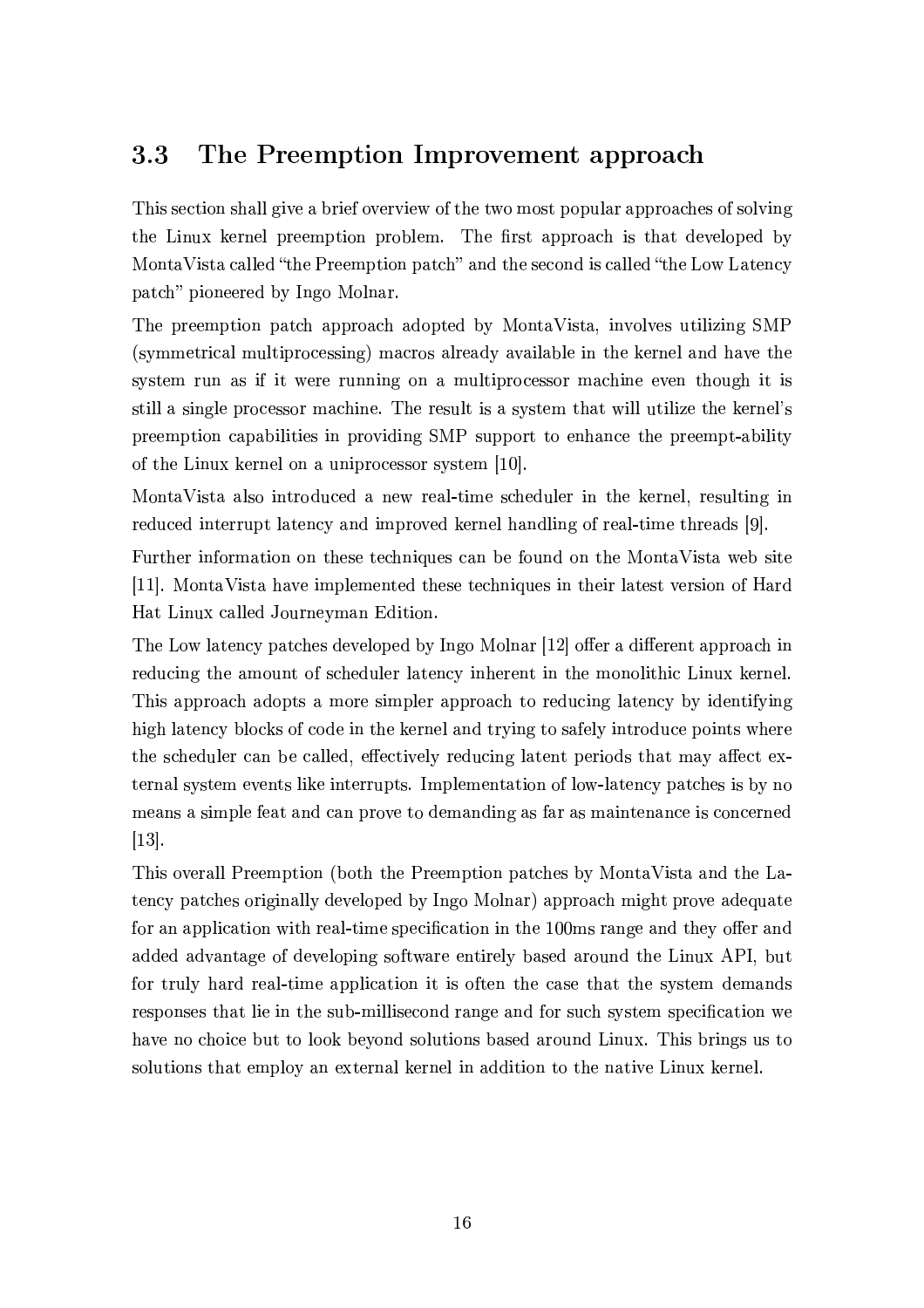## 3.3 The Preemption Improvement approach

This section shall give a brief overview of the two most popular approaches of solving the Linux kernel preemption problem. The first approach is that developed by MontaVista called "the Preemption patch" and the second is called "the Low Latency patch" pioneered by Ingo Molnar.

The preemption patch approach adopted by MontaVista, involves utilizing SMP (symmetrical multiprocessing) macros already available in the kernel and have the system run as if it were running on a multiprocessor machine even though it is still a single processor machine. The result is a system that will utilize the kernel's preemption capabilities in providing SMP support to enhance the preempt-ability of the Linux kernel on a uniprocessor system [10].

MontaVista also introduced a new real-time scheduler in the kernel, resulting in reduced interrupt latency and improved kernel handling of real-time threads [9].

Further information on these techniques can be found on the MontaVista web site [11]. MontaVista have implemented these techniques in their latest version of Hard Hat Linux called Journeyman Edition.

The Low latency patches developed by Ingo Molnar [12] offer a different approach in reducing the amount of scheduler latency inherent in the monolithic Linux kernel. This approach adopts a more simpler approach to reducing latency by identifying high latency blocks of code in the kernel and trying to safely introduce points where the scheduler can be called, effectively reducing latent periods that may affect external system events like interrupts. Implementation of low-latency patches is by no means a simple feat and can prove to demanding as far as maintenance is concerned [13].

This overall Preemption (both the Preemption patches by MontaVista and the Latency patches originally developed by Ingo Molnar) approach might prove adequate for an application with real-time specification in the 100ms range and they offer and added advantage of developing software entirely based around the Linux API, but for truly hard real-time application it is often the case that the system demands responses that lie in the sub-millisecond range and for such system specification we have no choice but to look beyond solutions based around Linux. This brings us to solutions that employ an external kernel in addition to the native Linux kernel.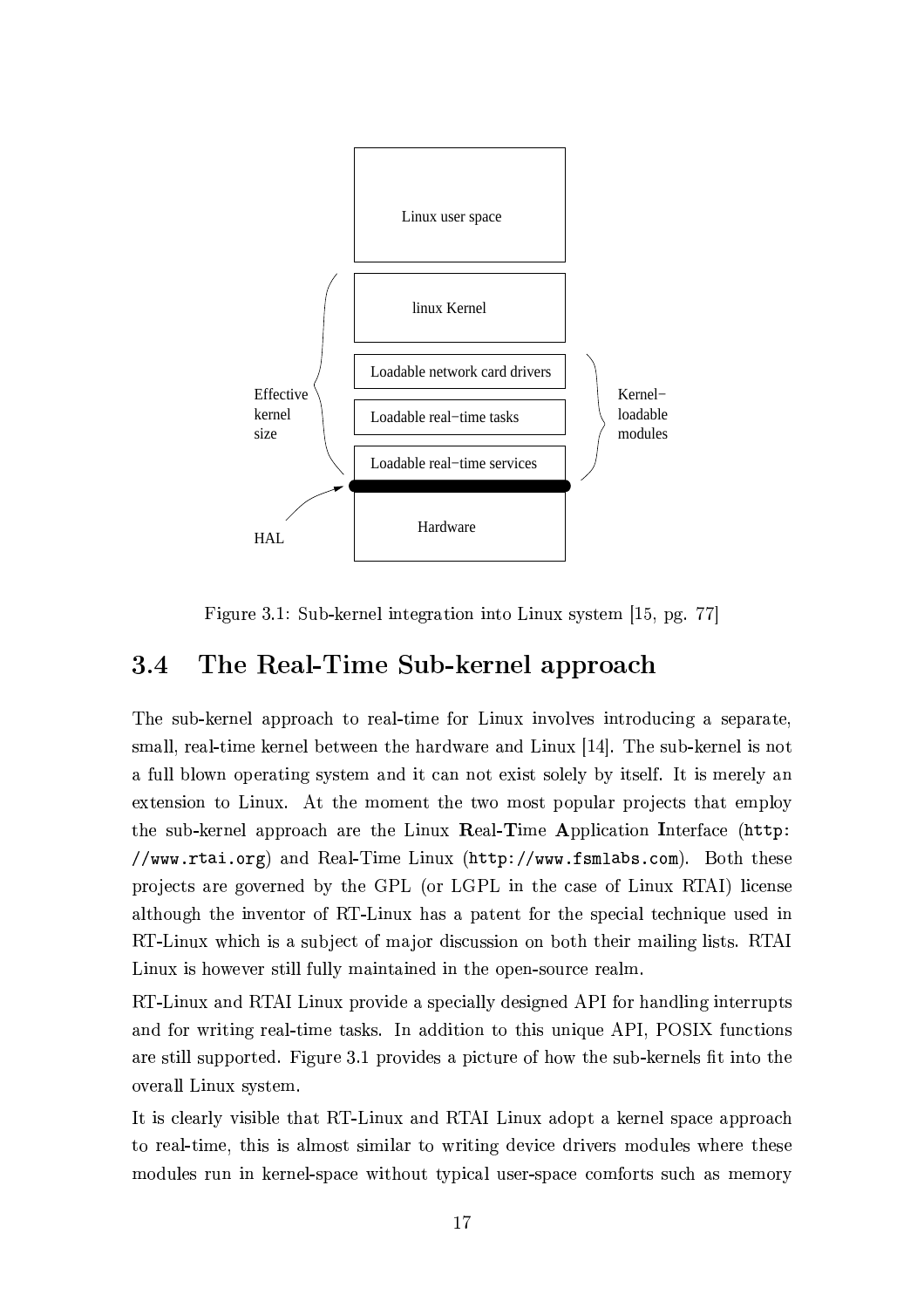Figure 3.1: Sub-kernel integration into Linux system [15, pg. 77]

## 3.4 The Real-Time Sub-kernel approach

The sub-kernel approach to real-time for Linux involves introducing a separate, small, real-time kernel between the hardware and Linux [14]. The sub-kernel is not a full blown operating system and it can not exist solely by itself. It is merely an extension to Linux. At the moment the two most popular projects that employ the sub-kernel approach are the Linux **R**eal-**T**ime **A**pplication **I**nterface (`http://www.rtai.org`) and Real-Time Linux (`http://www.fsmlabs.com`). Both these projects are governed by the GPL (or LGPL in the case of Linux RTAI) license although the inventor of RT-Linux has a patent for the special technique used in RT-Linux which is a subject of major discussion on both their mailing lists. RTAI Linux is however still fully maintained in the open-source realm.

RT-Linux and RTAI Linux provide a specially designed API for handling interrupts and for writing real-time tasks. In addition to this unique API, POSIX functions are still supported. Figure 3.1 provides a picture of how the sub-kernels fit into the overall Linux system.

It is clearly visible that RT-Linux and RTAI Linux adopt a kernel space approach to real-time, this is almost similar to writing device drivers modules where these modules run in kernel-space without typical user-space comforts such as memory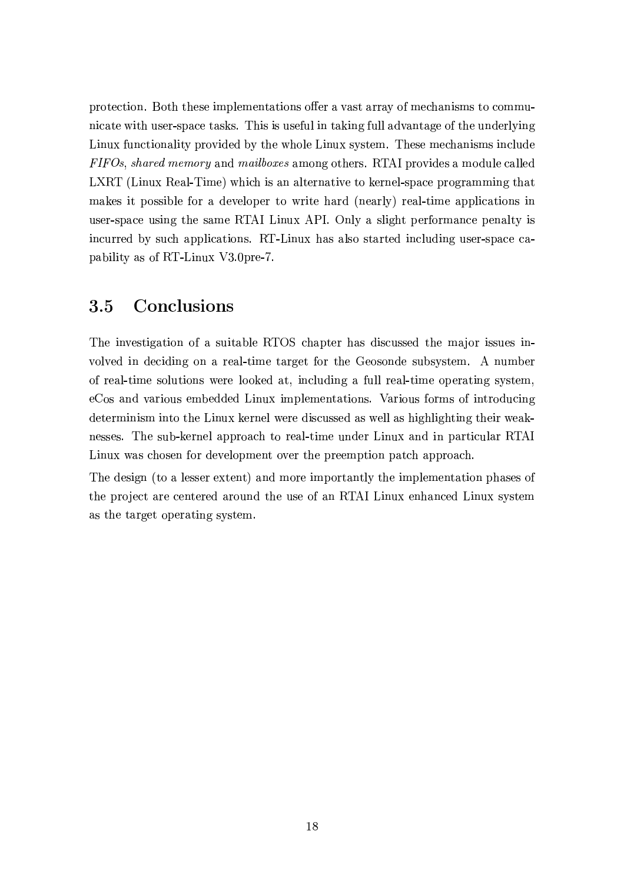protection. Both these implementations offer a vast array of mechanisms to communicate with user-space tasks. This is useful in taking full advantage of the underlying Linux functionality provided by the whole Linux system. These mechanisms include *FIFOs*, *shared memory* and *mailboxes* among others. RTAI provides a module called LXRT (Linux Real-Time) which is an alternative to kernel-space programming that makes it possible for a developer to write hard (nearly) real-time applications in user-space using the same RTAI Linux API. Only a slight performance penalty is incurred by such applications. RT-Linux has also started including user-space capability as of RT-Linux V3.0pre-7.

## 3.5 Conclusions

The investigation of a suitable RTOS chapter has discussed the major issues involved in deciding on a real-time target for the Geosonde subsystem. A number of real-time solutions were looked at, including a full real-time operating system, eCos and various embedded Linux implementations. Various forms of introducing determinism into the Linux kernel were discussed as well as highlighting their weaknesses. The sub-kernel approach to real-time under Linux and in particular RTAI Linux was chosen for development over the preemption patch approach.

The design (to a lesser extent) and more importantly the implementation phases of the project are centered around the use of an RTAI Linux enhanced Linux system as the target operating system.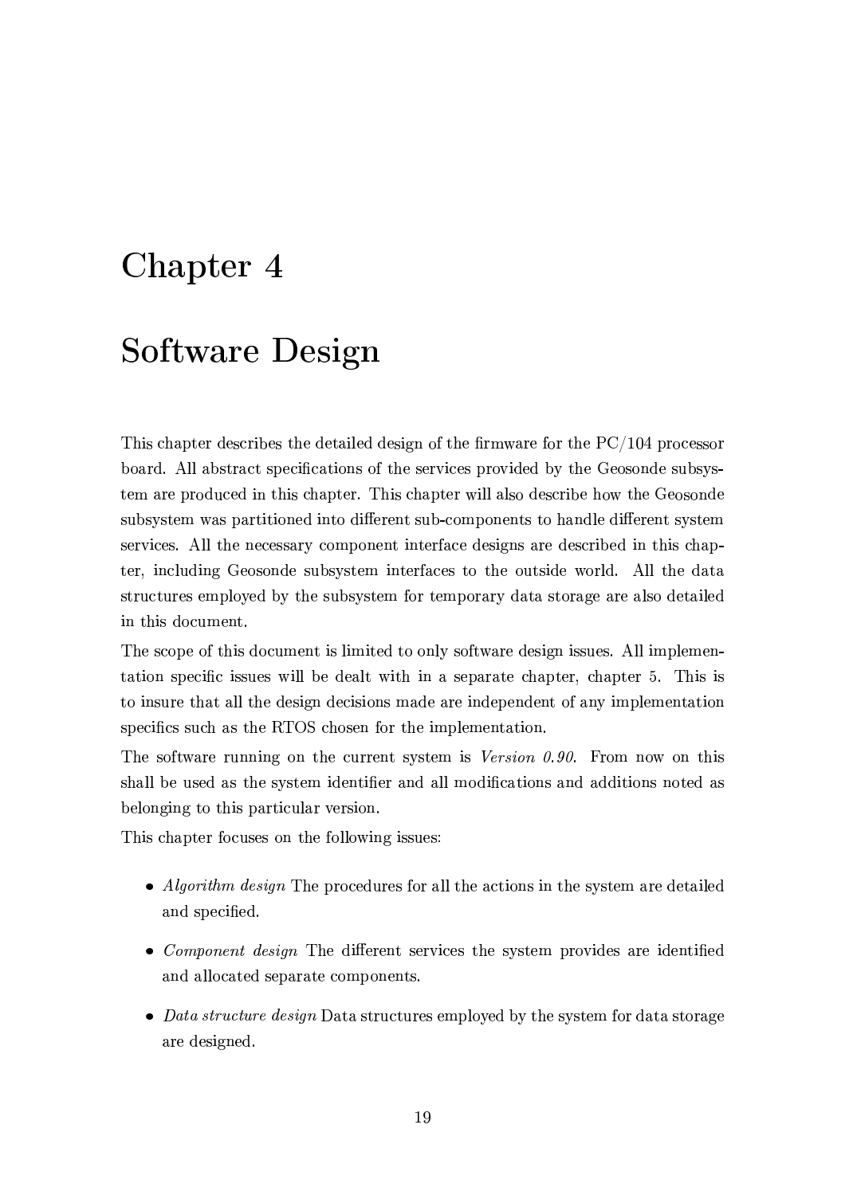# Chapter 4

# Software Design

This chapter describes the detailed design of the firmware for the PC/104 processor board. All abstract specifications of the services provided by the Geosonde subsystem are produced in this chapter. This chapter will also describe how the Geosonde subsystem was partitioned into different sub-components to handle different system services. All the necessary component interface designs are described in this chapter, including Geosonde subsystem interfaces to the outside world. All the data structures employed by the subsystem for temporary data storage are also detailed in this document.

The scope of this document is limited to only software design issues. All implementation specific issues will be dealt with in a separate chapter, chapter 5. This is to insure that all the design decisions made are independent of any implementation specifics such as the RTOS chosen for the implementation.

The software running on the current system is *Version 0.90*. From now on this shall be used as the system identifier and all modifications and additions noted as belonging to this particular version.

This chapter focuses on the following issues:

- *Algorithm design* The procedures for all the actions in the system are detailed and specified.
- *Component design* The different services the system provides are identified and allocated separate components.
- *Data structure design* Data structures employed by the system for data storage are designed.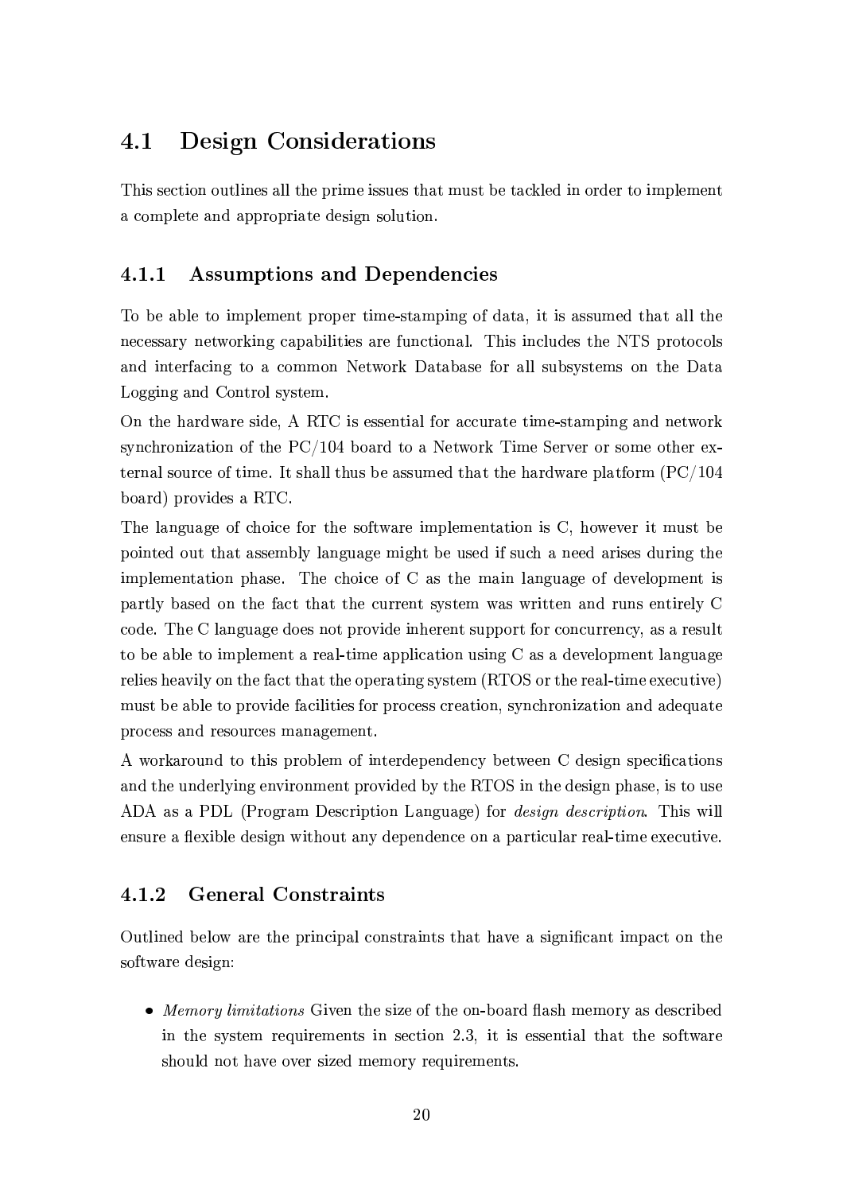## 4.1 Design Considerations

This section outlines all the prime issues that must be tackled in order to implement a complete and appropriate design solution.

### 4.1.1 Assumptions and Dependencies

To be able to implement proper time-stamping of data, it is assumed that all the necessary networking capabilities are functional. This includes the NTS protocols and interfacing to a common Network Database for all subsystems on the Data Logging and Control system.

On the hardware side, A RTC is essential for accurate time-stamping and network synchronization of the PC/104 board to a Network Time Server or some other external source of time. It shall thus be assumed that the hardware platform (PC/104 board) provides a RTC.

The language of choice for the software implementation is C, however it must be pointed out that assembly language might be used if such a need arises during the implementation phase. The choice of C as the main language of development is partly based on the fact that the current system was written and runs entirely C code. The C language does not provide inherent support for concurrency, as a result to be able to implement a real-time application using C as a development language relies heavily on the fact that the operating system (RTOS or the real-time executive) must be able to provide facilities for process creation, synchronization and adequate process and resources management.

A workaround to this problem of interdependency between C design specifications and the underlying environment provided by the RTOS in the design phase, is to use ADA as a PDL (Program Description Language) for *design description*. This will ensure a flexible design without any dependence on a particular real-time executive.

### 4.1.2 General Constraints

Outlined below are the principal constraints that have a significant impact on the software design:

- *Memory limitations* Given the size of the on-board flash memory as described in the system requirements in section 2.3, it is essential that the software should not have over sized memory requirements.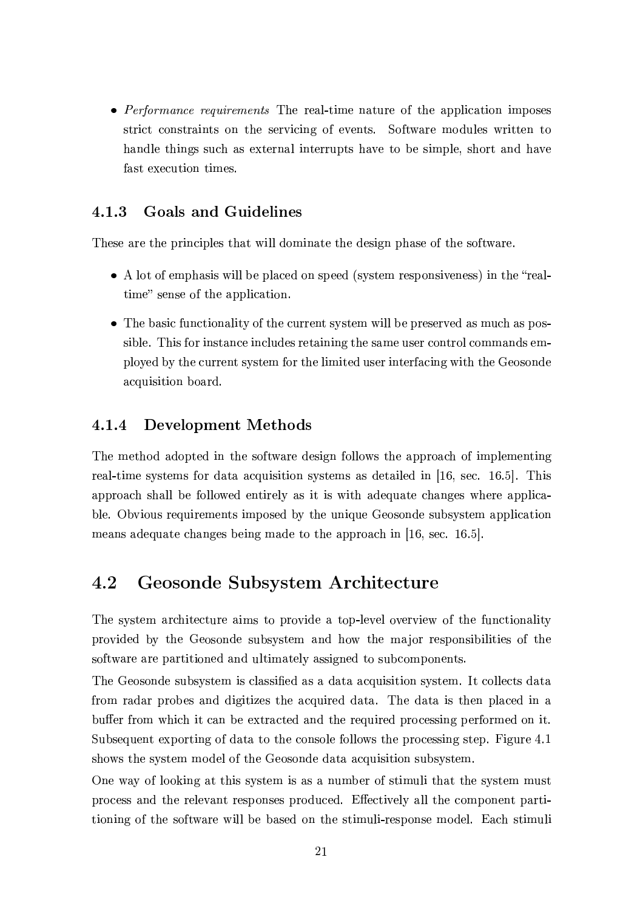- *Performance requirements* The real-time nature of the application imposes strict constraints on the servicing of events. Software modules written to handle things such as external interrupts have to be simple, short and have fast execution times.

### 4.1.3 Goals and Guidelines

These are the principles that will dominate the design phase of the software.

- A lot of emphasis will be placed on speed (system responsiveness) in the "real-time" sense of the application.
- The basic functionality of the current system will be preserved as much as possible. This for instance includes retaining the same user control commands employed by the current system for the limited user interfacing with the Geosonde acquisition board.

### 4.1.4 Development Methods

The method adopted in the software design follows the approach of implementing real-time systems for data acquisition systems as detailed in [16, sec. 16.5]. This approach shall be followed entirely as it is with adequate changes where applicable. Obvious requirements imposed by the unique Geosonde subsystem application means adequate changes being made to the approach in [16, sec. 16.5].

## 4.2 Geosonde Subsystem Architecture

The system architecture aims to provide a top-level overview of the functionality provided by the Geosonde subsystem and how the major responsibilities of the software are partitioned and ultimately assigned to subcomponents.

The Geosonde subsystem is classified as a data acquisition system. It collects data from radar probes and digitizes the acquired data. The data is then placed in a buffer from which it can be extracted and the required processing performed on it. Subsequent exporting of data to the console follows the processing step. Figure 4.1 shows the system model of the Geosonde data acquisition subsystem.

One way of looking at this system is as a number of stimuli that the system must process and the relevant responses produced. Effectively all the component partitioning of the software will be based on the stimuli-response model. Each stimuli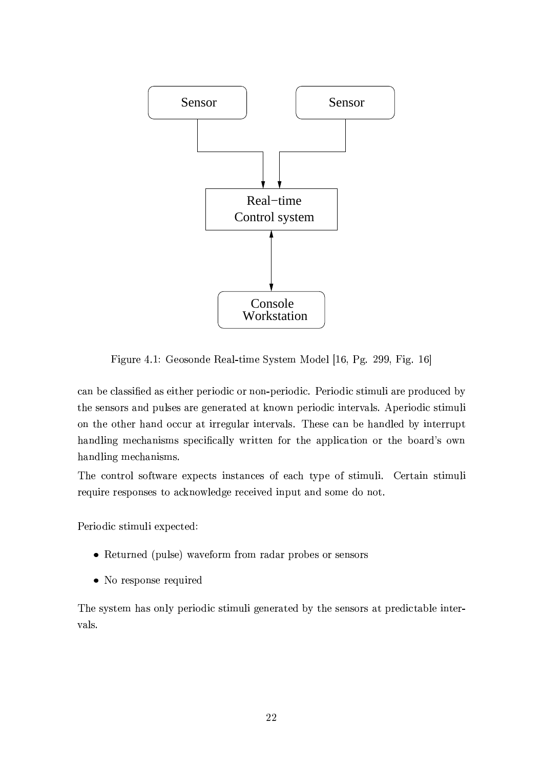Figure 4.1: Geosonde Real-time System Model [16, Pg. 299, Fig. 16]

can be classified as either periodic or non-periodic. Periodic stimuli are produced by the sensors and pulses are generated at known periodic intervals. Aperiodic stimuli on the other hand occur at irregular intervals. These can be handled by interrupt handling mechanisms specifically written for the application or the board's own handling mechanisms.

The control software expects instances of each type of stimuli. Certain stimuli require responses to acknowledge received input and some do not.

Periodic stimuli expected:

- Returned (pulse) waveform from radar probes or sensors
- No response required

The system has only periodic stimuli generated by the sensors at predictable intervals.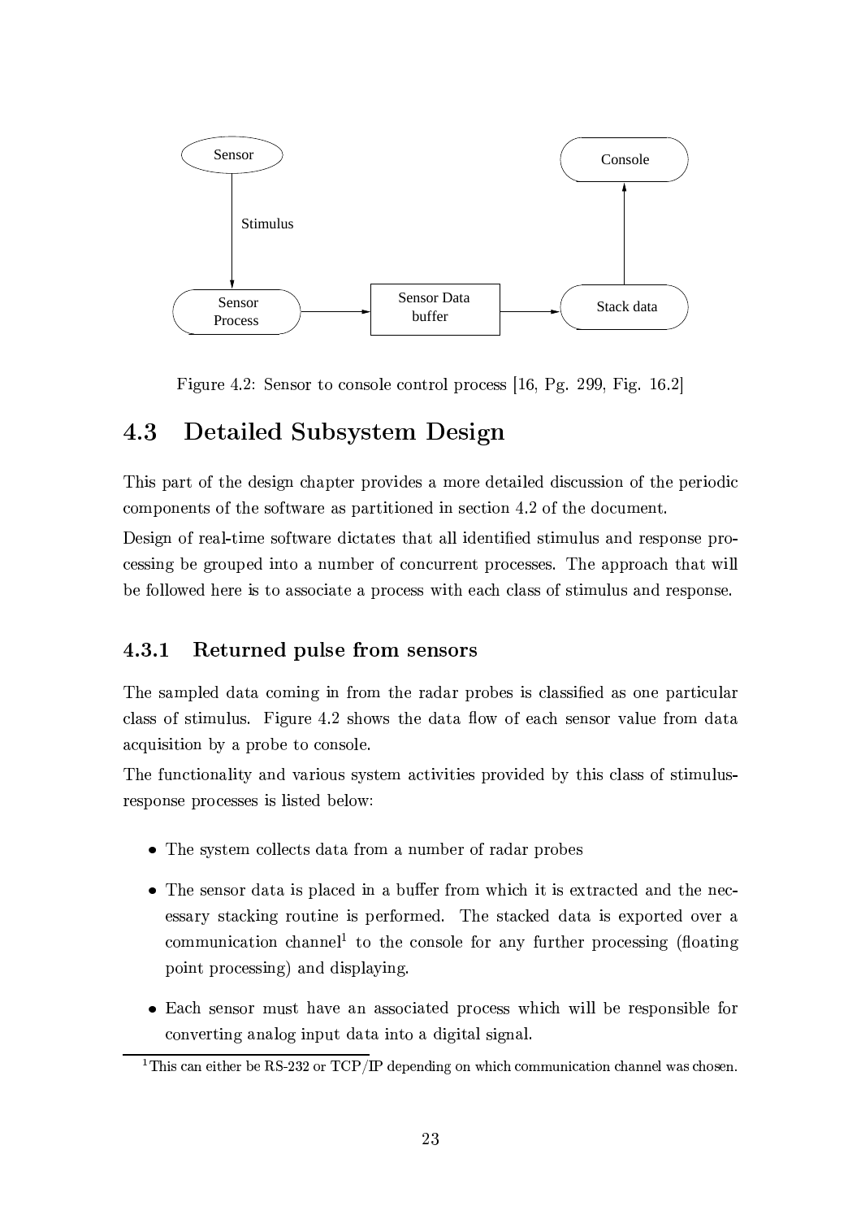Figure 4.2: Sensor to console control process [16, Pg. 299, Fig. 16.2]

## 4.3 Detailed Subsystem Design

This part of the design chapter provides a more detailed discussion of the periodic components of the software as partitioned in section 4.2 of the document.

Design of real-time software dictates that all identified stimulus and response processing be grouped into a number of concurrent processes. The approach that will be followed here is to associate a process with each class of stimulus and response.

### 4.3.1 Returned pulse from sensors

The sampled data coming in from the radar probes is classified as one particular class of stimulus. Figure 4.2 shows the data flow of each sensor value from data acquisition by a probe to console.

The functionality and various system activities provided by this class of stimulus-response processes is listed below:

- The system collects data from a number of radar probes
- The sensor data is placed in a buffer from which it is extracted and the necessary stacking routine is performed. The stacked data is exported over a communication channel[1] to the console for any further processing (floating point processing) and displaying.
- Each sensor must have an associated process which will be responsible for converting analog input data into a digital signal.

[1] This can either be RS-232 or TCP/IP depending on which communication channel was chosen.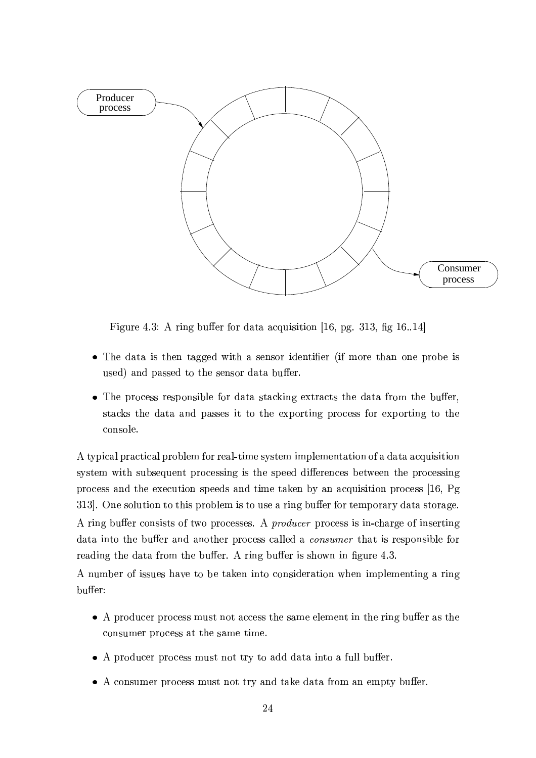Figure 4.3: A ring buffer for data acquisition [16, pg. 313, fig 16..14]

- The data is then tagged with a sensor identifier (if more than one probe is used) and passed to the sensor data buffer.
- The process responsible for data stacking extracts the data from the buffer, stacks the data and passes it to the exporting process for exporting to the console.

A typical practical problem for real-time system implementation of a data acquisition system with subsequent processing is the speed differences between the processing process and the execution speeds and time taken by an acquisition process [16, Pg 313]. One solution to this problem is to use a ring buffer for temporary data storage. A ring buffer consists of two processes. A *producer* process is in-charge of inserting data into the buffer and another process called a *consumer* that is responsible for reading the data from the buffer. A ring buffer is shown in figure 4.3.

A number of issues have to be taken into consideration when implementing a ring buffer:

- A producer process must not access the same element in the ring buffer as the consumer process at the same time.
- A producer process must not try to add data into a full buffer.
- A consumer process must not try and take data from an empty buffer.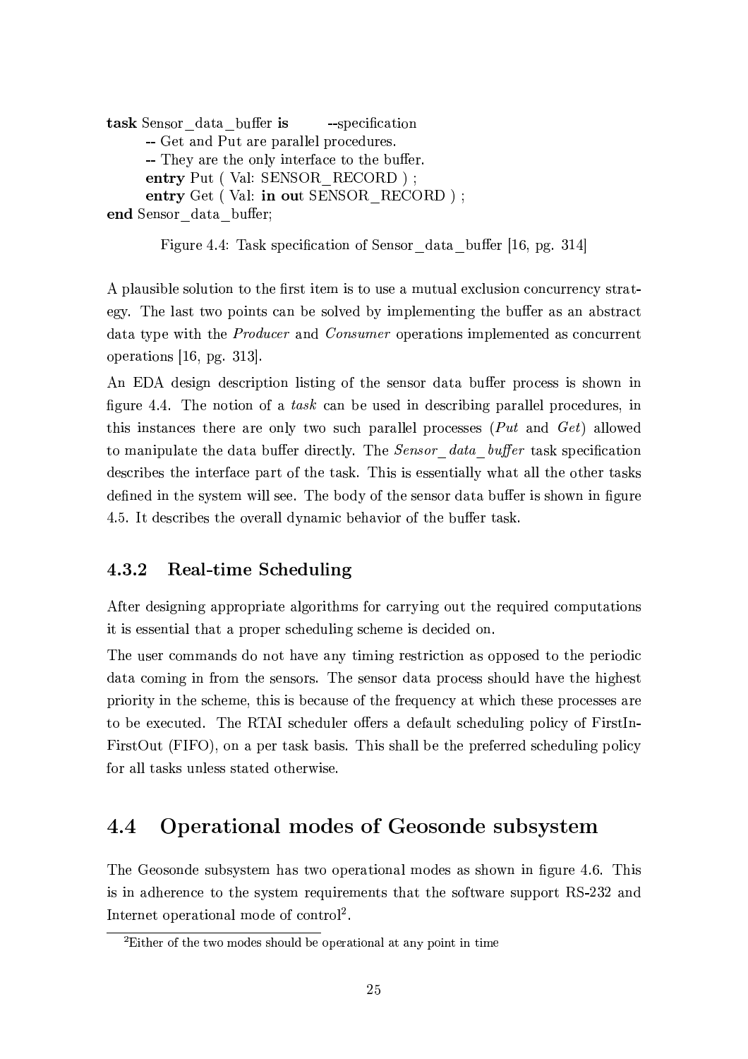```
task Sensor_data_buffer is        --specification
    -- Get and Put are parallel procedures.
    -- They are the only interface to the buffer.
    entry Put ( Val: SENSOR_RECORD ) ;
    entry Get ( Val: in out SENSOR_RECORD ) ;
end Sensor_data_buffer;
```

Figure 4.4: Task specification of Sensor_data_buffer [16, pg. 314]

A plausible solution to the first item is to use a mutual exclusion concurrency strategy. The last two points can be solved by implementing the buffer as an abstract data type with the *Producer* and *Consumer* operations implemented as concurrent operations [16, pg. 313].

An EDA design description listing of the sensor data buffer process is shown in figure 4.4. The notion of a *task* can be used in describing parallel procedures, in this instances there are only two such parallel processes (*Put* and *Get*) allowed to manipulate the data buffer directly. The *Sensor_data_buffer* task specification describes the interface part of the task. This is essentially what all the other tasks defined in the system will see. The body of the sensor data buffer is shown in figure 4.5. It describes the overall dynamic behavior of the buffer task.

### 4.3.2 Real-time Scheduling

After designing appropriate algorithms for carrying out the required computations it is essential that a proper scheduling scheme is decided on.

The user commands do not have any timing restriction as opposed to the periodic data coming in from the sensors. The sensor data process should have the highest priority in the scheme, this is because of the frequency at which these processes are to be executed. The RTAI scheduler offers a default scheduling policy of FirstIn-FirstOut (FIFO), on a per task basis. This shall be the preferred scheduling policy for all tasks unless stated otherwise.

## 4.4 Operational modes of Geosonde subsystem

The Geosonde subsystem has two operational modes as shown in figure 4.6. This is in adherence to the system requirements that the software support RS-232 and Internet operational mode of control[2].

[2]Either of the two modes should be operational at any point in time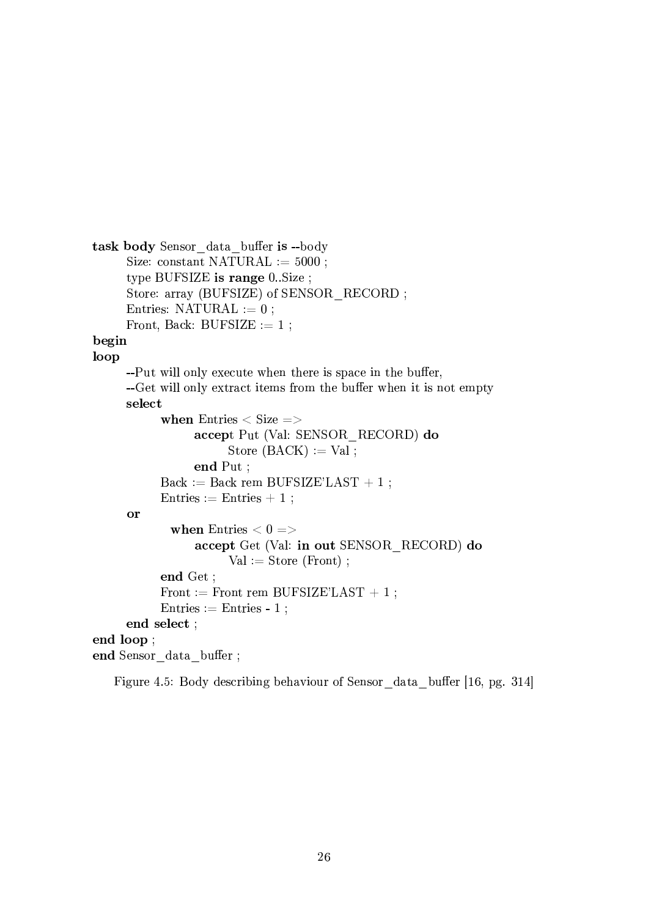```
task body Sensor_data_buffer is --body
       Size: constant NATURAL := 5000 ;
       type BUFSIZE is range 0..Size ;
       Store: array (BUFSIZE) of SENSOR_RECORD ;
       Entries: NATURAL := 0 ;
       Front, Back: BUFSIZE := 1 ;
begin
loop
       --Put will only execute when there is space in the buffer,
       --Get will only extract items from the buffer when it is not empty
       select
              when Entries < Size =>
                     accept Put (Val: SENSOR_RECORD) do
                            Store (BACK) := Val ;
                     end Put ;
              Back := Back rem BUFSIZE'LAST + 1 ;
              Entries := Entries + 1 ;
       or
                when Entries < 0 =>
                     accept Get (Val: in out SENSOR_RECORD) do
                            Val := Store (Front) ;
              end Get ;
              Front := Front rem BUFSIZE'LAST + 1 ;
              Entries := Entries - 1 ;
       end select ;
end loop ;
end Sensor_data_buffer ;
```

Figure 4.5: Body describing behaviour of Sensor_data_buffer [16, pg. 314]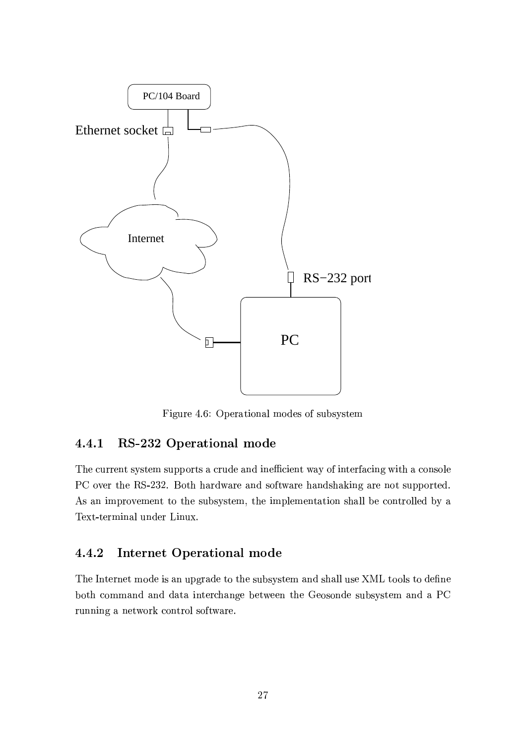Figure 4.6: Operational modes of subsystem

### 4.4.1 RS-232 Operational mode

The current system supports a crude and inefficient way of interfacing with a console PC over the RS-232. Both hardware and software handshaking are not supported. As an improvement to the subsystem, the implementation shall be controlled by a Text-terminal under Linux.

### 4.4.2 Internet Operational mode

The Internet mode is an upgrade to the subsystem and shall use XML tools to define both command and data interchange between the Geosonde subsystem and a PC running a network control software.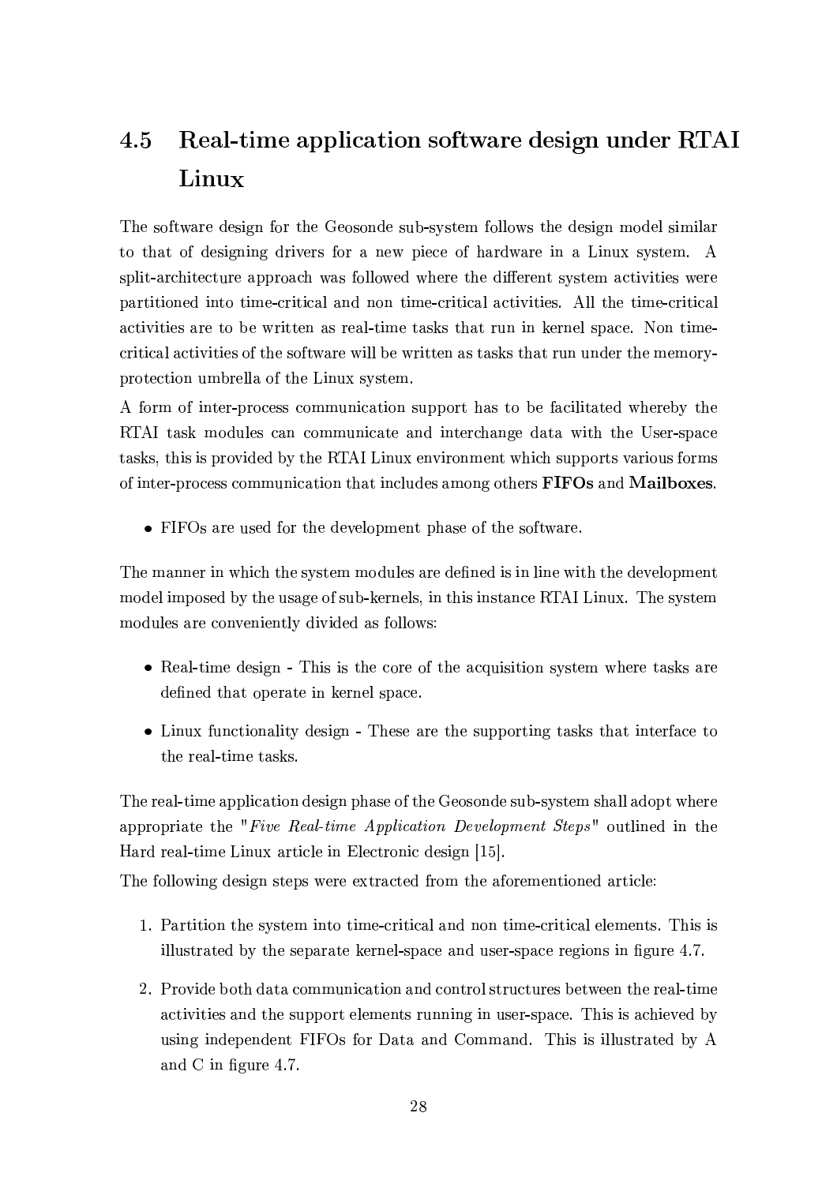## 4.5 Real-time application software design under RTAI Linux

The software design for the Geosonde sub-system follows the design model similar to that of designing drivers for a new piece of hardware in a Linux system. A split-architecture approach was followed where the different system activities were partitioned into time-critical and non time-critical activities. All the time-critical activities are to be written as real-time tasks that run in kernel space. Non time-critical activities of the software will be written as tasks that run under the memory-protection umbrella of the Linux system.

A form of inter-process communication support has to be facilitated whereby the RTAI task modules can communicate and interchange data with the User-space tasks, this is provided by the RTAI Linux environment which supports various forms of inter-process communication that includes among others **FIFOs** and **Mailboxes**.

- FIFOs are used for the development phase of the software.

The manner in which the system modules are defined is in line with the development model imposed by the usage of sub-kernels, in this instance RTAI Linux. The system modules are conveniently divided as follows:

- Real-time design - This is the core of the acquisition system where tasks are defined that operate in kernel space.
- Linux functionality design - These are the supporting tasks that interface to the real-time tasks.

The real-time application design phase of the Geosonde sub-system shall adopt where appropriate the "*Five Real-time Application Development Steps*" outlined in the Hard real-time Linux article in Electronic design [15].

The following design steps were extracted from the aforementioned article:

1. Partition the system into time-critical and non time-critical elements. This is illustrated by the separate kernel-space and user-space regions in figure 4.7.
2. Provide both data communication and control structures between the real-time activities and the support elements running in user-space. This is achieved by using independent FIFOs for Data and Command. This is illustrated by A and C in figure 4.7.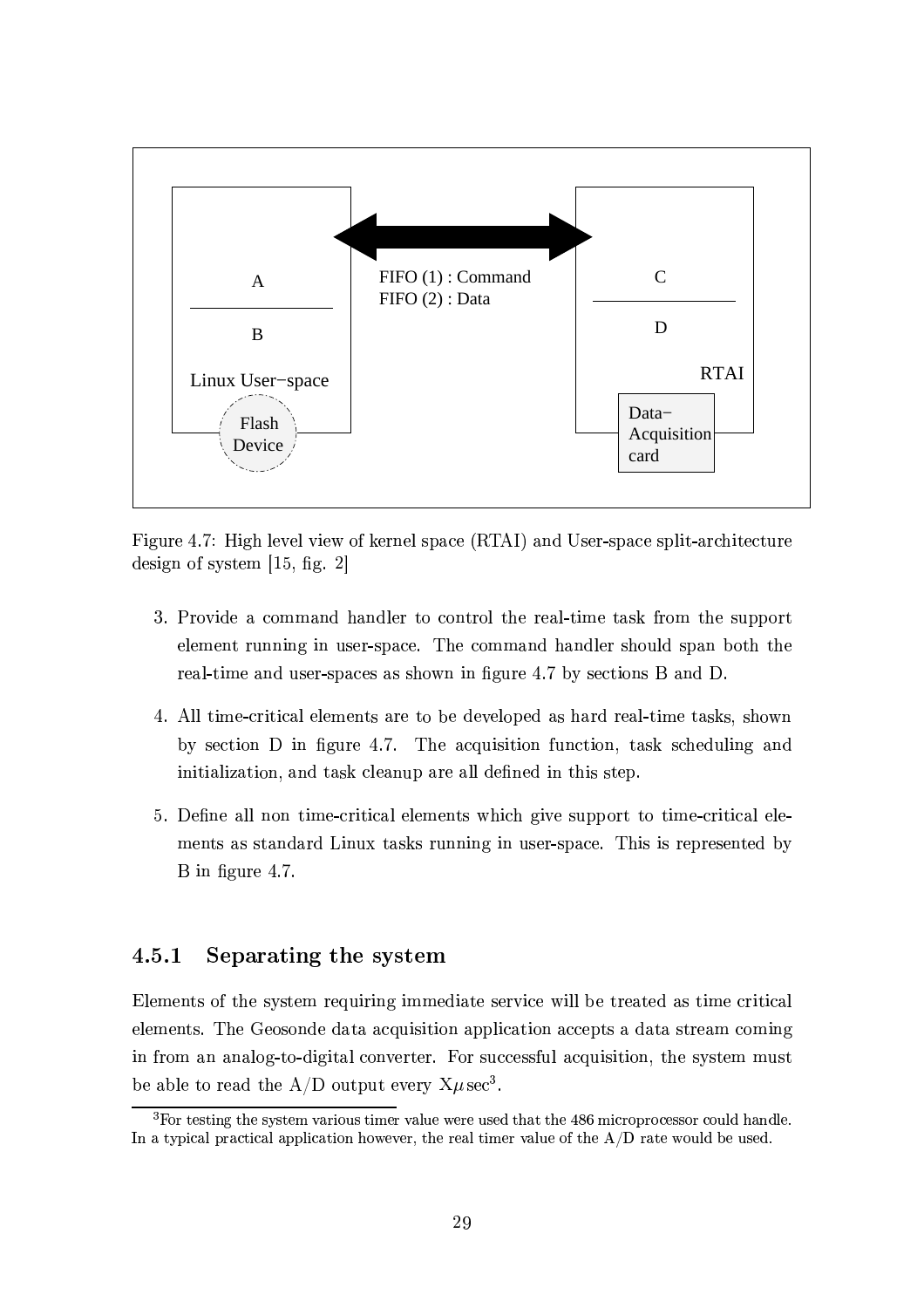A

B

Linux User−space

Flash Device

FIFO (1) : Command
FIFO (2) : Data

C

D

RTAI

Data−Acquisition card

Figure 4.7: High level view of kernel space (RTAI) and User-space split-architecture design of system [15, fig. 2]

3. Provide a command handler to control the real-time task from the support element running in user-space. The command handler should span both the real-time and user-spaces as shown in figure 4.7 by sections B and D.

4. All time-critical elements are to be developed as hard real-time tasks, shown by section D in figure 4.7. The acquisition function, task scheduling and initialization, and task cleanup are all defined in this step.

5. Define all non time-critical elements which give support to time-critical elements as standard Linux tasks running in user-space. This is represented by B in figure 4.7.

### 4.5.1 Separating the system

Elements of the system requiring immediate service will be treated as time critical elements. The Geosonde data acquisition application accepts a data stream coming in from an analog-to-digital converter. For successful acquisition, the system must be able to read the A/D output every $X\mu\sec$[3].

[3] For testing the system various timer value were used that the 486 microprocessor could handle. In a typical practical application however, the real timer value of the A/D rate would be used.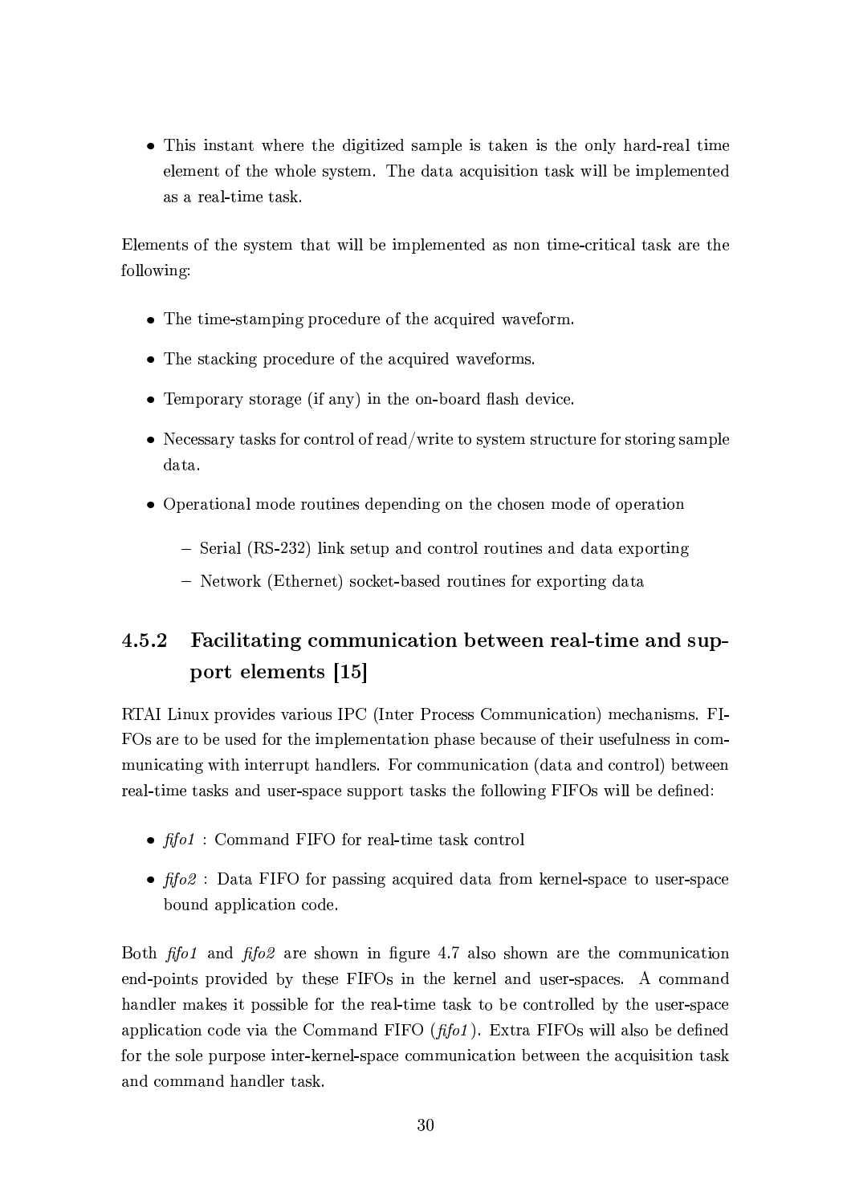- This instant where the digitized sample is taken is the only hard-real time element of the whole system. The data acquisition task will be implemented as a real-time task.

Elements of the system that will be implemented as non time-critical task are the following:

- The time-stamping procedure of the acquired waveform.
- The stacking procedure of the acquired waveforms.
- Temporary storage (if any) in the on-board flash device.
- Necessary tasks for control of read/write to system structure for storing sample data.
- Operational mode routines depending on the chosen mode of operation
  - Serial (RS-232) link setup and control routines and data exporting
  - Network (Ethernet) socket-based routines for exporting data

### 4.5.2 Facilitating communication between real-time and support elements [15]

RTAI Linux provides various IPC (Inter Process Communication) mechanisms. FIFOs are to be used for the implementation phase because of their usefulness in communicating with interrupt handlers. For communication (data and control) between real-time tasks and user-space support tasks the following FIFOs will be defined:

- *fifo1* : Command FIFO for real-time task control
- *fifo2* : Data FIFO for passing acquired data from kernel-space to user-space bound application code.

Both *fifo1* and *fifo2* are shown in figure 4.7 also shown are the communication end-points provided by these FIFOs in the kernel and user-spaces. A command handler makes it possible for the real-time task to be controlled by the user-space application code via the Command FIFO (*fifo1*). Extra FIFOs will also be defined for the sole purpose inter-kernel-space communication between the acquisition task and command handler task.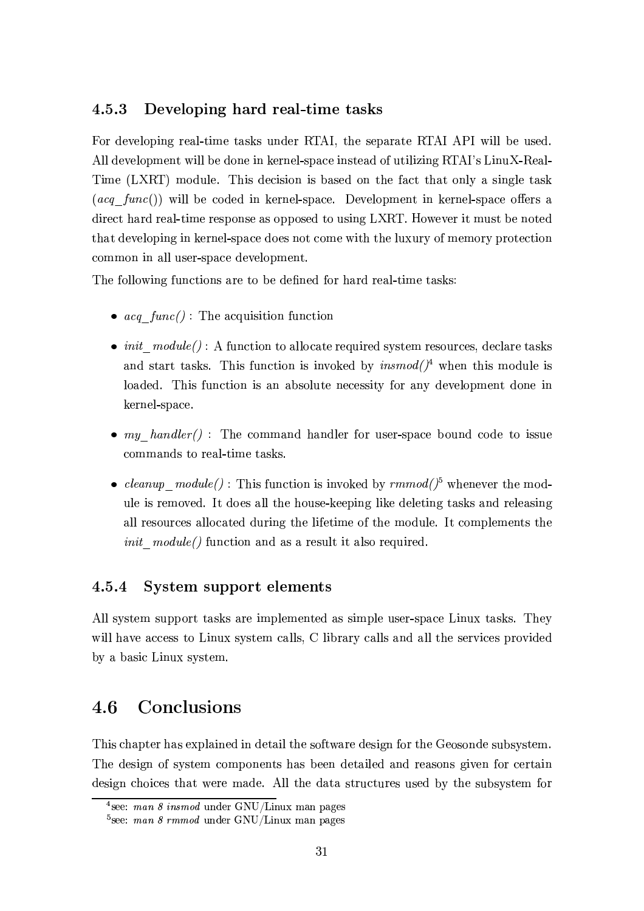### 4.5.3 Developing hard real-time tasks

For developing real-time tasks under RTAI, the separate RTAI API will be used. All development will be done in kernel-space instead of utilizing RTAI's LinuX-Real-Time (LXRT) module. This decision is based on the fact that only a single task (*acq_func*()) will be coded in kernel-space. Development in kernel-space offers a direct hard real-time response as opposed to using LXRT. However it must be noted that developing in kernel-space does not come with the luxury of memory protection common in all user-space development.

The following functions are to be defined for hard real-time tasks:

- *acq_func()* : The acquisition function
- *init_module()* : A function to allocate required system resources, declare tasks and start tasks. This function is invoked by *insmod()*[4] when this module is loaded. This function is an absolute necessity for any development done in kernel-space.
- *my_handler()* : The command handler for user-space bound code to issue commands to real-time tasks.
- *cleanup_module()* : This function is invoked by *rmmod()*[5] whenever the module is removed. It does all the house-keeping like deleting tasks and releasing all resources allocated during the lifetime of the module. It complements the *init_module()* function and as a result it also required.

### 4.5.4 System support elements

All system support tasks are implemented as simple user-space Linux tasks. They will have access to Linux system calls, C library calls and all the services provided by a basic Linux system.

## 4.6 Conclusions

This chapter has explained in detail the software design for the Geosonde subsystem. The design of system components has been detailed and reasons given for certain design choices that were made. All the data structures used by the subsystem for

[4] see: *man 8 insmod* under GNU/Linux man pages

[5] see: *man 8 rmmod* under GNU/Linux man pages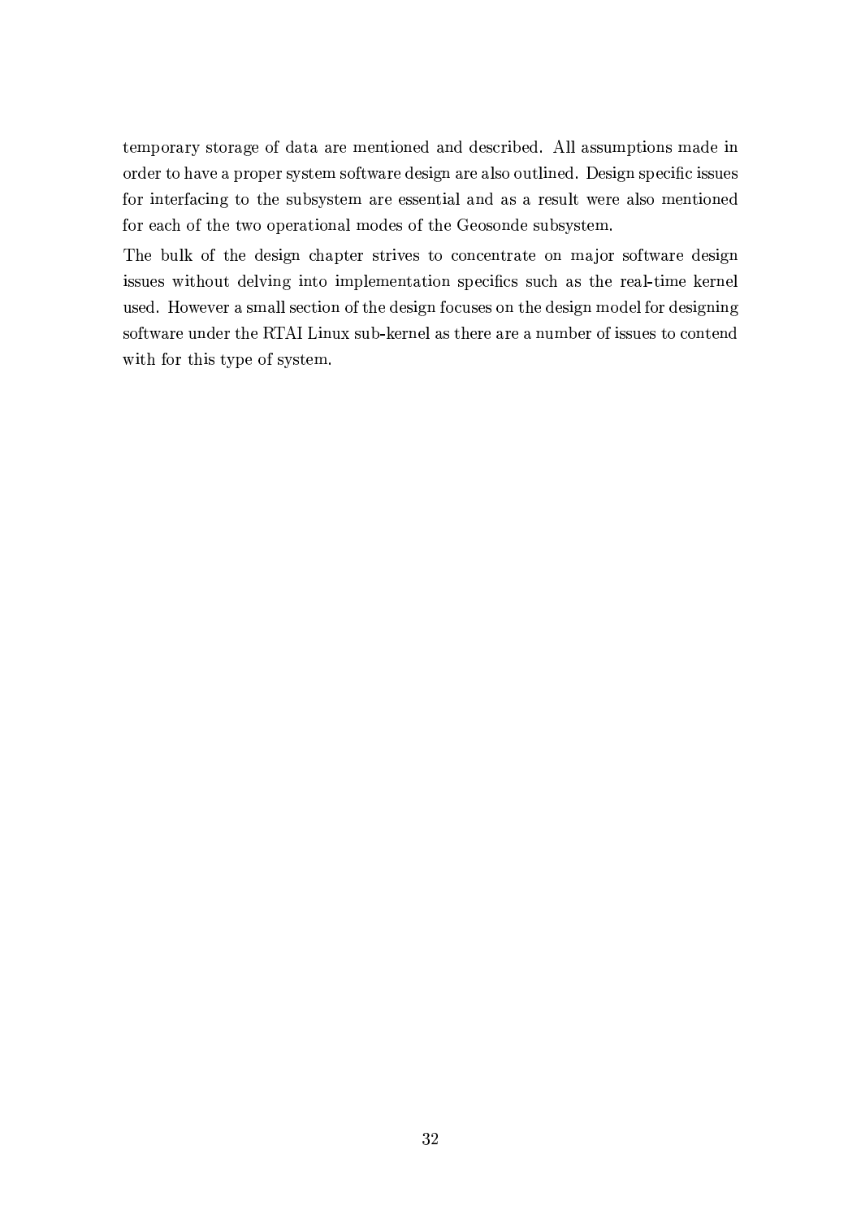temporary storage of data are mentioned and described. All assumptions made in order to have a proper system software design are also outlined. Design specific issues for interfacing to the subsystem are essential and as a result were also mentioned for each of the two operational modes of the Geosonde subsystem.

The bulk of the design chapter strives to concentrate on major software design issues without delving into implementation specifics such as the real-time kernel used. However a small section of the design focuses on the design model for designing software under the RTAI Linux sub-kernel as there are a number of issues to contend with for this type of system.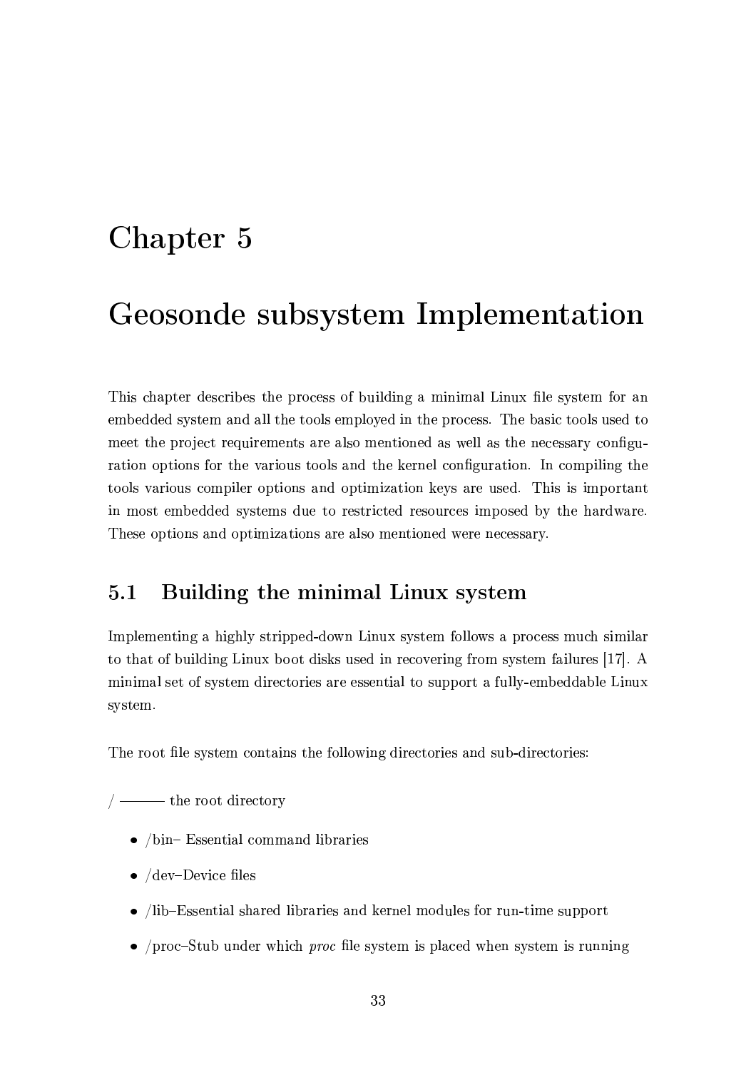# Chapter 5

# Geosonde subsystem Implementation

This chapter describes the process of building a minimal Linux file system for an embedded system and all the tools employed in the process. The basic tools used to meet the project requirements are also mentioned as well as the necessary configuration options for the various tools and the kernel configuration. In compiling the tools various compiler options and optimization keys are used. This is important in most embedded systems due to restricted resources imposed by the hardware. These options and optimizations are also mentioned were necessary.

## 5.1 Building the minimal Linux system

Implementing a highly stripped-down Linux system follows a process much similar to that of building Linux boot disks used in recovering from system failures [17]. A minimal set of system directories are essential to support a fully-embeddable Linux system.

The root file system contains the following directories and sub-directories:

/ ——— the root directory

- /bin– Essential command libraries
- /dev–Device files
- /lib–Essential shared libraries and kernel modules for run-time support
- /proc–Stub under which *proc* file system is placed when system is running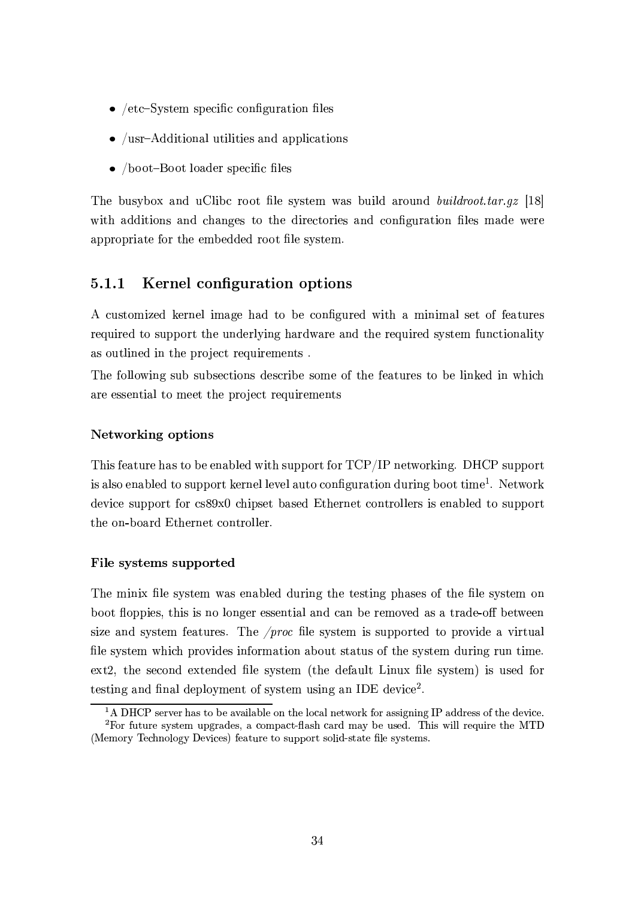- /etc–System specific configuration files
- /usr–Additional utilities and applications
- /boot–Boot loader specific files

The busybox and uClibc root file system was build around *buildroot.tar.gz* [18] with additions and changes to the directories and configuration files made were appropriate for the embedded root file system.

### 5.1.1 Kernel configuration options

A customized kernel image had to be configured with a minimal set of features required to support the underlying hardware and the required system functionality as outlined in the project requirements .

The following sub subsections describe some of the features to be linked in which are essential to meet the project requirements

#### Networking options

This feature has to be enabled with support for TCP/IP networking. DHCP support is also enabled to support kernel level auto configuration during boot time[1]. Network device support for cs89x0 chipset based Ethernet controllers is enabled to support the on-board Ethernet controller.

#### File systems supported

The minix file system was enabled during the testing phases of the file system on boot floppies, this is no longer essential and can be removed as a trade-off between size and system features. The */proc* file system is supported to provide a virtual file system which provides information about status of the system during run time. ext2, the second extended file system (the default Linux file system) is used for testing and final deployment of system using an IDE device[2].

[1] A DHCP server has to be available on the local network for assigning IP address of the device.

[2] For future system upgrades, a compact-flash card may be used. This will require the MTD (Memory Technology Devices) feature to support solid-state file systems.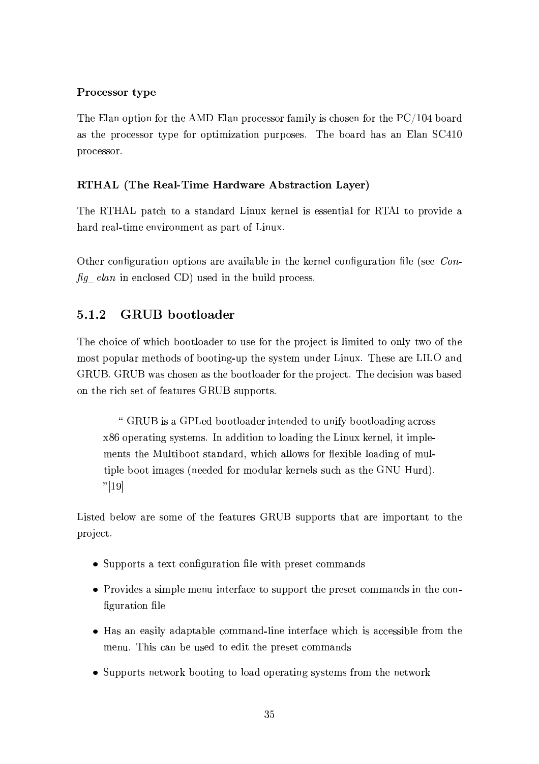#### Processor type

The Elan option for the AMD Elan processor family is chosen for the PC/104 board as the processor type for optimization purposes. The board has an Elan SC410 processor.

#### RTHAL (The Real-Time Hardware Abstraction Layer)

The RTHAL patch to a standard Linux kernel is essential for RTAI to provide a hard real-time environment as part of Linux.

Other configuration options are available in the kernel configuration file (see *Config_elan* in enclosed CD) used in the build process.

### 5.1.2 GRUB bootloader

The choice of which bootloader to use for the project is limited to only two of the most popular methods of booting-up the system under Linux. These are LILO and GRUB. GRUB was chosen as the bootloader for the project. The decision was based on the rich set of features GRUB supports.

> " GRUB is a GPLed bootloader intended to unify bootloading across x86 operating systems. In addition to loading the Linux kernel, it implements the Multiboot standard, which allows for flexible loading of multiple boot images (needed for modular kernels such as the GNU Hurd). "[19]

Listed below are some of the features GRUB supports that are important to the project.

- Supports a text configuration file with preset commands
- Provides a simple menu interface to support the preset commands in the configuration file
- Has an easily adaptable command-line interface which is accessible from the menu. This can be used to edit the preset commands
- Supports network booting to load operating systems from the network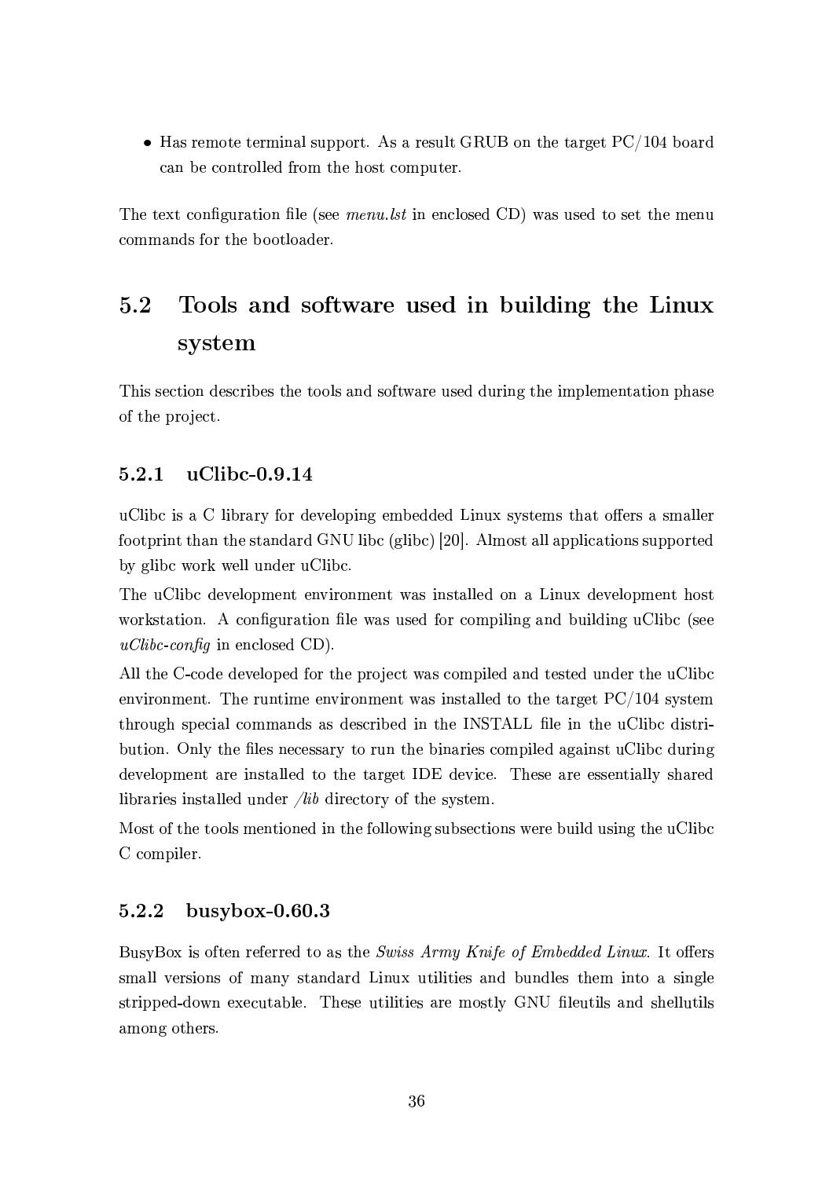- Has remote terminal support. As a result GRUB on the target PC/104 board can be controlled from the host computer.

The text configuration file (see *menu.lst* in enclosed CD) was used to set the menu commands for the bootloader.

## 5.2 Tools and software used in building the Linux system

This section describes the tools and software used during the implementation phase of the project.

### 5.2.1 uClibc-0.9.14

uClibc is a C library for developing embedded Linux systems that offers a smaller footprint than the standard GNU libc (glibc) [20]. Almost all applications supported by glibc work well under uClibc.

The uClibc development environment was installed on a Linux development host workstation. A configuration file was used for compiling and building uClibc (see *uClibc-config* in enclosed CD).

All the C-code developed for the project was compiled and tested under the uClibc environment. The runtime environment was installed to the target PC/104 system through special commands as described in the INSTALL file in the uClibc distribution. Only the files necessary to run the binaries compiled against uClibc during development are installed to the target IDE device. These are essentially shared libraries installed under */lib* directory of the system.

Most of the tools mentioned in the following subsections were build using the uClibc C compiler.

### 5.2.2 busybox-0.60.3

BusyBox is often referred to as the *Swiss Army Knife of Embedded Linux*. It offers small versions of many standard Linux utilities and bundles them into a single stripped-down executable. These utilities are mostly GNU fileutils and shellutils among others.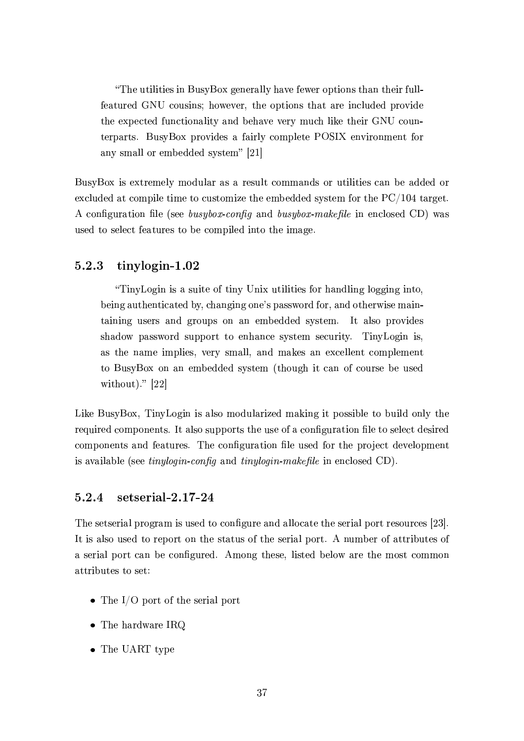> "The utilities in BusyBox generally have fewer options than their full-featured GNU cousins; however, the options that are included provide the expected functionality and behave very much like their GNU counterparts. BusyBox provides a fairly complete POSIX environment for any small or embedded system" [21]

BusyBox is extremely modular as a result commands or utilities can be added or excluded at compile time to customize the embedded system for the PC/104 target. A configuration file (see *busybox-config* and *busybox-makefile* in enclosed CD) was used to select features to be compiled into the image.

### 5.2.3 tinylogin-1.02

> "TinyLogin is a suite of tiny Unix utilities for handling logging into, being authenticated by, changing one's password for, and otherwise maintaining users and groups on an embedded system. It also provides shadow password support to enhance system security. TinyLogin is, as the name implies, very small, and makes an excellent complement to BusyBox on an embedded system (though it can of course be used without)." [22]

Like BusyBox, TinyLogin is also modularized making it possible to build only the required components. It also supports the use of a configuration file to select desired components and features. The configuration file used for the project development is available (see *tinylogin-config* and *tinylogin-makefile* in enclosed CD).

### 5.2.4 setserial-2.17-24

The setserial program is used to configure and allocate the serial port resources [23]. It is also used to report on the status of the serial port. A number of attributes of a serial port can be configured. Among these, listed below are the most common attributes to set:

- The I/O port of the serial port
- The hardware IRQ
- The UART type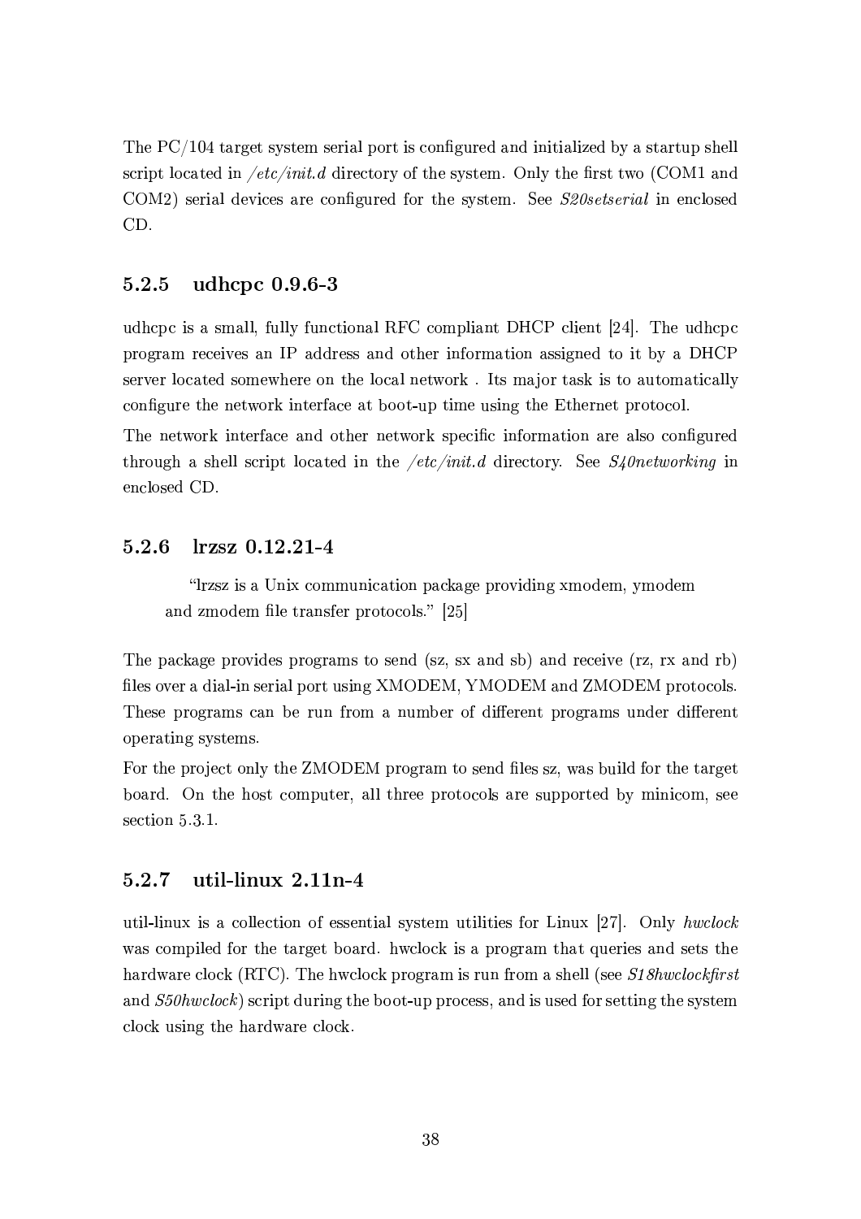The PC/104 target system serial port is configured and initialized by a startup shell script located in */etc/init.d* directory of the system. Only the first two (COM1 and COM2) serial devices are configured for the system. See *S20setserial* in enclosed CD.

### 5.2.5 udhcpc 0.9.6-3

udhcpc is a small, fully functional RFC compliant DHCP client [24]. The udhcpc program receives an IP address and other information assigned to it by a DHCP server located somewhere on the local network . Its major task is to automatically configure the network interface at boot-up time using the Ethernet protocol.

The network interface and other network specific information are also configured through a shell script located in the */etc/init.d* directory. See *S40networking* in enclosed CD.

### 5.2.6 lrzsz 0.12.21-4

> "lrzsz is a Unix communication package providing xmodem, ymodem and zmodem file transfer protocols." [25]

The package provides programs to send (sz, sx and sb) and receive (rz, rx and rb) files over a dial-in serial port using XMODEM, YMODEM and ZMODEM protocols. These programs can be run from a number of different programs under different operating systems.

For the project only the ZMODEM program to send files sz, was build for the target board. On the host computer, all three protocols are supported by minicom, see section 5.3.1.

### 5.2.7 util-linux 2.11n-4

util-linux is a collection of essential system utilities for Linux [27]. Only *hwclock* was compiled for the target board. hwclock is a program that queries and sets the hardware clock (RTC). The hwclock program is run from a shell (see *S18hwclockfirst* and *S50hwclock*) script during the boot-up process, and is used for setting the system clock using the hardware clock.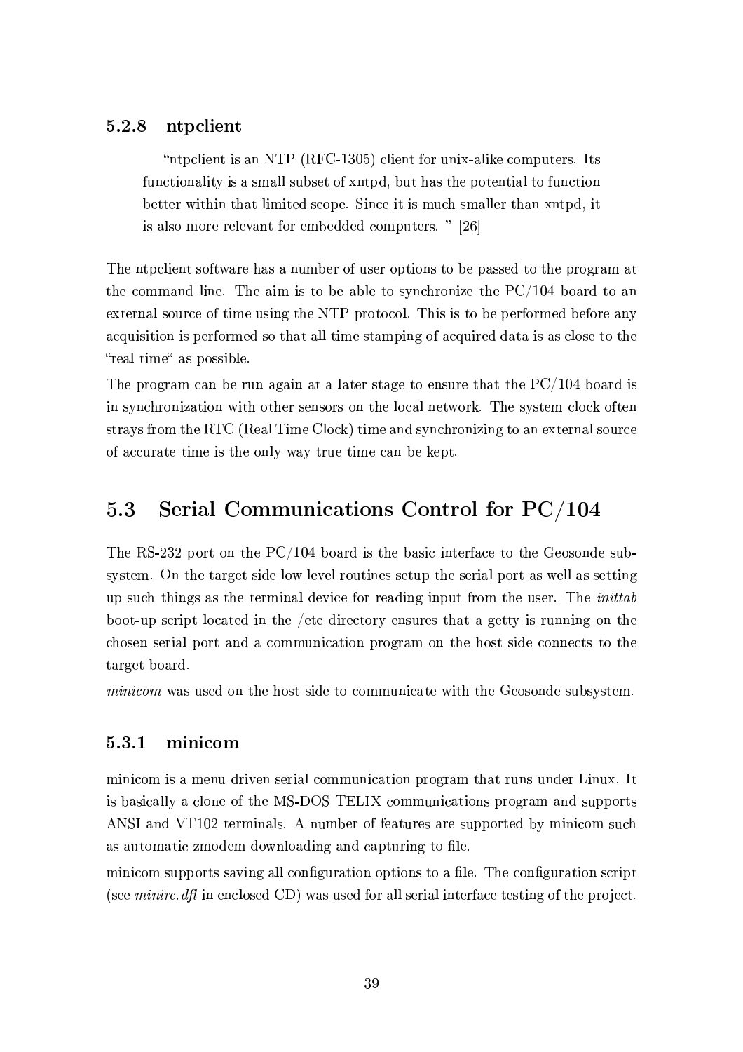### 5.2.8 ntpclient

> "ntpclient is an NTP (RFC-1305) client for unix-alike computers. Its functionality is a small subset of xntpd, but has the potential to function better within that limited scope. Since it is much smaller than xntpd, it is also more relevant for embedded computers. " [26]

The ntpclient software has a number of user options to be passed to the program at the command line. The aim is to be able to synchronize the PC/104 board to an external source of time using the NTP protocol. This is to be performed before any acquisition is performed so that all time stamping of acquired data is as close to the "real time" as possible.

The program can be run again at a later stage to ensure that the PC/104 board is in synchronization with other sensors on the local network. The system clock often strays from the RTC (Real Time Clock) time and synchronizing to an external source of accurate time is the only way true time can be kept.

## 5.3 Serial Communications Control for PC/104

The RS-232 port on the PC/104 board is the basic interface to the Geosonde subsystem. On the target side low level routines setup the serial port as well as setting up such things as the terminal device for reading input from the user. The *inittab* boot-up script located in the /etc directory ensures that a getty is running on the chosen serial port and a communication program on the host side connects to the target board.

*minicom* was used on the host side to communicate with the Geosonde subsystem.

### 5.3.1 minicom

minicom is a menu driven serial communication program that runs under Linux. It is basically a clone of the MS-DOS TELIX communications program and supports ANSI and VT102 terminals. A number of features are supported by minicom such as automatic zmodem downloading and capturing to file.

minicom supports saving all configuration options to a file. The configuration script (see *minirc.dfl* in enclosed CD) was used for all serial interface testing of the project.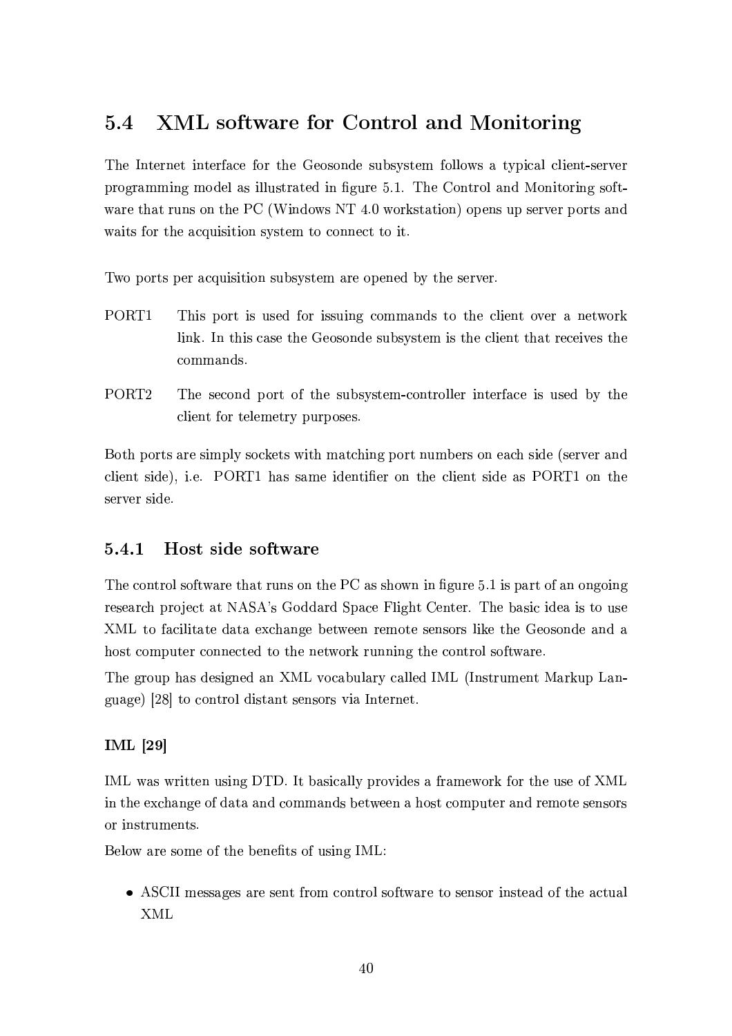## 5.4 XML software for Control and Monitoring

The Internet interface for the Geosonde subsystem follows a typical client-server programming model as illustrated in figure 5.1. The Control and Monitoring software that runs on the PC (Windows NT 4.0 workstation) opens up server ports and waits for the acquisition system to connect to it.

Two ports per acquisition subsystem are opened by the server.

PORT1 This port is used for issuing commands to the client over a network link. In this case the Geosonde subsystem is the client that receives the commands.

PORT2 The second port of the subsystem-controller interface is used by the client for telemetry purposes.

Both ports are simply sockets with matching port numbers on each side (server and client side), i.e. PORT1 has same identifier on the client side as PORT1 on the server side.

### 5.4.1 Host side software

The control software that runs on the PC as shown in figure 5.1 is part of an ongoing research project at NASA's Goddard Space Flight Center. The basic idea is to use XML to facilitate data exchange between remote sensors like the Geosonde and a host computer connected to the network running the control software.

The group has designed an XML vocabulary called IML (Instrument Markup Language) [28] to control distant sensors via Internet.

#### IML [29]

IML was written using DTD. It basically provides a framework for the use of XML in the exchange of data and commands between a host computer and remote sensors or instruments.

Below are some of the benefits of using IML:

- ASCII messages are sent from control software to sensor instead of the actual XML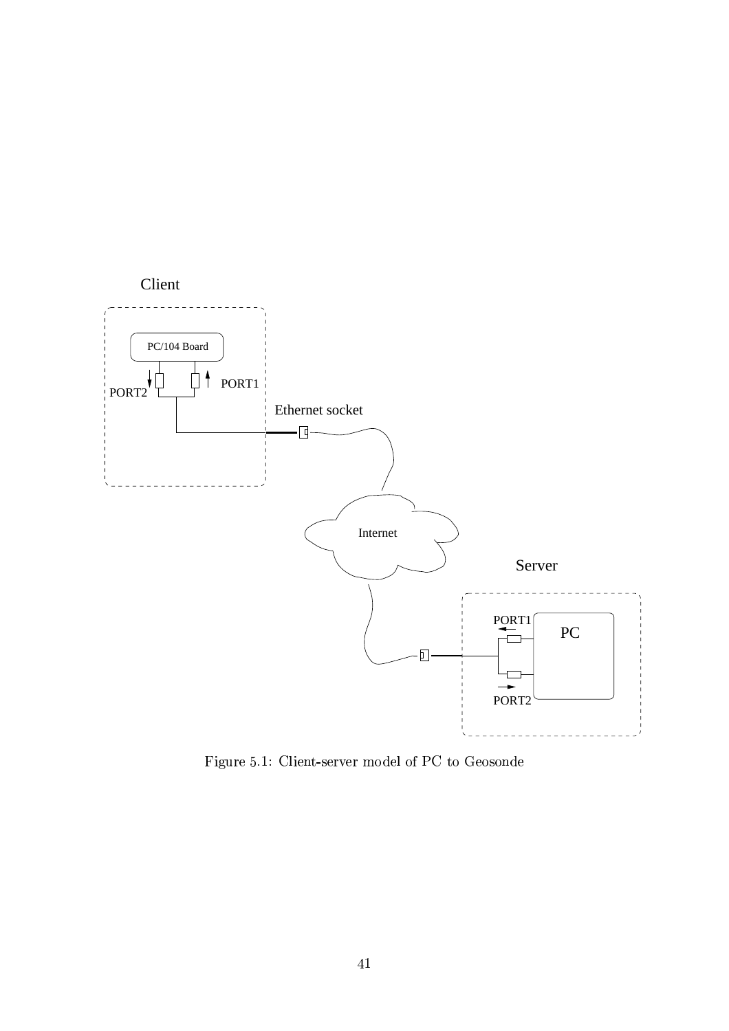Figure 5.1: Client-server model of PC to Geosonde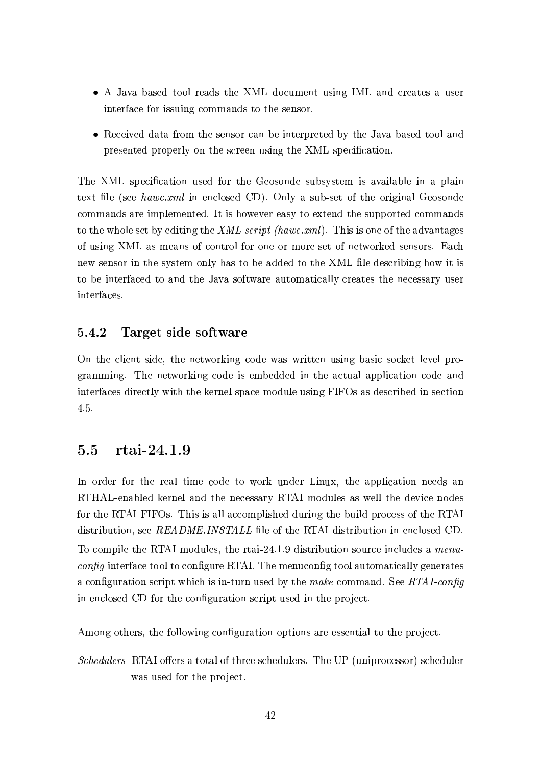- A Java based tool reads the XML document using IML and creates a user interface for issuing commands to the sensor.
- Received data from the sensor can be interpreted by the Java based tool and presented properly on the screen using the XML specification.

The XML specification used for the Geosonde subsystem is available in a plain text file (see *hawc.xml* in enclosed CD). Only a sub-set of the original Geosonde commands are implemented. It is however easy to extend the supported commands to the whole set by editing the *XML script (hawc.xml)*. This is one of the advantages of using XML as means of control for one or more set of networked sensors. Each new sensor in the system only has to be added to the XML file describing how it is to be interfaced to and the Java software automatically creates the necessary user interfaces.

### 5.4.2 Target side software

On the client side, the networking code was written using basic socket level programming. The networking code is embedded in the actual application code and interfaces directly with the kernel space module using FIFOs as described in section 4.5.

## 5.5 rtai-24.1.9

In order for the real time code to work under Linux, the application needs an RTHAL-enabled kernel and the necessary RTAI modules as well the device nodes for the RTAI FIFOs. This is all accomplished during the build process of the RTAI distribution, see *README.INSTALL* file of the RTAI distribution in enclosed CD. To compile the RTAI modules, the rtai-24.1.9 distribution source includes a *menuconfig* interface tool to configure RTAI. The menuconfig tool automatically generates a configuration script which is in-turn used by the *make* command. See *RTAI-config* in enclosed CD for the configuration script used in the project.

Among others, the following configuration options are essential to the project.

*Schedulers* RTAI offers a total of three schedulers. The UP (uniprocessor) scheduler was used for the project.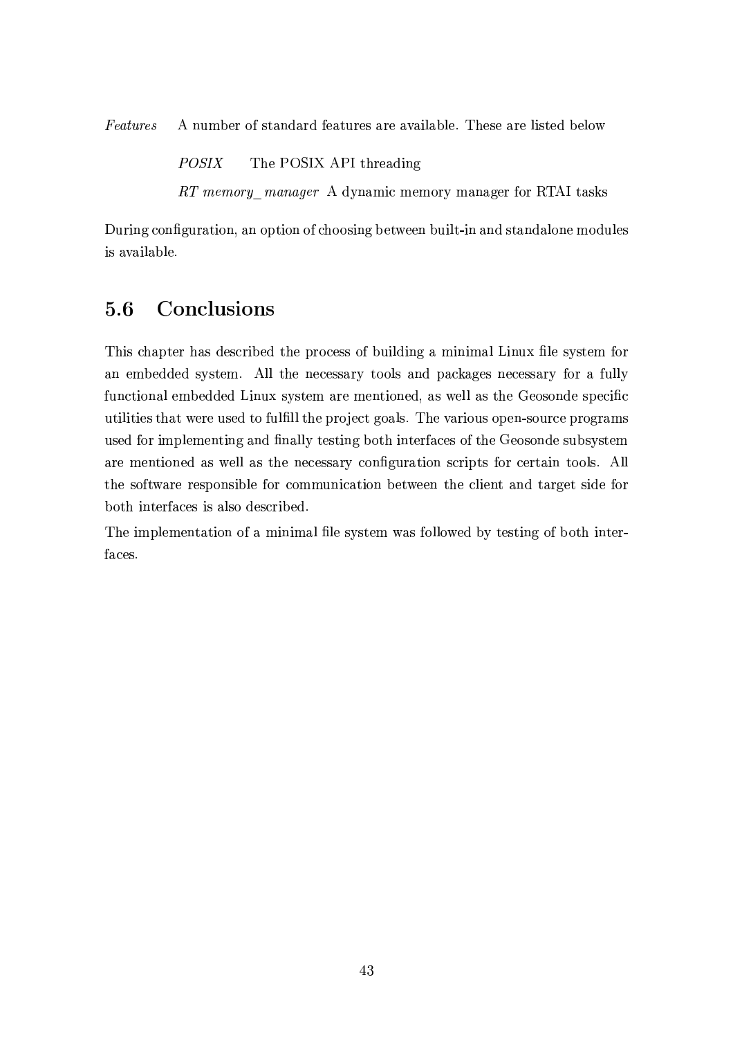*Features* A number of standard features are available. These are listed below

*POSIX* The POSIX API threading

*RT memory_manager* A dynamic memory manager for RTAI tasks

During configuration, an option of choosing between built-in and standalone modules is available.

## 5.6 Conclusions

This chapter has described the process of building a minimal Linux file system for an embedded system. All the necessary tools and packages necessary for a fully functional embedded Linux system are mentioned, as well as the Geosonde specific utilities that were used to fulfill the project goals. The various open-source programs used for implementing and finally testing both interfaces of the Geosonde subsystem are mentioned as well as the necessary configuration scripts for certain tools. All the software responsible for communication between the client and target side for both interfaces is also described.

The implementation of a minimal file system was followed by testing of both interfaces.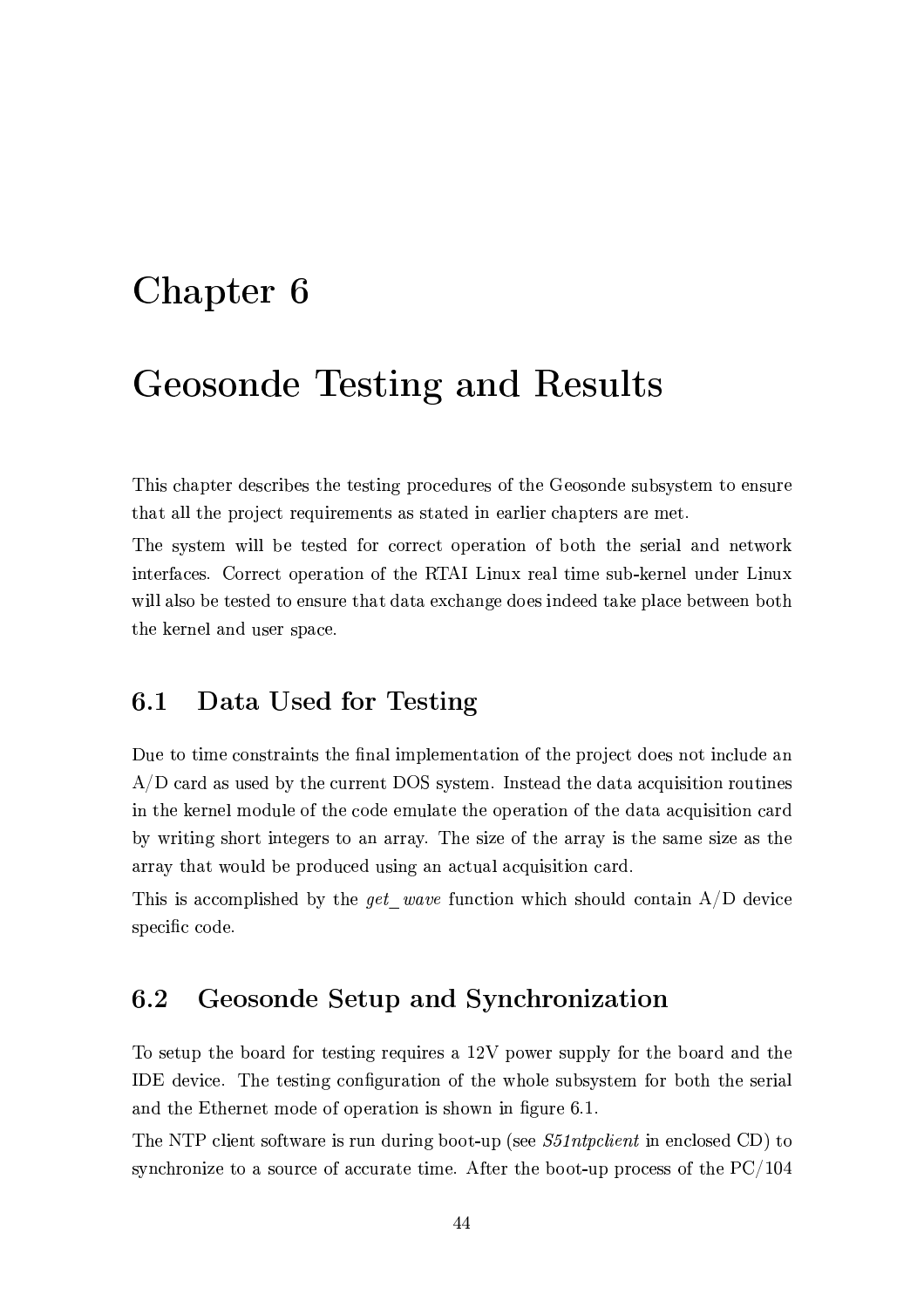# Chapter 6

# Geosonde Testing and Results

This chapter describes the testing procedures of the Geosonde subsystem to ensure that all the project requirements as stated in earlier chapters are met.

The system will be tested for correct operation of both the serial and network interfaces. Correct operation of the RTAI Linux real time sub-kernel under Linux will also be tested to ensure that data exchange does indeed take place between both the kernel and user space.

## 6.1 Data Used for Testing

Due to time constraints the final implementation of the project does not include an A/D card as used by the current DOS system. Instead the data acquisition routines in the kernel module of the code emulate the operation of the data acquisition card by writing short integers to an array. The size of the array is the same size as the array that would be produced using an actual acquisition card.

This is accomplished by the *get_wave* function which should contain A/D device specific code.

## 6.2 Geosonde Setup and Synchronization

To setup the board for testing requires a 12V power supply for the board and the IDE device. The testing configuration of the whole subsystem for both the serial and the Ethernet mode of operation is shown in figure 6.1.

The NTP client software is run during boot-up (see *S51ntpclient* in enclosed CD) to synchronize to a source of accurate time. After the boot-up process of the PC/104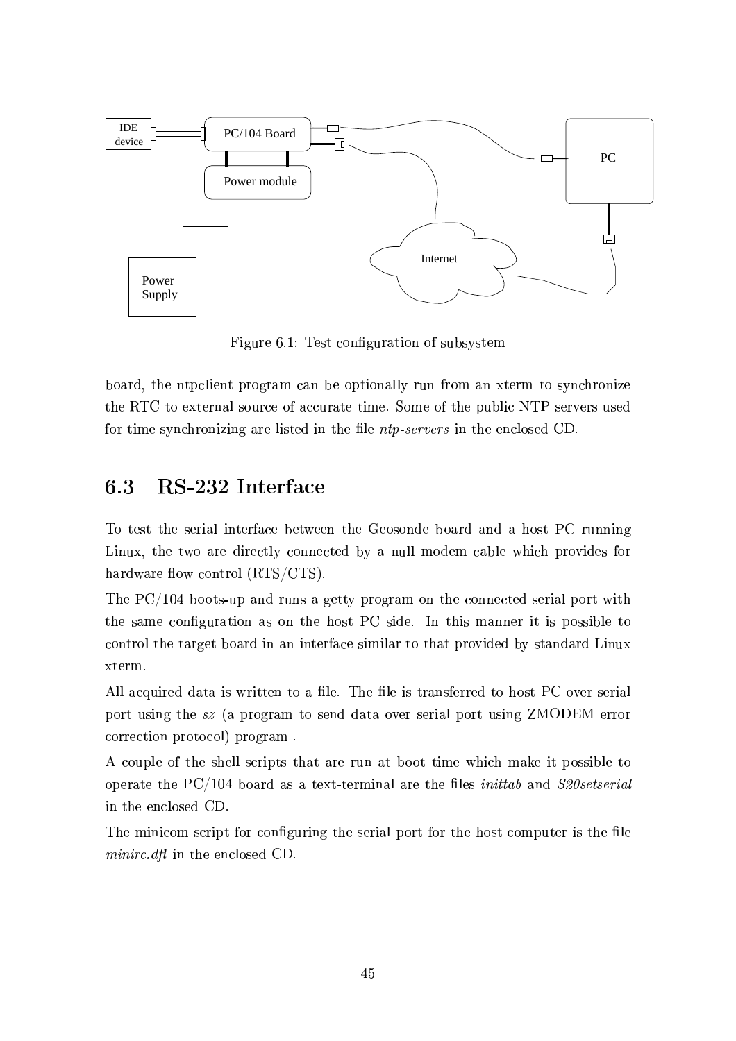Figure 6.1: Test configuration of subsystem

board, the ntpclient program can be optionally run from an xterm to synchronize the RTC to external source of accurate time. Some of the public NTP servers used for time synchronizing are listed in the file *ntp-servers* in the enclosed CD.

## 6.3 RS-232 Interface

To test the serial interface between the Geosonde board and a host PC running Linux, the two are directly connected by a null modem cable which provides for hardware flow control (RTS/CTS).

The PC/104 boots-up and runs a getty program on the connected serial port with the same configuration as on the host PC side. In this manner it is possible to control the target board in an interface similar to that provided by standard Linux xterm.

All acquired data is written to a file. The file is transferred to host PC over serial port using the *sz* (a program to send data over serial port using ZMODEM error correction protocol) program .

A couple of the shell scripts that are run at boot time which make it possible to operate the PC/104 board as a text-terminal are the files *inittab* and *S20setserial* in the enclosed CD.

The minicom script for configuring the serial port for the host computer is the file *minirc.dfl* in the enclosed CD.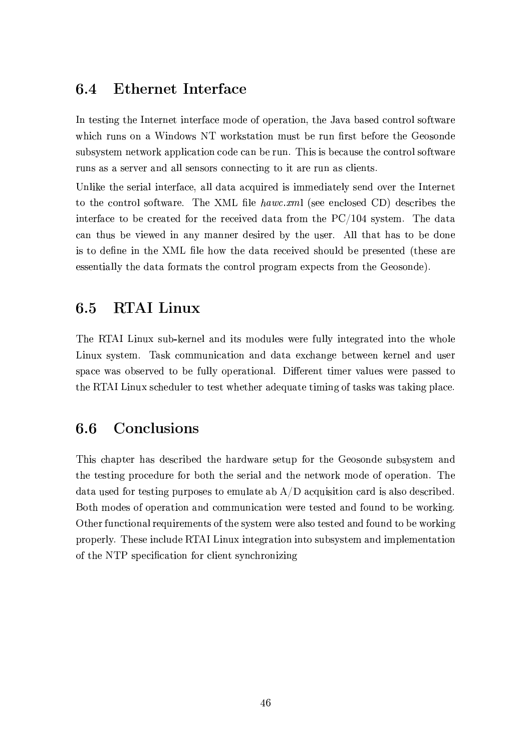## 6.4 Ethernet Interface

In testing the Internet interface mode of operation, the Java based control software which runs on a Windows NT workstation must be run first before the Geosonde subsystem network application code can be run. This is because the control software runs as a server and all sensors connecting to it are run as clients.

Unlike the serial interface, all data acquired is immediately send over the Internet to the control software. The XML file *hawc.xml* (see enclosed CD) describes the interface to be created for the received data from the PC/104 system. The data can thus be viewed in any manner desired by the user. All that has to be done is to define in the XML file how the data received should be presented (these are essentially the data formats the control program expects from the Geosonde).

## 6.5 RTAI Linux

The RTAI Linux sub-kernel and its modules were fully integrated into the whole Linux system. Task communication and data exchange between kernel and user space was observed to be fully operational. Different timer values were passed to the RTAI Linux scheduler to test whether adequate timing of tasks was taking place.

## 6.6 Conclusions

This chapter has described the hardware setup for the Geosonde subsystem and the testing procedure for both the serial and the network mode of operation. The data used for testing purposes to emulate ab A/D acquisition card is also described. Both modes of operation and communication were tested and found to be working. Other functional requirements of the system were also tested and found to be working properly. These include RTAI Linux integration into subsystem and implementation of the NTP specification for client synchronizing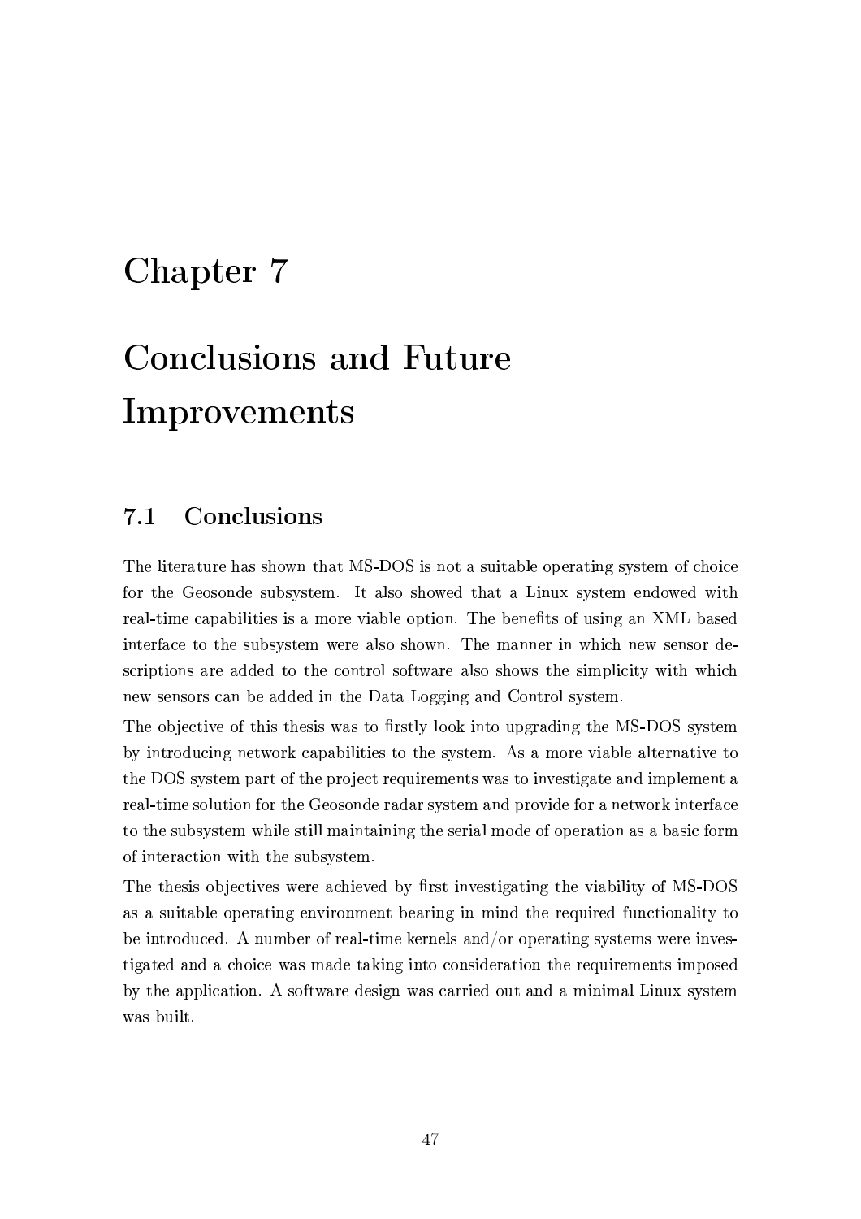# Chapter 7

# Conclusions and Future Improvements

## 7.1 Conclusions

The literature has shown that MS-DOS is not a suitable operating system of choice for the Geosonde subsystem. It also showed that a Linux system endowed with real-time capabilities is a more viable option. The benefits of using an XML based interface to the subsystem were also shown. The manner in which new sensor descriptions are added to the control software also shows the simplicity with which new sensors can be added in the Data Logging and Control system.

The objective of this thesis was to firstly look into upgrading the MS-DOS system by introducing network capabilities to the system. As a more viable alternative to the DOS system part of the project requirements was to investigate and implement a real-time solution for the Geosonde radar system and provide for a network interface to the subsystem while still maintaining the serial mode of operation as a basic form of interaction with the subsystem.

The thesis objectives were achieved by first investigating the viability of MS-DOS as a suitable operating environment bearing in mind the required functionality to be introduced. A number of real-time kernels and/or operating systems were investigated and a choice was made taking into consideration the requirements imposed by the application. A software design was carried out and a minimal Linux system was built.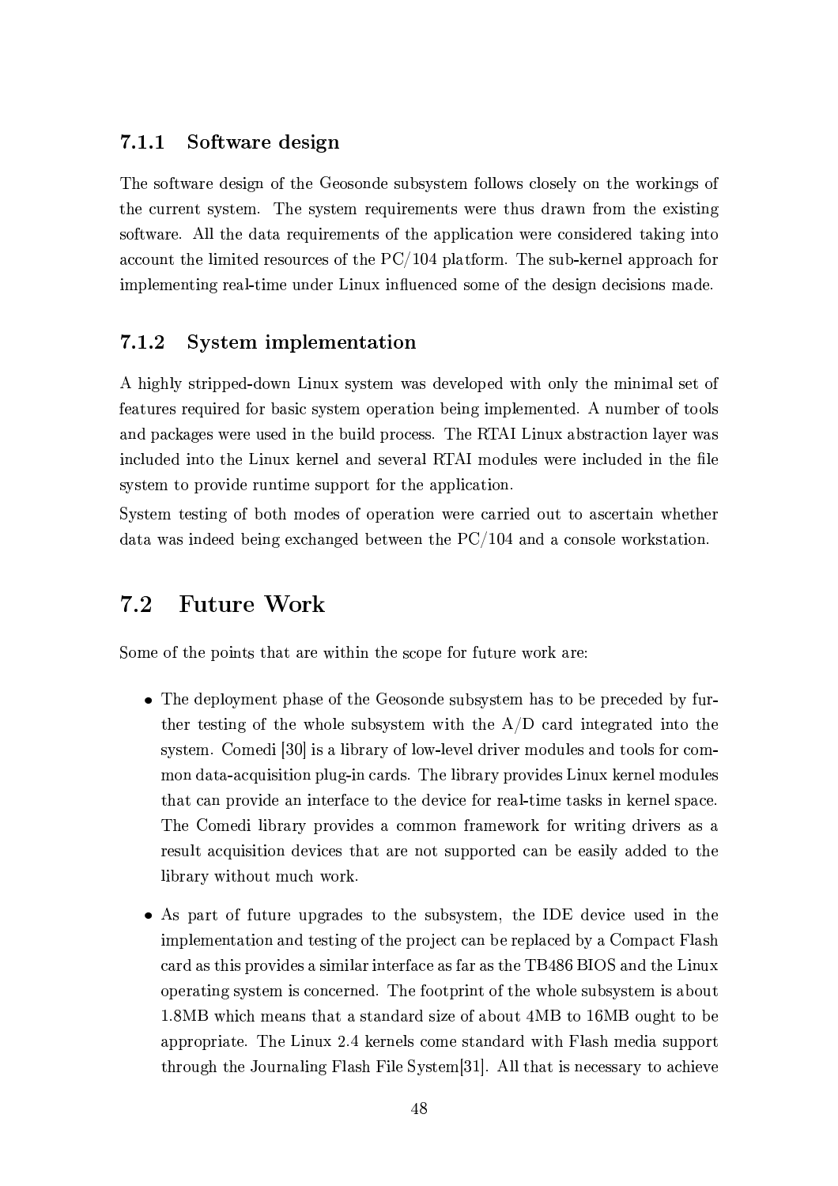### 7.1.1 Software design

The software design of the Geosonde subsystem follows closely on the workings of the current system. The system requirements were thus drawn from the existing software. All the data requirements of the application were considered taking into account the limited resources of the PC/104 platform. The sub-kernel approach for implementing real-time under Linux influenced some of the design decisions made.

### 7.1.2 System implementation

A highly stripped-down Linux system was developed with only the minimal set of features required for basic system operation being implemented. A number of tools and packages were used in the build process. The RTAI Linux abstraction layer was included into the Linux kernel and several RTAI modules were included in the file system to provide runtime support for the application.

System testing of both modes of operation were carried out to ascertain whether data was indeed being exchanged between the PC/104 and a console workstation.

## 7.2 Future Work

Some of the points that are within the scope for future work are:

- The deployment phase of the Geosonde subsystem has to be preceded by further testing of the whole subsystem with the A/D card integrated into the system. Comedi [30] is a library of low-level driver modules and tools for common data-acquisition plug-in cards. The library provides Linux kernel modules that can provide an interface to the device for real-time tasks in kernel space. The Comedi library provides a common framework for writing drivers as a result acquisition devices that are not supported can be easily added to the library without much work.

- As part of future upgrades to the subsystem, the IDE device used in the implementation and testing of the project can be replaced by a Compact Flash card as this provides a similar interface as far as the TB486 BIOS and the Linux operating system is concerned. The footprint of the whole subsystem is about 1.8MB which means that a standard size of about 4MB to 16MB ought to be appropriate. The Linux 2.4 kernels come standard with Flash media support through the Journaling Flash File System[31]. All that is necessary to achieve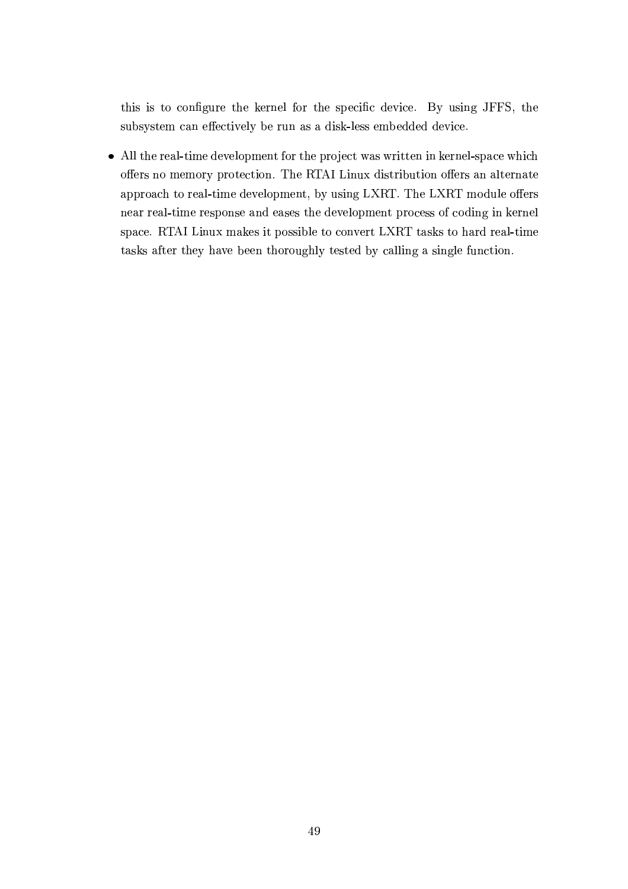this is to configure the kernel for the specific device. By using JFFS, the subsystem can effectively be run as a disk-less embedded device.

- All the real-time development for the project was written in kernel-space which offers no memory protection. The RTAI Linux distribution offers an alternate approach to real-time development, by using LXRT. The LXRT module offers near real-time response and eases the development process of coding in kernel space. RTAI Linux makes it possible to convert LXRT tasks to hard real-time tasks after they have been thoroughly tested by calling a single function.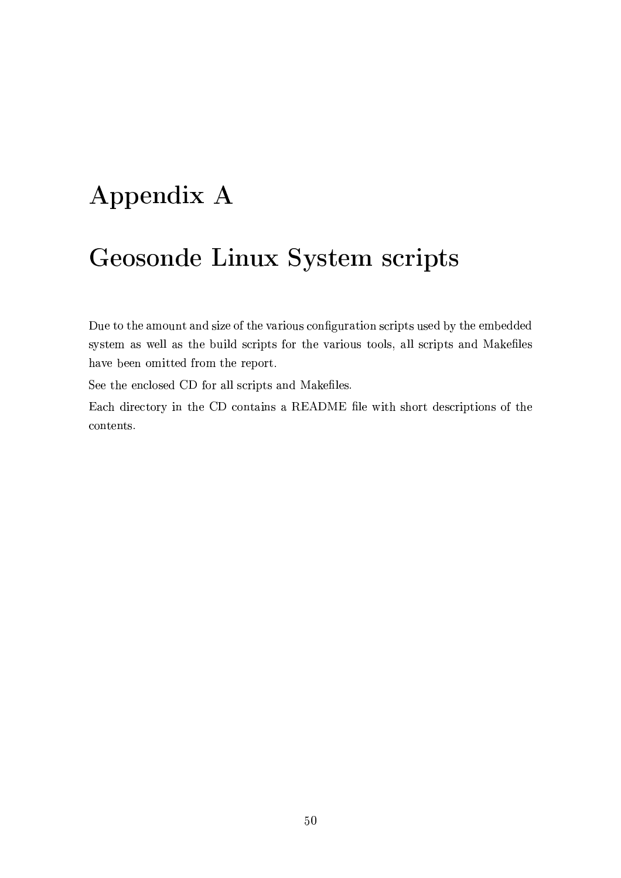# Appendix A

# Geosonde Linux System scripts

Due to the amount and size of the various configuration scripts used by the embedded system as well as the build scripts for the various tools, all scripts and Makefiles have been omitted from the report.

See the enclosed CD for all scripts and Makefiles.

Each directory in the CD contains a README file with short descriptions of the contents.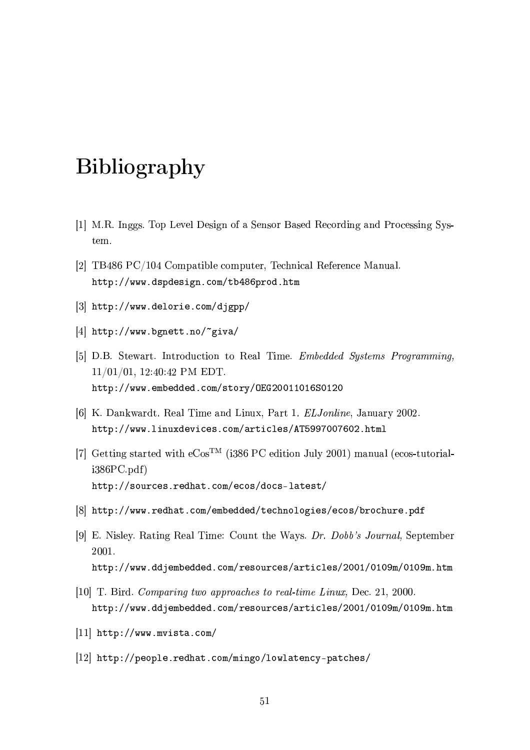# Bibliography

[1] M.R. Inggs. Top Level Design of a Sensor Based Recording and Processing System.

[2] TB486 PC/104 Compatible computer, Technical Reference Manual.
http://www.dspdesign.com/tb486prod.htm

[3] http://www.delorie.com/djgpp/

[4] http://www.bgnett.no/~giva/

[5] D.B. Stewart. Introduction to Real Time. *Embedded Systems Programming,* 11/01/01, 12:40:42 PM EDT.
http://www.embedded.com/story/OEG20011016S0120

[6] K. Dankwardt. Real Time and Linux, Part 1. *ELJonline*, January 2002.
http://www.linuxdevices.com/articles/AT5997007602.html

[7] Getting started with eCos™ (i386 PC edition July 2001) manual (ecos-tutorial-i386PC.pdf)
http://sources.redhat.com/ecos/docs-latest/

[8] http://www.redhat.com/embedded/technologies/ecos/brochure.pdf

[9] E. Nisley. Rating Real Time: Count the Ways. *Dr. Dobb's Journal,* September 2001.
http://www.ddjembedded.com/resources/articles/2001/0109m/0109m.htm

[10] T. Bird. *Comparing two approaches to real-time Linux,* Dec. 21, 2000.
http://www.ddjembedded.com/resources/articles/2001/0109m/0109m.htm

[11] http://www.mvista.com/

[12] http://people.redhat.com/mingo/lowlatency-patches/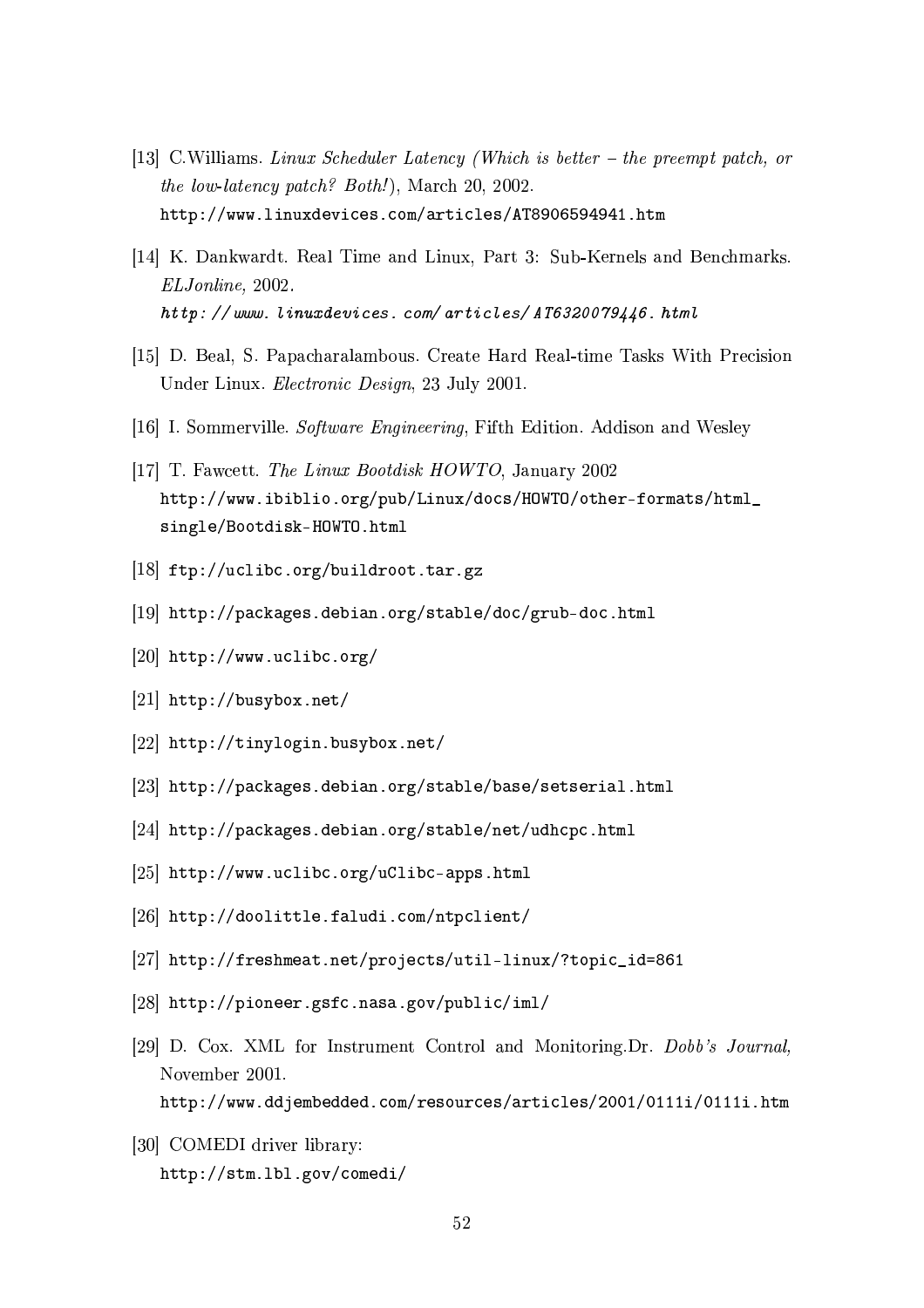[13] C.Williams. *Linux Scheduler Latency (Which is better – the preempt patch, or the low-latency patch? Both!)*, March 20, 2002.
http://www.linuxdevices.com/articles/AT8906594941.htm

[14] K. Dankwardt. Real Time and Linux, Part 3: Sub-Kernels and Benchmarks. *ELJonline*, 2002.
*http://www.linuxdevices.com/articles/AT6320079446.html*

[15] D. Beal, S. Papacharalambous. Create Hard Real-time Tasks With Precision Under Linux. *Electronic Design*, 23 July 2001.

[16] I. Sommerville. *Software Engineering*, Fifth Edition. Addison and Wesley

[17] T. Fawcett. *The Linux Bootdisk HOWTO*, January 2002
http://www.ibiblio.org/pub/Linux/docs/HOWTO/other-formats/html_single/Bootdisk-HOWTO.html

[18] ftp://uclibc.org/buildroot.tar.gz

[19] http://packages.debian.org/stable/doc/grub-doc.html

[20] http://www.uclibc.org/

[21] http://busybox.net/

[22] http://tinylogin.busybox.net/

[23] http://packages.debian.org/stable/base/setserial.html

[24] http://packages.debian.org/stable/net/udhcpc.html

[25] http://www.uclibc.org/uClibc-apps.html

[26] http://doolittle.faludi.com/ntpclient/

[27] http://freshmeat.net/projects/util-linux/?topic_id=861

[28] http://pioneer.gsfc.nasa.gov/public/iml/

[29] D. Cox. XML for Instrument Control and Monitoring.Dr. *Dobb's Journal,* November 2001.
http://www.ddjembedded.com/resources/articles/2001/0111i/0111i.htm

[30] COMEDI driver library:
http://stm.lbl.gov/comedi/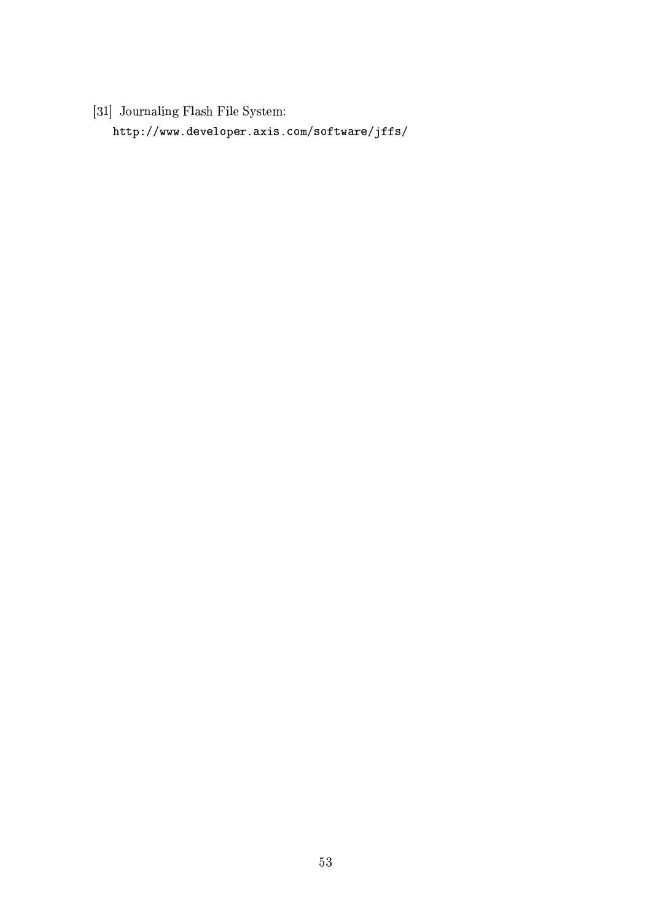[31] Journaling Flash File System:
`http://www.developer.axis.com/software/jffs/`